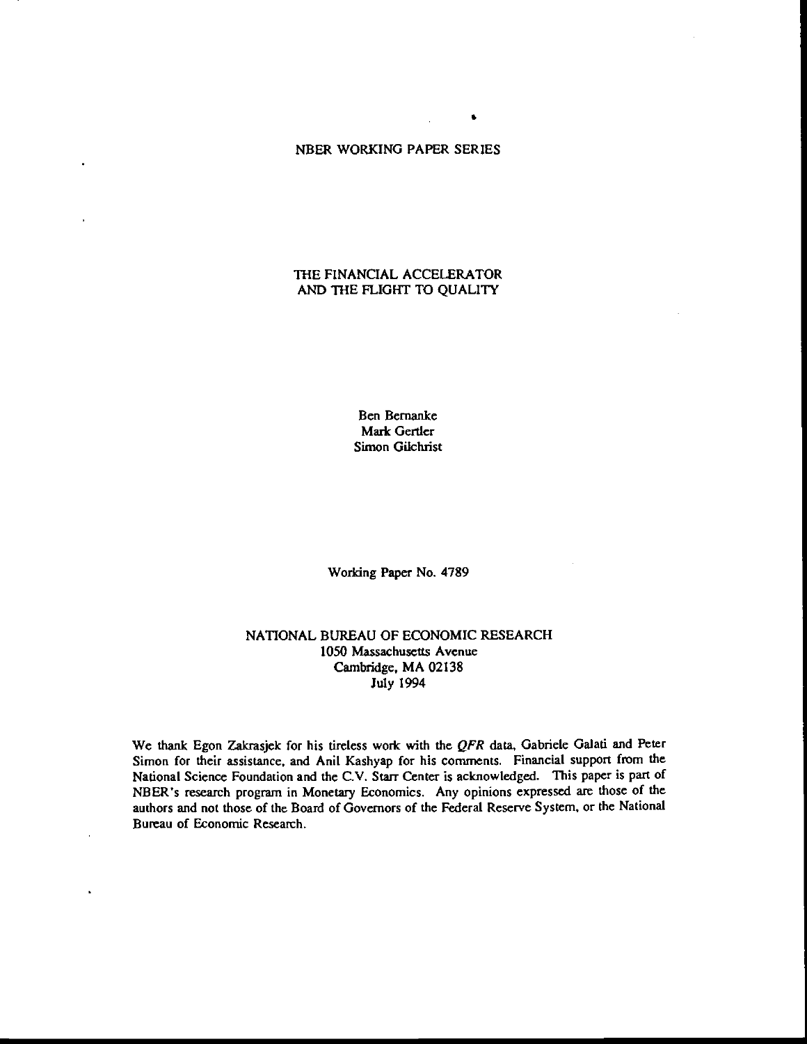NBER WORKING PAPER SERIES

# THE FINANCIAL ACCELERATOR AND THE FLIGHT TO QUALITY

Ben Bernanke
Mark Gertler
Simon Gilchrist

Working Paper No. 4789

NATIONAL BUREAU OF ECONOMIC RESEARCH
1050 Massachusetts Avenue
Cambridge, MA 02138
July 1994

We thank Egon Zakrasjek for his tireless work with the *QFR* data, Gabriele Galati and Peter Simon for their assistance, and Anil Kashyap for his comments. Financial support from the National Science Foundation and the C.V. Starr Center is acknowledged. This paper is part of NBER's research program in Monetary Economics. Any opinions expressed are those of the authors and not those of the Board of Governors of the Federal Reserve System, or the National Bureau of Economic Research.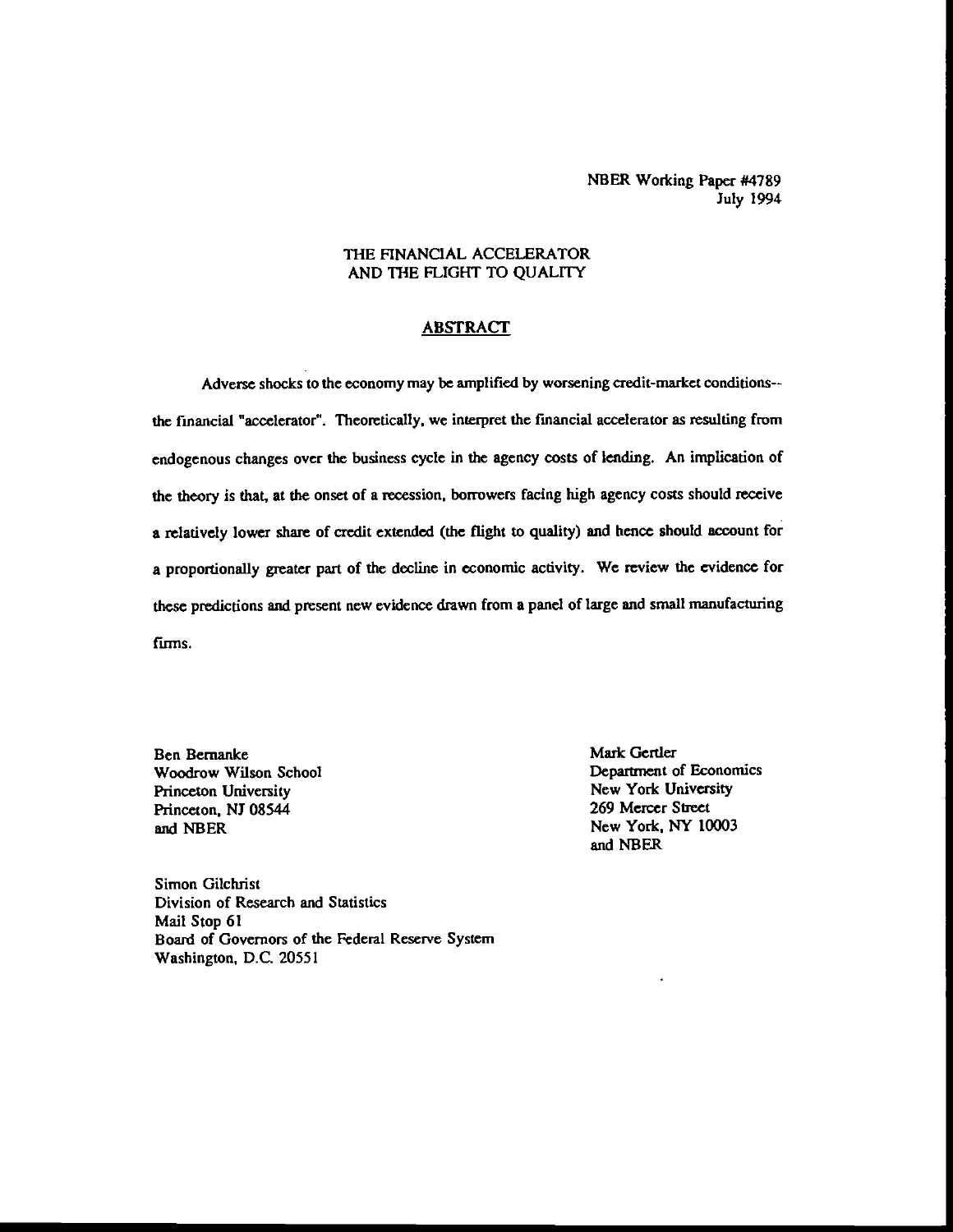NBER Working Paper #4789
July 1994

# THE FINANCIAL ACCELERATOR AND THE FLIGHT TO QUALITY

## ABSTRACT

Adverse shocks to the economy may be amplified by worsening credit-market conditions-- the financial "accelerator". Theoretically, we interpret the financial accelerator as resulting from endogenous changes over the business cycle in the agency costs of lending. An implication of the theory is that, at the onset of a recession, borrowers facing high agency costs should receive a relatively lower share of credit extended (the flight to quality) and hence should account for a proportionally greater part of the decline in economic activity. We review the evidence for these predictions and present new evidence drawn from a panel of large and small manufacturing firms.

Ben Bernanke
Woodrow Wilson School
Princeton University
Princeton, NJ 08544
and NBER

Mark Gertler
Department of Economics
New York University
269 Mercer Street
New York, NY 10003
and NBER

Simon Gilchrist
Division of Research and Statistics
Mail Stop 61
Board of Governors of the Federal Reserve System
Washington, D.C. 20551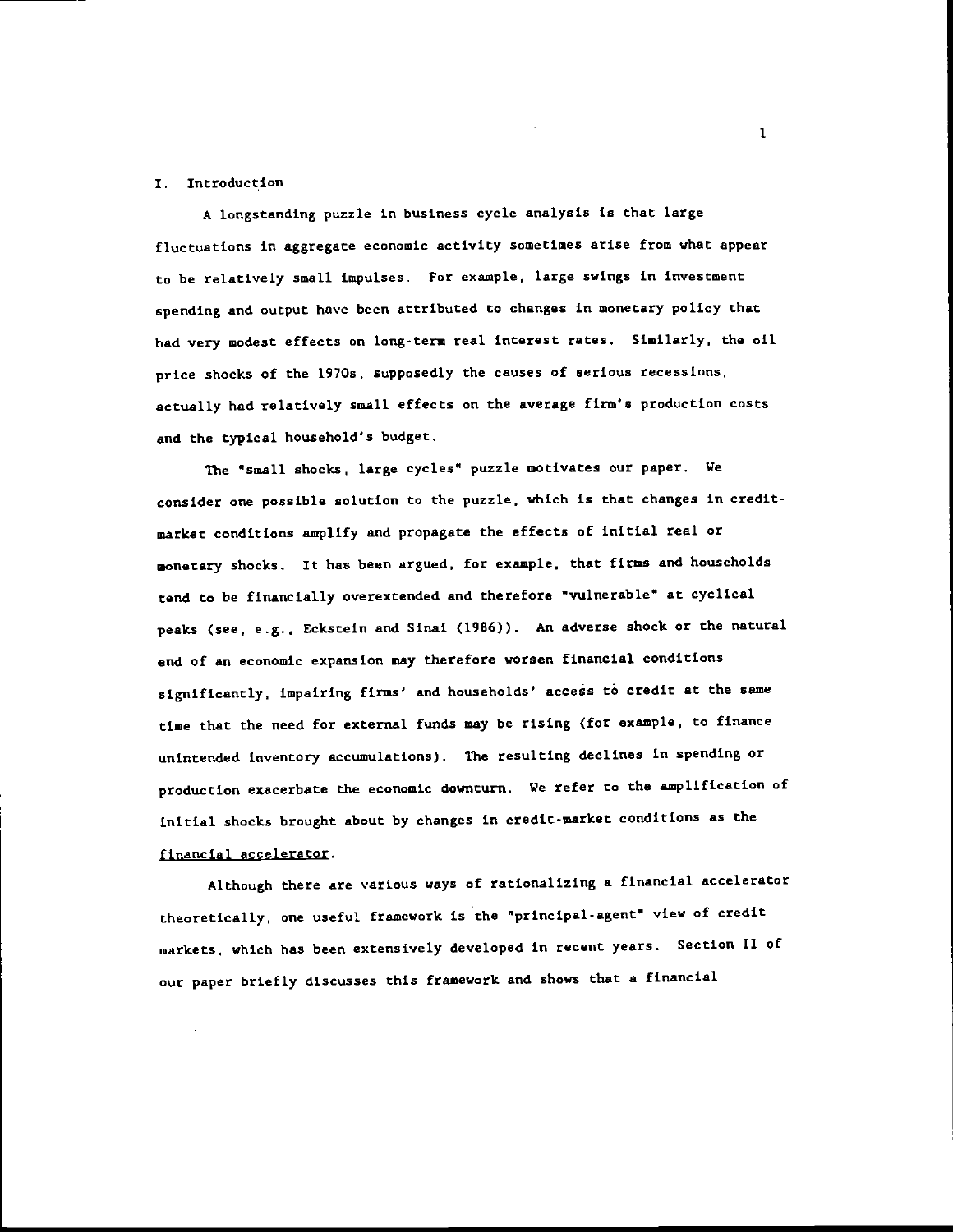## I. Introduction

A longstanding puzzle in business cycle analysis is that large fluctuations in aggregate economic activity sometimes arise from what appear to be relatively small impulses. For example, large swings in investment spending and output have been attributed to changes in monetary policy that had very modest effects on long-term real interest rates. Similarly, the oil price shocks of the 1970s, supposedly the causes of serious recessions, actually had relatively small effects on the average firm's production costs and the typical household's budget.

The "small shocks, large cycles" puzzle motivates our paper. We consider one possible solution to the puzzle, which is that changes in credit-market conditions amplify and propagate the effects of initial real or monetary shocks. It has been argued, for example, that firms and households tend to be financially overextended and therefore "vulnerable" at cyclical peaks (see, e.g., Eckstein and Sinai (1986)). An adverse shock or the natural end of an economic expansion may therefore worsen financial conditions significantly, impairing firms' and households' access to credit at the same time that the need for external funds may be rising (for example, to finance unintended inventory accumulations). The resulting declines in spending or production exacerbate the economic downturn. We refer to the amplification of initial shocks brought about by changes in credit-market conditions as the <u>financial accelerator</u>.

Although there are various ways of rationalizing a financial accelerator theoretically, one useful framework is the "principal-agent" view of credit markets, which has been extensively developed in recent years. Section II of our paper briefly discusses this framework and shows that a financial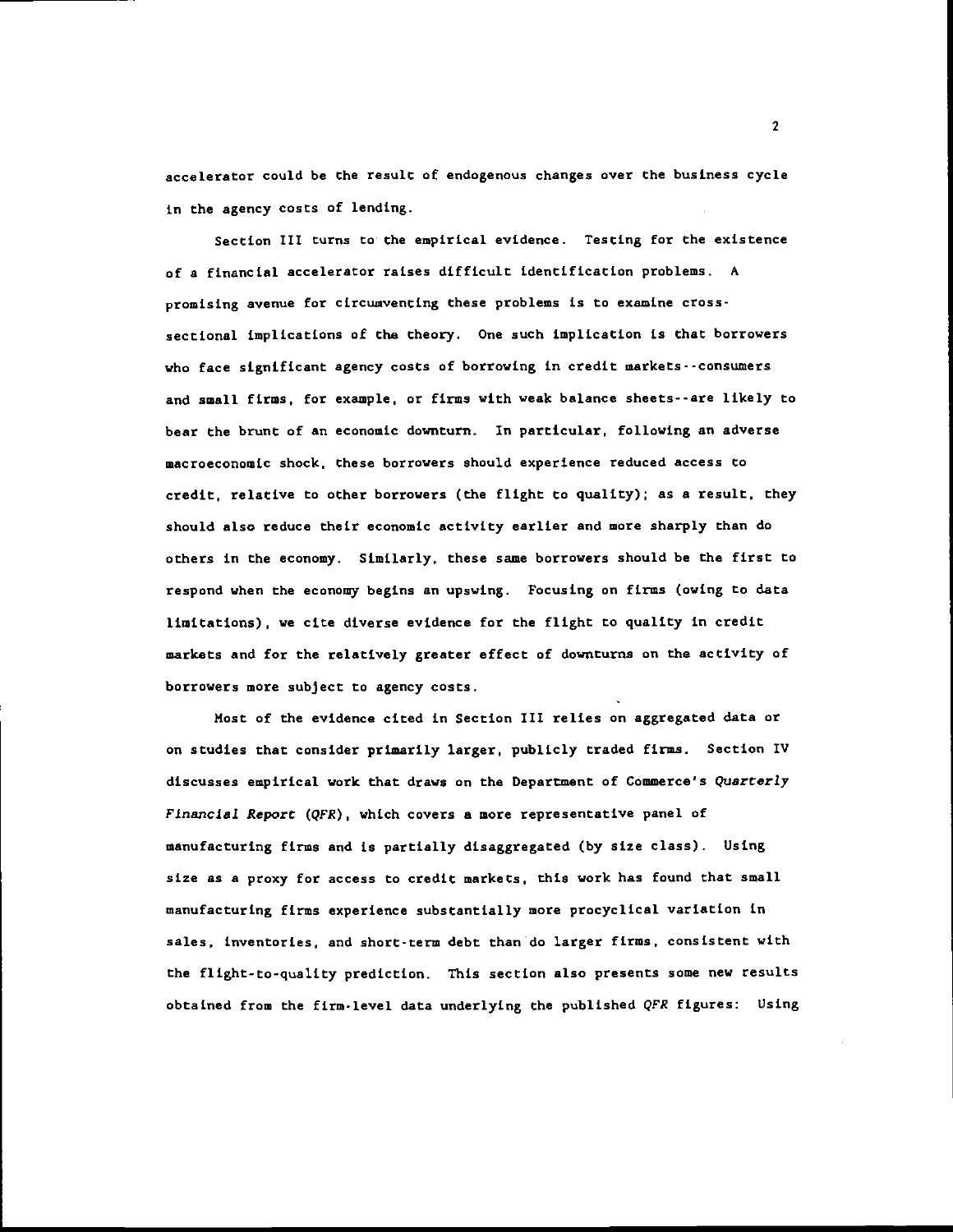accelerator could be the result of endogenous changes over the business cycle in the agency costs of lending.

Section III turns to the empirical evidence. Testing for the existence of a financial accelerator raises difficult identification problems. A promising avenue for circumventing these problems is to examine cross-sectional implications of the theory. One such implication is that borrowers who face significant agency costs of borrowing in credit markets--consumers and small firms, for example, or firms with weak balance sheets--are likely to bear the brunt of an economic downturn. In particular, following an adverse macroeconomic shock, these borrowers should experience reduced access to credit, relative to other borrowers (the flight to quality); as a result, they should also reduce their economic activity earlier and more sharply than do others in the economy. Similarly, these same borrowers should be the first to respond when the economy begins an upswing. Focusing on firms (owing to data limitations), we cite diverse evidence for the flight to quality in credit markets and for the relatively greater effect of downturns on the activity of borrowers more subject to agency costs.

Most of the evidence cited in Section III relies on aggregated data or on studies that consider primarily larger, publicly traded firms. Section IV discusses empirical work that draws on the Department of Commerce's *Quarterly Financial Report* (*QFR*), which covers a more representative panel of manufacturing firms and is partially disaggregated (by size class). Using size as a proxy for access to credit markets, this work has found that small manufacturing firms experience substantially more procyclical variation in sales, inventories, and short-term debt than do larger firms, consistent with the flight-to-quality prediction. This section also presents some new results obtained from the firm-level data underlying the published *QFR* figures: Using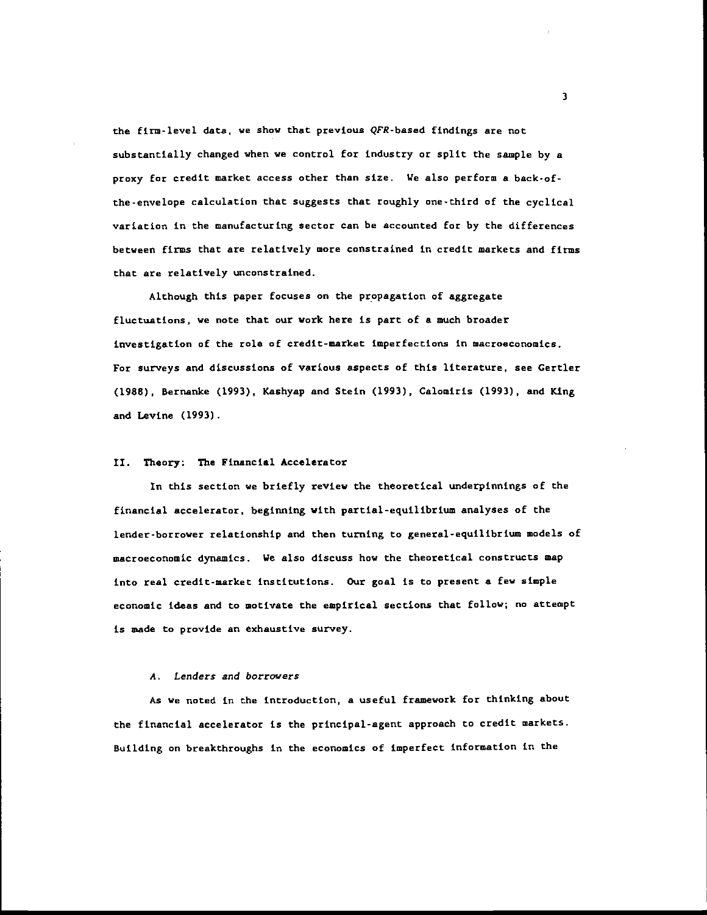the firm-level data, we show that previous *QFR*-based findings are not substantially changed when we control for industry or split the sample by a proxy for credit market access other than size. We also perform a back-of-the-envelope calculation that suggests that roughly one-third of the cyclical variation in the manufacturing sector can be accounted for by the differences between firms that are relatively more constrained in credit markets and firms that are relatively unconstrained.

Although this paper focuses on the propagation of aggregate fluctuations, we note that our work here is part of a much broader investigation of the role of credit-market imperfections in macroeconomics. For surveys and discussions of various aspects of this literature, see Gertler (1988), Bernanke (1993), Kashyap and Stein (1993), Calomiris (1993), and King and Levine (1993).

## II. Theory: The Financial Accelerator

In this section we briefly review the theoretical underpinnings of the financial accelerator, beginning with partial-equilibrium analyses of the lender-borrower relationship and then turning to general-equilibrium models of macroeconomic dynamics. We also discuss how the theoretical constructs map into real credit-market institutions. Our goal is to present a few simple economic ideas and to motivate the empirical sections that follow; no attempt is made to provide an exhaustive survey.

### *A. Lenders and borrowers*

As we noted in the introduction, a useful framework for thinking about the financial accelerator is the principal-agent approach to credit markets. Building on breakthroughs in the economics of imperfect information in the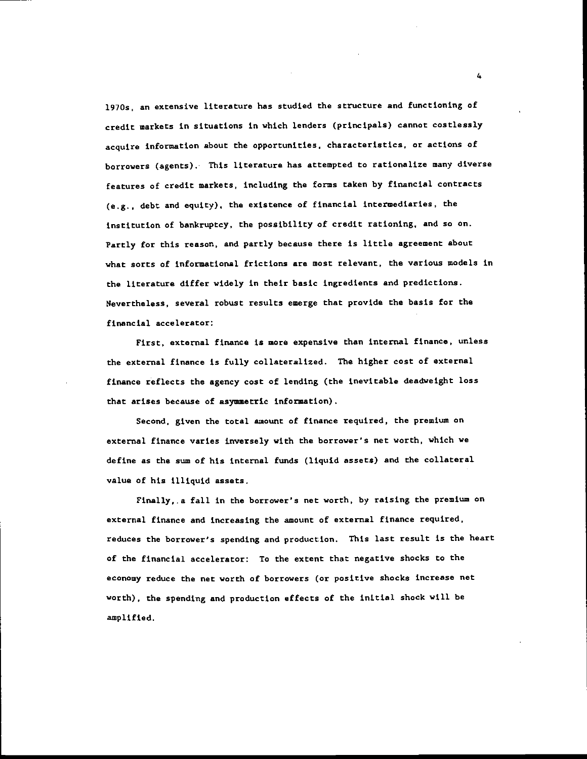1970s, an extensive literature has studied the structure and functioning of credit markets in situations in which lenders (principals) cannot costlessly acquire information about the opportunities, characteristics, or actions of borrowers (agents). This literature has attempted to rationalize many diverse features of credit markets, including the forms taken by financial contracts (e.g., debt and equity), the existence of financial intermediaries, the institution of bankruptcy, the possibility of credit rationing, and so on. Partly for this reason, and partly because there is little agreement about what sorts of informational frictions are most relevant, the various models in the literature differ widely in their basic ingredients and predictions. Nevertheless, several robust results emerge that provide the basis for the financial accelerator:

First, external finance is more expensive than internal finance, unless the external finance is fully collateralized. The higher cost of external finance reflects the agency cost of lending (the inevitable deadweight loss that arises because of asymmetric information).

Second, given the total amount of finance required, the premium on external finance varies inversely with the borrower's net worth, which we define as the sum of his internal funds (liquid assets) and the collateral value of his illiquid assets.

Finally, a fall in the borrower's net worth, by raising the premium on external finance and increasing the amount of external finance required, reduces the borrower's spending and production. This last result is the heart of the financial accelerator: To the extent that negative shocks to the economy reduce the net worth of borrowers (or positive shocks increase net worth), the spending and production effects of the initial shock will be amplified.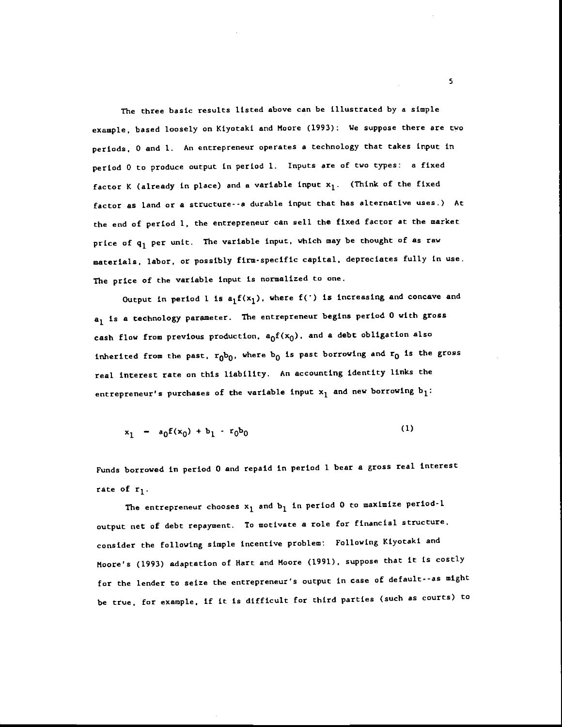The three basic results listed above can be illustrated by a simple example, based loosely on Kiyotaki and Moore (1993): We suppose there are two periods, 0 and 1. An entrepreneur operates a technology that takes input in period 0 to produce output in period 1. Inputs are of two types: a fixed factor K (already in place) and a variable input $x_1$. (Think of the fixed factor as land or a structure--a durable input that has alternative uses.) At the end of period 1, the entrepreneur can sell the fixed factor at the market price of $q_1$ per unit. The variable input, which may be thought of as raw materials, labor, or possibly firm-specific capital, depreciates fully in use. The price of the variable input is normalized to one.

Output in period 1 is $a_1 f(x_1)$, where $f(\cdot)$ is increasing and concave and $a_1$ is a technology parameter. The entrepreneur begins period 0 with gross cash flow from previous production, $a_0 f(x_0)$, and a debt obligation also inherited from the past, $r_0 b_0$, where $b_0$ is past borrowing and $r_0$ is the gross real interest rate on this liability. An accounting identity links the entrepreneur's purchases of the variable input $x_1$ and new borrowing $b_1$:

$$x_1 = a_0 f(x_0) + b_1 - r_0 b_0 \tag{1}$$

Funds borrowed in period 0 and repaid in period 1 bear a gross real interest rate of $r_1$.

The entrepreneur chooses $x_1$ and $b_1$ in period 0 to maximize period-1 output net of debt repayment. To motivate a role for financial structure, consider the following simple incentive problem: Following Kiyotaki and Moore's (1993) adaptation of Hart and Moore (1991), suppose that it is costly for the lender to seize the entrepreneur's output in case of default--as might be true, for example, if it is difficult for third parties (such as courts) to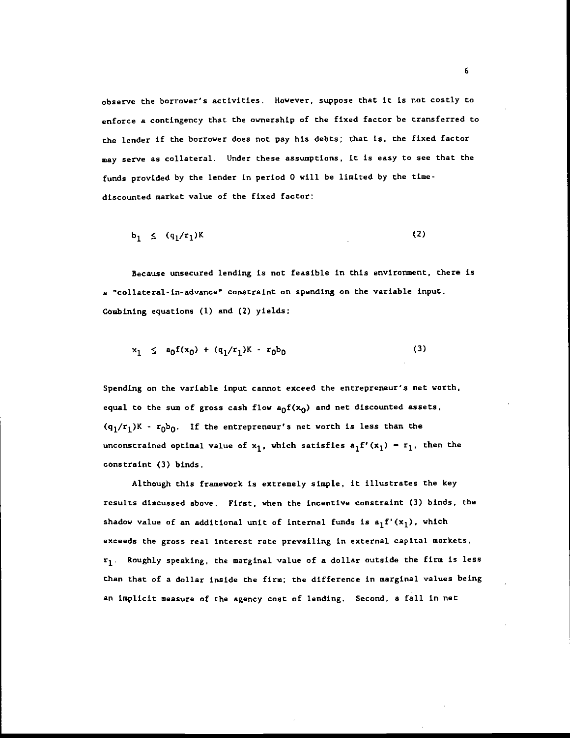observe the borrower's activities. However, suppose that it is not costly to enforce a contingency that the ownership of the fixed factor be transferred to the lender if the borrower does not pay his debts; that is, the fixed factor may serve as collateral. Under these assumptions, it is easy to see that the funds provided by the lender in period 0 will be limited by the time-discounted market value of the fixed factor:

$$b_1 \le (q_1/r_1)K \tag{2}$$

Because unsecured lending is not feasible in this environment, there is a "collateral-in-advance" constraint on spending on the variable input. Combining equations (1) and (2) yields:

$$x_1 \le a_0 f(x_0) + (q_1/r_1)K - r_0 b_0 \tag{3}$$

Spending on the variable input cannot exceed the entrepreneur's net worth, equal to the sum of gross cash flow $a_0 f(x_0)$ and net discounted assets, $(q_1/r_1)K - r_0 b_0$. If the entrepreneur's net worth is less than the unconstrained optimal value of $x_1$, which satisfies $a_1 f'(x_1) = r_1$, then the constraint (3) binds.

Although this framework is extremely simple, it illustrates the key results discussed above. First, when the incentive constraint (3) binds, the shadow value of an additional unit of internal funds is $a_1 f'(x_1)$, which exceeds the gross real interest rate prevailing in external capital markets, $r_1$. Roughly speaking, the marginal value of a dollar outside the firm is less than that of a dollar inside the firm; the difference in marginal values being an implicit measure of the agency cost of lending. Second, a fall in net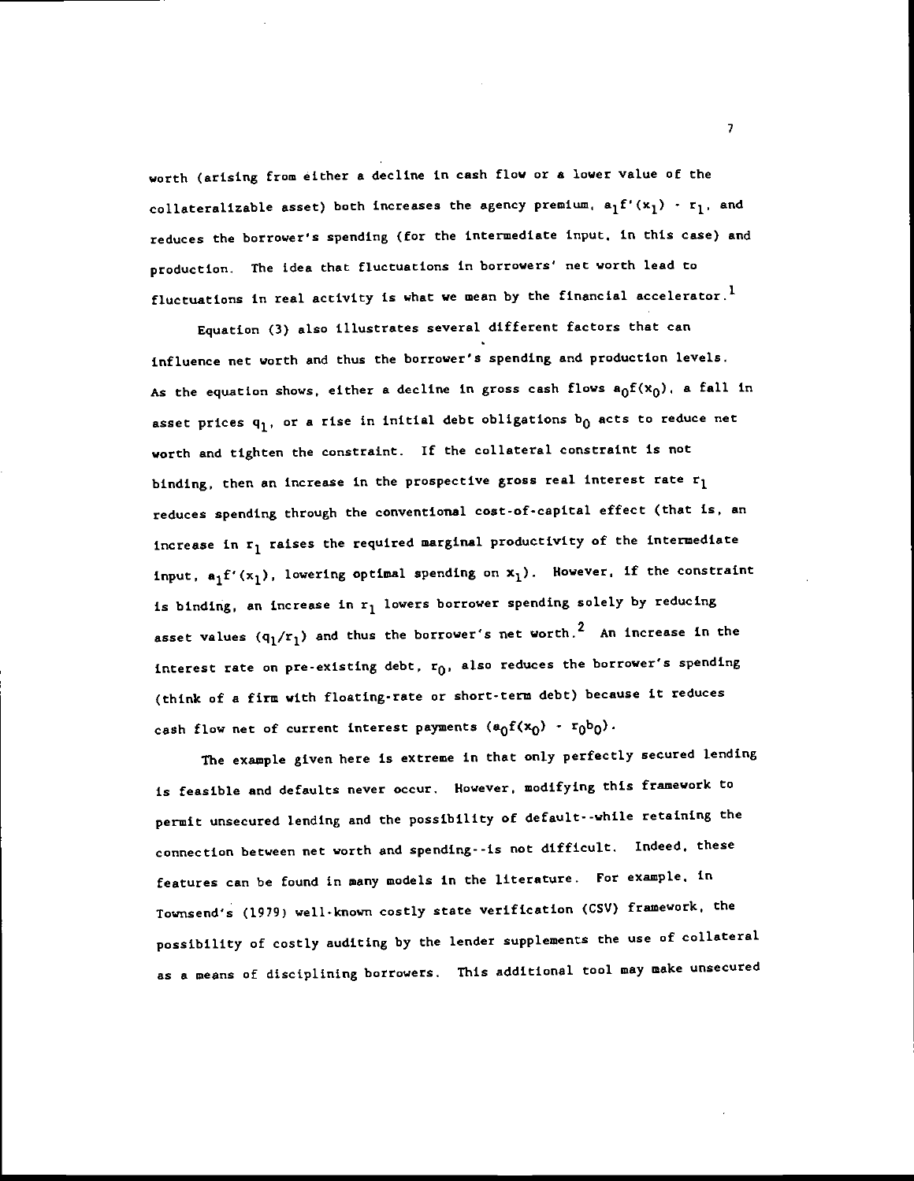worth (arising from either a decline in cash flow or a lower value of the collateralizable asset) both increases the agency premium, $a_1 f'(x_1) - r_1$, and reduces the borrower's spending (for the intermediate input, in this case) and production. The idea that fluctuations in borrowers' net worth lead to fluctuations in real activity is what we mean by the financial accelerator.[1]

Equation (3) also illustrates several different factors that can influence net worth and thus the borrower's spending and production levels. As the equation shows, either a decline in gross cash flows $a_0 f(x_0)$, a fall in asset prices $q_1$, or a rise in initial debt obligations $b_0$ acts to reduce net worth and tighten the constraint. If the collateral constraint is not binding, then an increase in the prospective gross real interest rate $r_1$ reduces spending through the conventional cost-of-capital effect (that is, an increase in $r_1$ raises the required marginal productivity of the intermediate input, $a_1 f'(x_1)$, lowering optimal spending on $x_1$). However, if the constraint is binding, an increase in $r_1$ lowers borrower spending solely by reducing asset values $(q_1/r_1)$ and thus the borrower's net worth.[2] An increase in the interest rate on pre-existing debt, $r_0$, also reduces the borrower's spending (think of a firm with floating-rate or short-term debt) because it reduces cash flow net of current interest payments $(a_0 f(x_0) - r_0 b_0)$.

The example given here is extreme in that only perfectly secured lending is feasible and defaults never occur. However, modifying this framework to permit unsecured lending and the possibility of default--while retaining the connection between net worth and spending--is not difficult. Indeed, these features can be found in many models in the literature. For example, in Townsend's (1979) well-known costly state verification (CSV) framework, the possibility of costly auditing by the lender supplements the use of collateral as a means of disciplining borrowers. This additional tool may make unsecured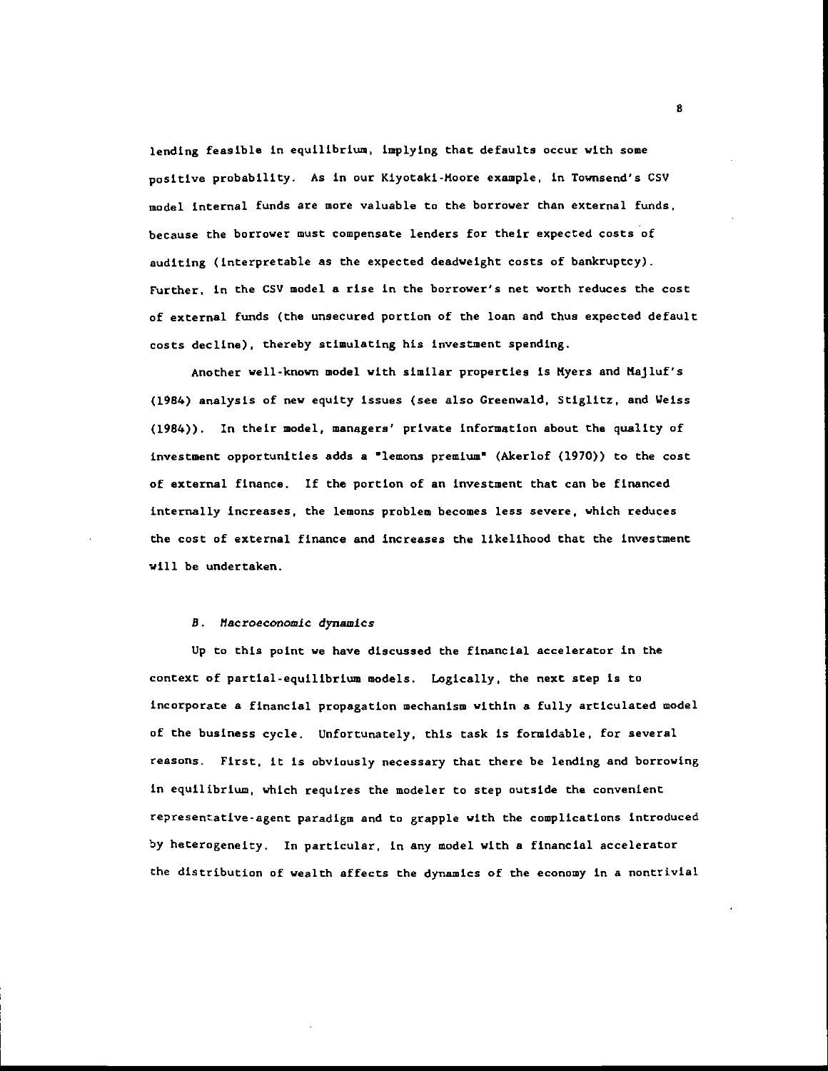lending feasible in equilibrium, implying that defaults occur with some positive probability. As in our Kiyotaki-Moore example, in Townsend's CSV model internal funds are more valuable to the borrower than external funds, because the borrower must compensate lenders for their expected costs of auditing (interpretable as the expected deadweight costs of bankruptcy). Further, in the CSV model a rise in the borrower's net worth reduces the cost of external funds (the unsecured portion of the loan and thus expected default costs decline), thereby stimulating his investment spending.

Another well-known model with similar properties is Myers and Majluf's (1984) analysis of new equity issues (see also Greenwald, Stiglitz, and Weiss (1984)). In their model, managers' private information about the quality of investment opportunities adds a "lemons premium" (Akerlof (1970)) to the cost of external finance. If the portion of an investment that can be financed internally increases, the lemons problem becomes less severe, which reduces the cost of external finance and increases the likelihood that the investment will be undertaken.

### B. *Macroeconomic dynamics*

Up to this point we have discussed the financial accelerator in the context of partial-equilibrium models. Logically, the next step is to incorporate a financial propagation mechanism within a fully articulated model of the business cycle. Unfortunately, this task is formidable, for several reasons. First, it is obviously necessary that there be lending and borrowing in equilibrium, which requires the modeler to step outside the convenient representative-agent paradigm and to grapple with the complications introduced by heterogeneity. In particular, in any model with a financial accelerator the distribution of wealth affects the dynamics of the economy in a nontrivial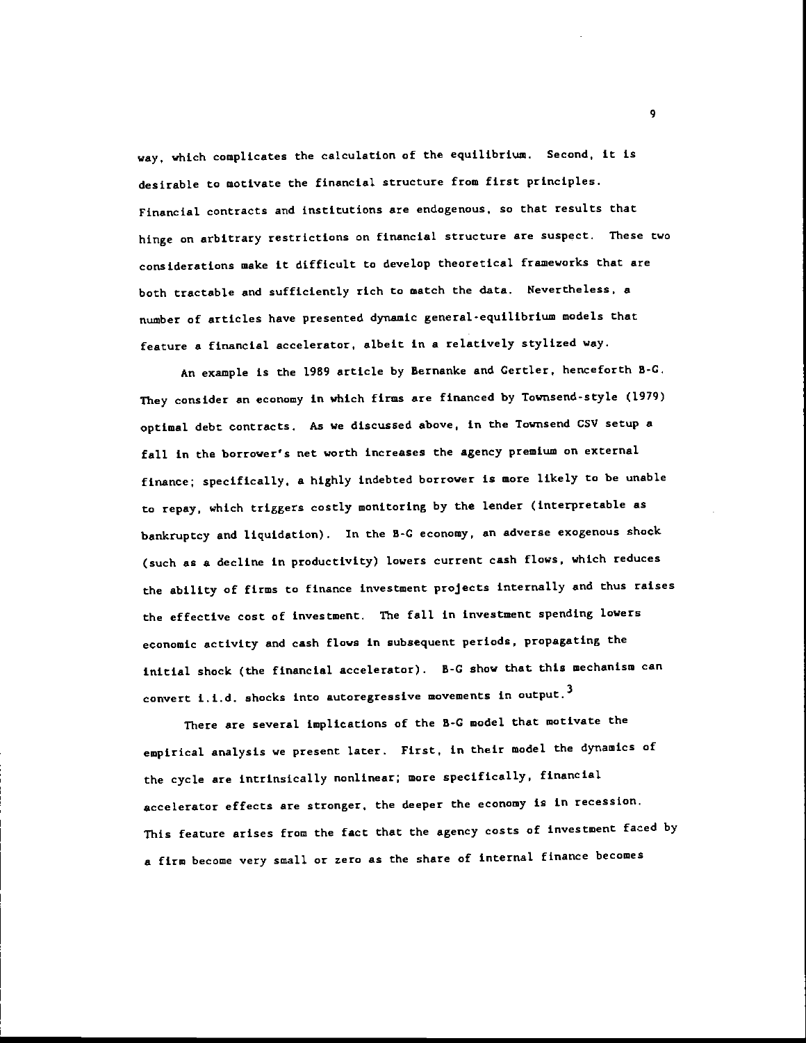way, which complicates the calculation of the equilibrium. Second, it is desirable to motivate the financial structure from first principles. Financial contracts and institutions are endogenous, so that results that hinge on arbitrary restrictions on financial structure are suspect. These two considerations make it difficult to develop theoretical frameworks that are both tractable and sufficiently rich to match the data. Nevertheless, a number of articles have presented dynamic general-equilibrium models that feature a financial accelerator, albeit in a relatively stylized way.

An example is the 1989 article by Bernanke and Gertler, henceforth B-G. They consider an economy in which firms are financed by Townsend-style (1979) optimal debt contracts. As we discussed above, in the Townsend CSV setup a fall in the borrower's net worth increases the agency premium on external finance; specifically, a highly indebted borrower is more likely to be unable to repay, which triggers costly monitoring by the lender (interpretable as bankruptcy and liquidation). In the B-G economy, an adverse exogenous shock (such as a decline in productivity) lowers current cash flows, which reduces the ability of firms to finance investment projects internally and thus raises the effective cost of investment. The fall in investment spending lowers economic activity and cash flows in subsequent periods, propagating the initial shock (the financial accelerator). B-G show that this mechanism can convert i.i.d. shocks into autoregressive movements in output.[3]

There are several implications of the B-G model that motivate the empirical analysis we present later. First, in their model the dynamics of the cycle are intrinsically nonlinear; more specifically, financial accelerator effects are stronger, the deeper the economy is in recession. This feature arises from the fact that the agency costs of investment faced by a firm become very small or zero as the share of internal finance becomes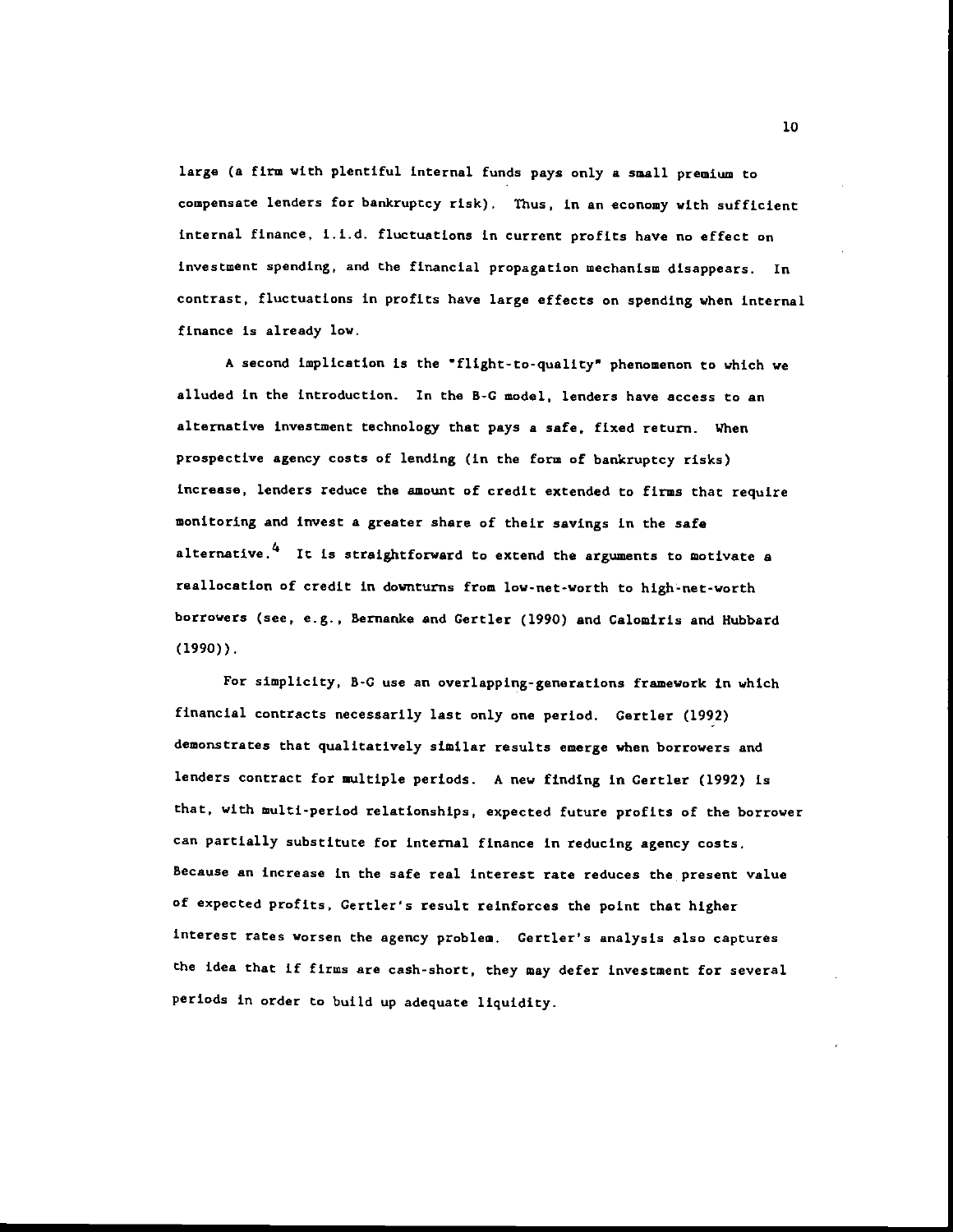large (a firm with plentiful internal funds pays only a small premium to compensate lenders for bankruptcy risk). Thus, in an economy with sufficient internal finance, i.i.d. fluctuations in current profits have no effect on investment spending, and the financial propagation mechanism disappears. In contrast, fluctuations in profits have large effects on spending when internal finance is already low.

A second implication is the "flight-to-quality" phenomenon to which we alluded in the introduction. In the B-G model, lenders have access to an alternative investment technology that pays a safe, fixed return. When prospective agency costs of lending (in the form of bankruptcy risks) increase, lenders reduce the amount of credit extended to firms that require monitoring and invest a greater share of their savings in the safe alternative.[4] It is straightforward to extend the arguments to motivate a reallocation of credit in downturns from low-net-worth to high-net-worth borrowers (see, e.g., Bernanke and Gertler (1990) and Calomiris and Hubbard (1990)).

For simplicity, B-G use an overlapping-generations framework in which financial contracts necessarily last only one period. Gertler (1992) demonstrates that qualitatively similar results emerge when borrowers and lenders contract for multiple periods. A new finding in Gertler (1992) is that, with multi-period relationships, expected future profits of the borrower can partially substitute for internal finance in reducing agency costs. Because an increase in the safe real interest rate reduces the present value of expected profits, Gertler's result reinforces the point that higher interest rates worsen the agency problem. Gertler's analysis also captures the idea that if firms are cash-short, they may defer investment for several periods in order to build up adequate liquidity.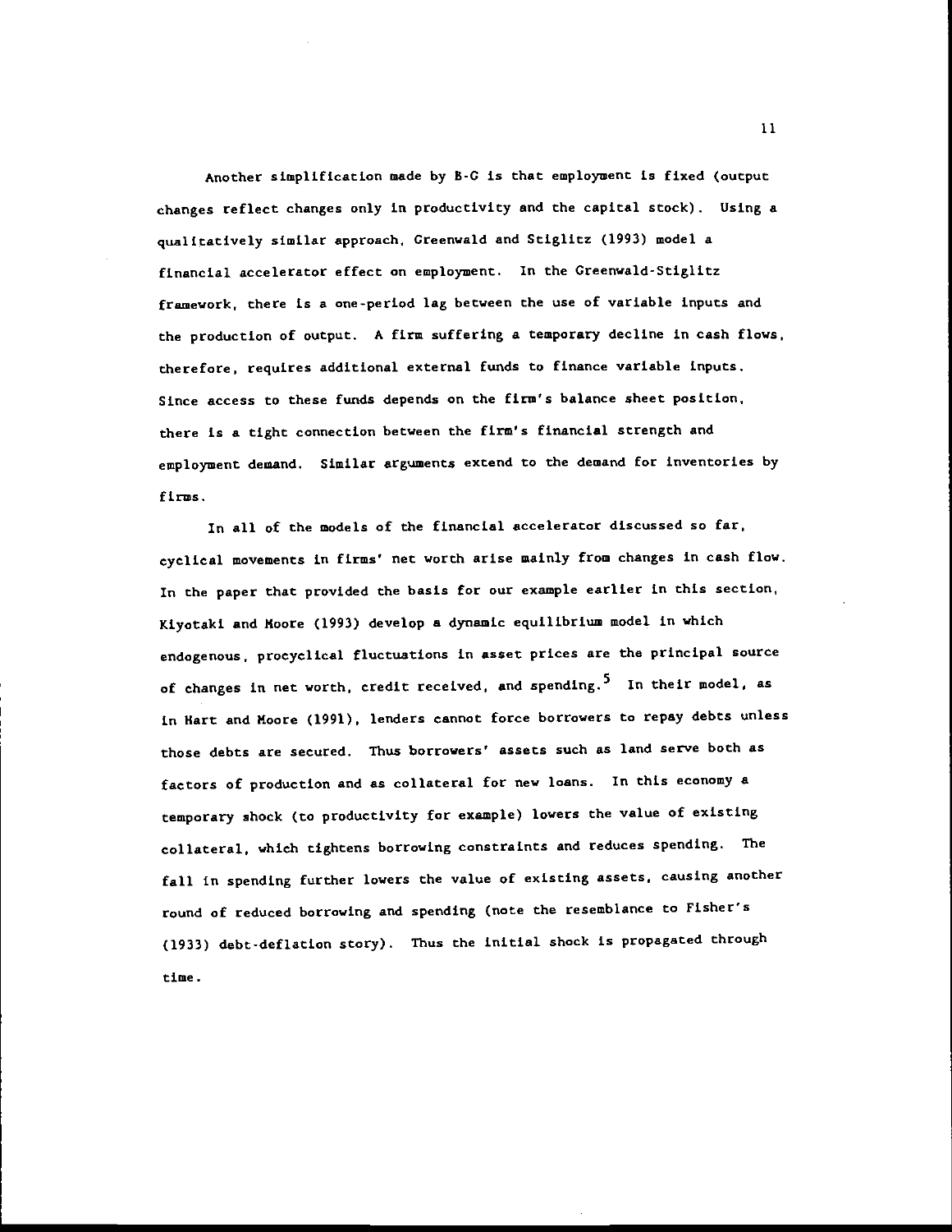Another simplification made by B-G is that employment is fixed (output changes reflect changes only in productivity and the capital stock). Using a qualitatively similar approach, Greenwald and Stiglitz (1993) model a financial accelerator effect on employment. In the Greenwald-Stiglitz framework, there is a one-period lag between the use of variable inputs and the production of output. A firm suffering a temporary decline in cash flows, therefore, requires additional external funds to finance variable inputs. Since access to these funds depends on the firm's balance sheet position, there is a tight connection between the firm's financial strength and employment demand. Similar arguments extend to the demand for inventories by firms.

In all of the models of the financial accelerator discussed so far, cyclical movements in firms' net worth arise mainly from changes in cash flow. In the paper that provided the basis for our example earlier in this section, Kiyotaki and Moore (1993) develop a dynamic equilibrium model in which endogenous, procyclical fluctuations in asset prices are the principal source of changes in net worth, credit received, and spending.[5] In their model, as in Hart and Moore (1991), lenders cannot force borrowers to repay debts unless those debts are secured. Thus borrowers' assets such as land serve both as factors of production and as collateral for new loans. In this economy a temporary shock (to productivity for example) lowers the value of existing collateral, which tightens borrowing constraints and reduces spending. The fall in spending further lowers the value of existing assets, causing another round of reduced borrowing and spending (note the resemblance to Fisher's (1933) debt-deflation story). Thus the initial shock is propagated through time.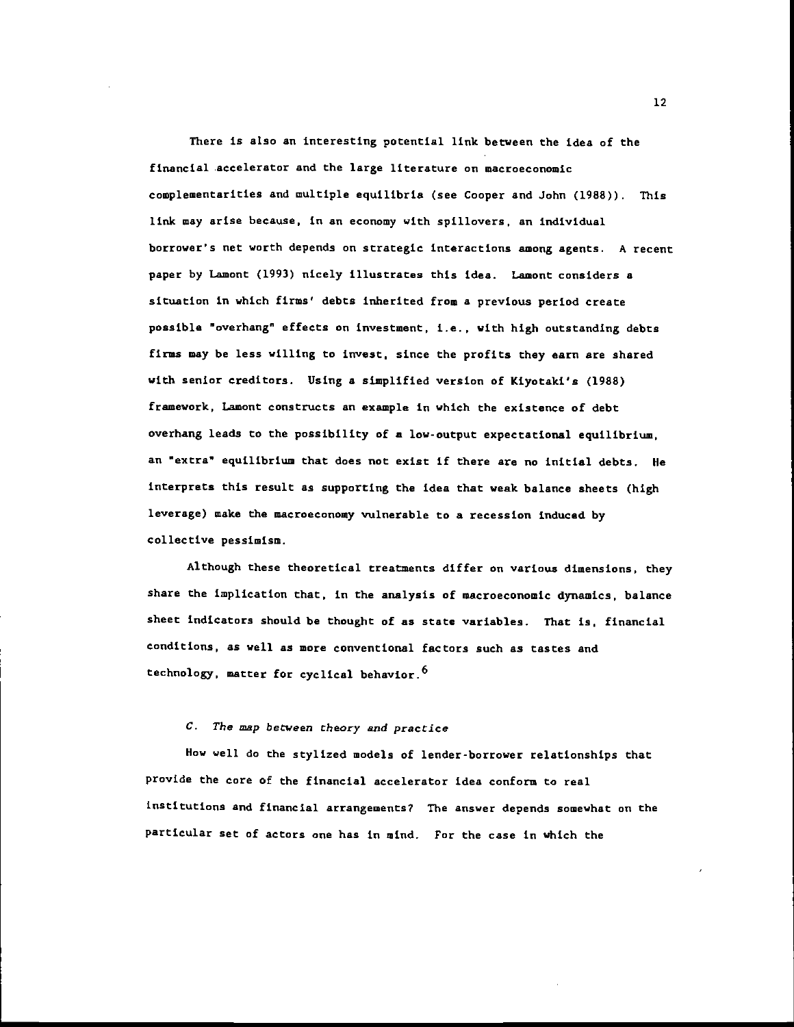There is also an interesting potential link between the idea of the financial accelerator and the large literature on macroeconomic complementarities and multiple equilibria (see Cooper and John (1988)). This link may arise because, in an economy with spillovers, an individual borrower's net worth depends on strategic interactions among agents. A recent paper by Lamont (1993) nicely illustrates this idea. Lamont considers a situation in which firms' debts inherited from a previous period create possible "overhang" effects on investment, i.e., with high outstanding debts firms may be less willing to invest, since the profits they earn are shared with senior creditors. Using a simplified version of Kiyotaki's (1988) framework, Lamont constructs an example in which the existence of debt overhang leads to the possibility of a low-output expectational equilibrium, an "extra" equilibrium that does not exist if there are no initial debts. He interprets this result as supporting the idea that weak balance sheets (high leverage) make the macroeconomy vulnerable to a recession induced by collective pessimism.

Although these theoretical treatments differ on various dimensions, they share the implication that, in the analysis of macroeconomic dynamics, balance sheet indicators should be thought of as state variables. That is, financial conditions, as well as more conventional factors such as tastes and technology, matter for cyclical behavior.[6]

### *C. The map between theory and practice*

How well do the stylized models of lender-borrower relationships that provide the core of the financial accelerator idea conform to real institutions and financial arrangements? The answer depends somewhat on the particular set of actors one has in mind. For the case in which the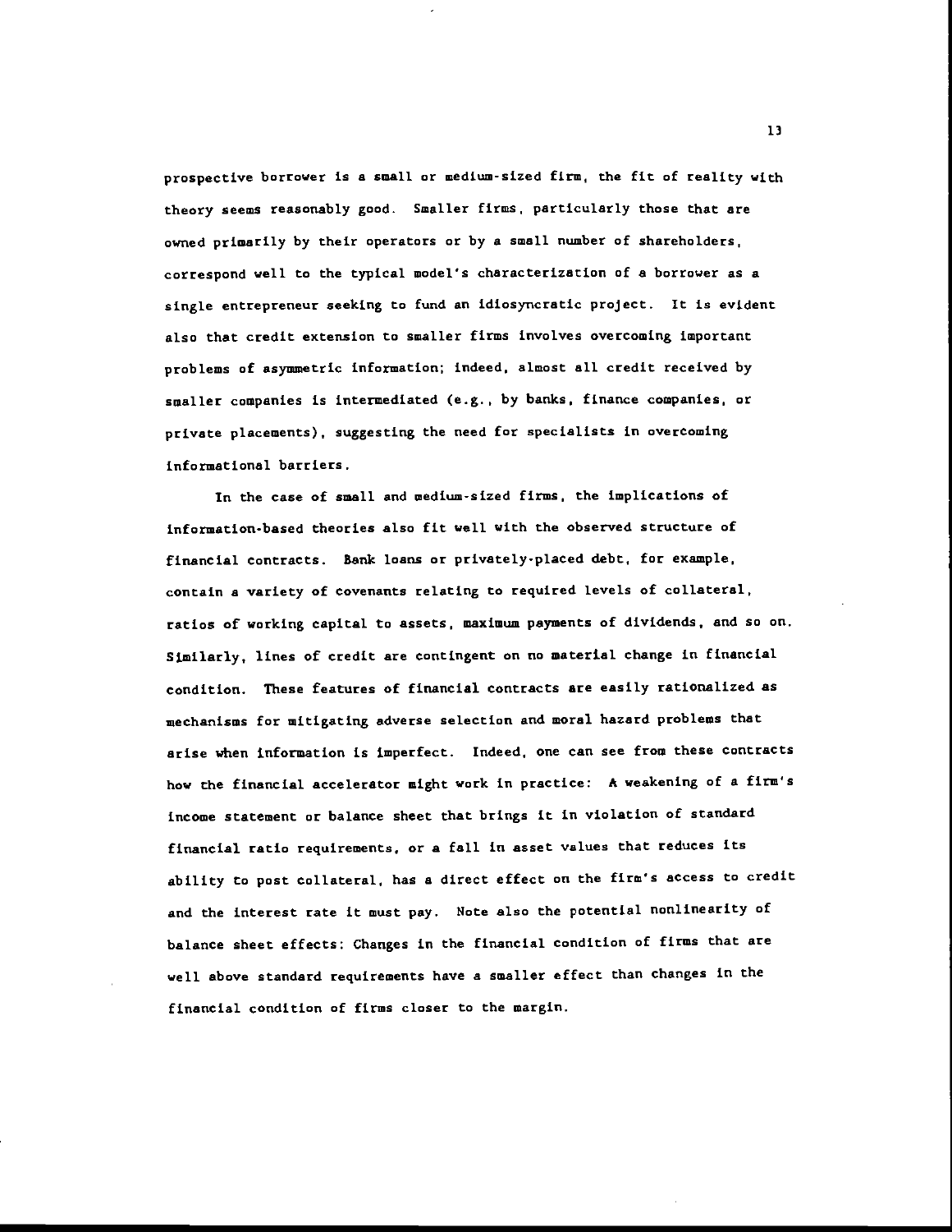prospective borrower is a small or medium-sized firm, the fit of reality with theory seems reasonably good. Smaller firms, particularly those that are owned primarily by their operators or by a small number of shareholders, correspond well to the typical model's characterization of a borrower as a single entrepreneur seeking to fund an idiosyncratic project. It is evident also that credit extension to smaller firms involves overcoming important problems of asymmetric information; indeed, almost all credit received by smaller companies is intermediated (e.g., by banks, finance companies, or private placements), suggesting the need for specialists in overcoming informational barriers.

In the case of small and medium-sized firms, the implications of information-based theories also fit well with the observed structure of financial contracts. Bank loans or privately-placed debt, for example, contain a variety of covenants relating to required levels of collateral, ratios of working capital to assets, maximum payments of dividends, and so on. Similarly, lines of credit are contingent on no material change in financial condition. These features of financial contracts are easily rationalized as mechanisms for mitigating adverse selection and moral hazard problems that arise when information is imperfect. Indeed, one can see from these contracts how the financial accelerator might work in practice: A weakening of a firm's income statement or balance sheet that brings it in violation of standard financial ratio requirements, or a fall in asset values that reduces its ability to post collateral, has a direct effect on the firm's access to credit and the interest rate it must pay. Note also the potential nonlinearity of balance sheet effects: Changes in the financial condition of firms that are well above standard requirements have a smaller effect than changes in the financial condition of firms closer to the margin.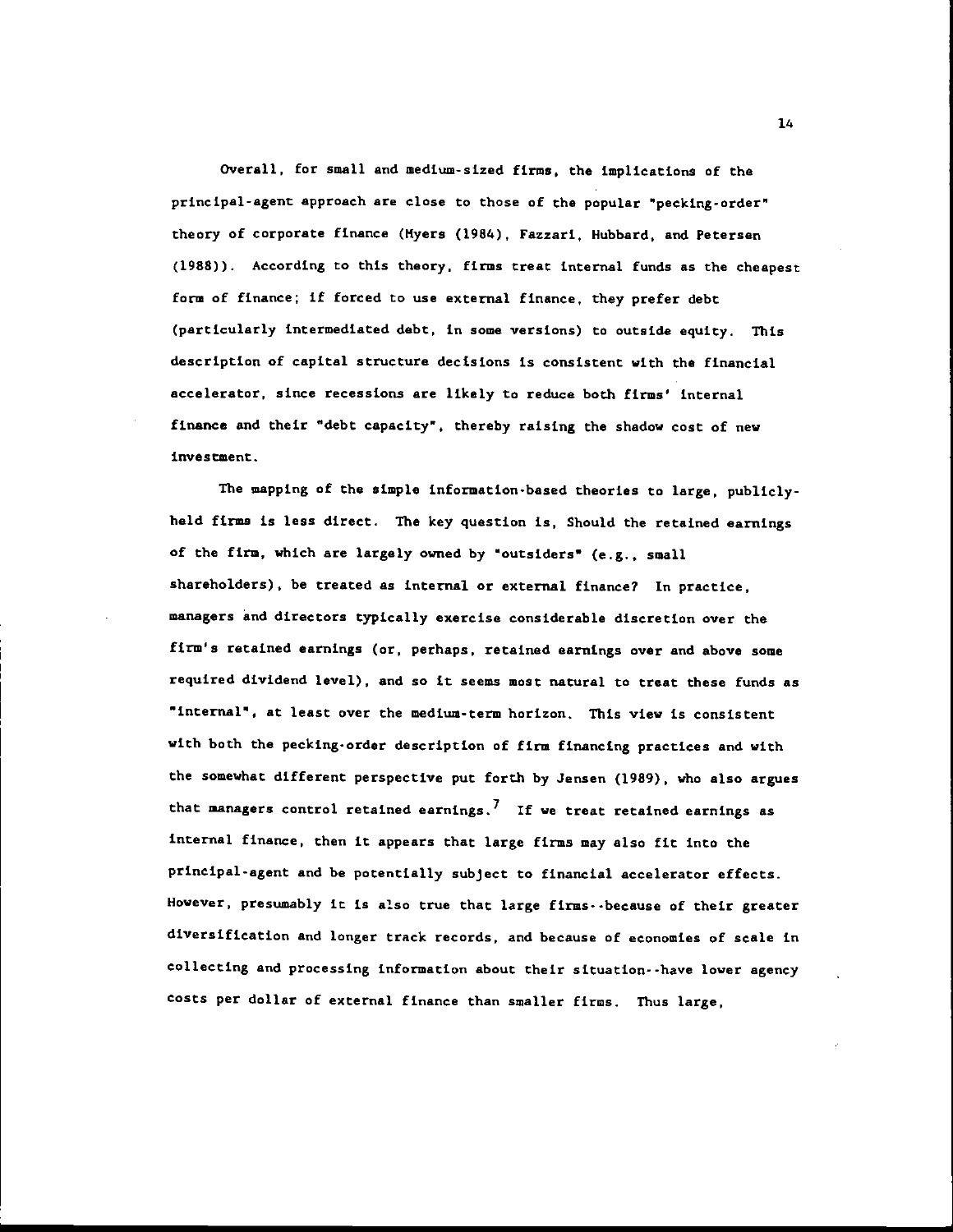Overall, for small and medium-sized firms, the implications of the principal-agent approach are close to those of the popular "pecking-order" theory of corporate finance (Myers (1984), Fazzari, Hubbard, and Petersen (1988)). According to this theory, firms treat internal funds as the cheapest form of finance; if forced to use external finance, they prefer debt (particularly intermediated debt, in some versions) to outside equity. This description of capital structure decisions is consistent with the financial accelerator, since recessions are likely to reduce both firms' internal finance and their "debt capacity", thereby raising the shadow cost of new investment.

The mapping of the simple information-based theories to large, publicly-held firms is less direct. The key question is, Should the retained earnings of the firm, which are largely owned by "outsiders" (e.g., small shareholders), be treated as internal or external finance? In practice, managers and directors typically exercise considerable discretion over the firm's retained earnings (or, perhaps, retained earnings over and above some required dividend level), and so it seems most natural to treat these funds as "internal", at least over the medium-term horizon. This view is consistent with both the pecking-order description of firm financing practices and with the somewhat different perspective put forth by Jensen (1989), who also argues that managers control retained earnings.[7] If we treat retained earnings as internal finance, then it appears that large firms may also fit into the principal-agent and be potentially subject to financial accelerator effects. However, presumably it is also true that large firms--because of their greater diversification and longer track records, and because of economies of scale in collecting and processing information about their situation--have lower agency costs per dollar of external finance than smaller firms. Thus large,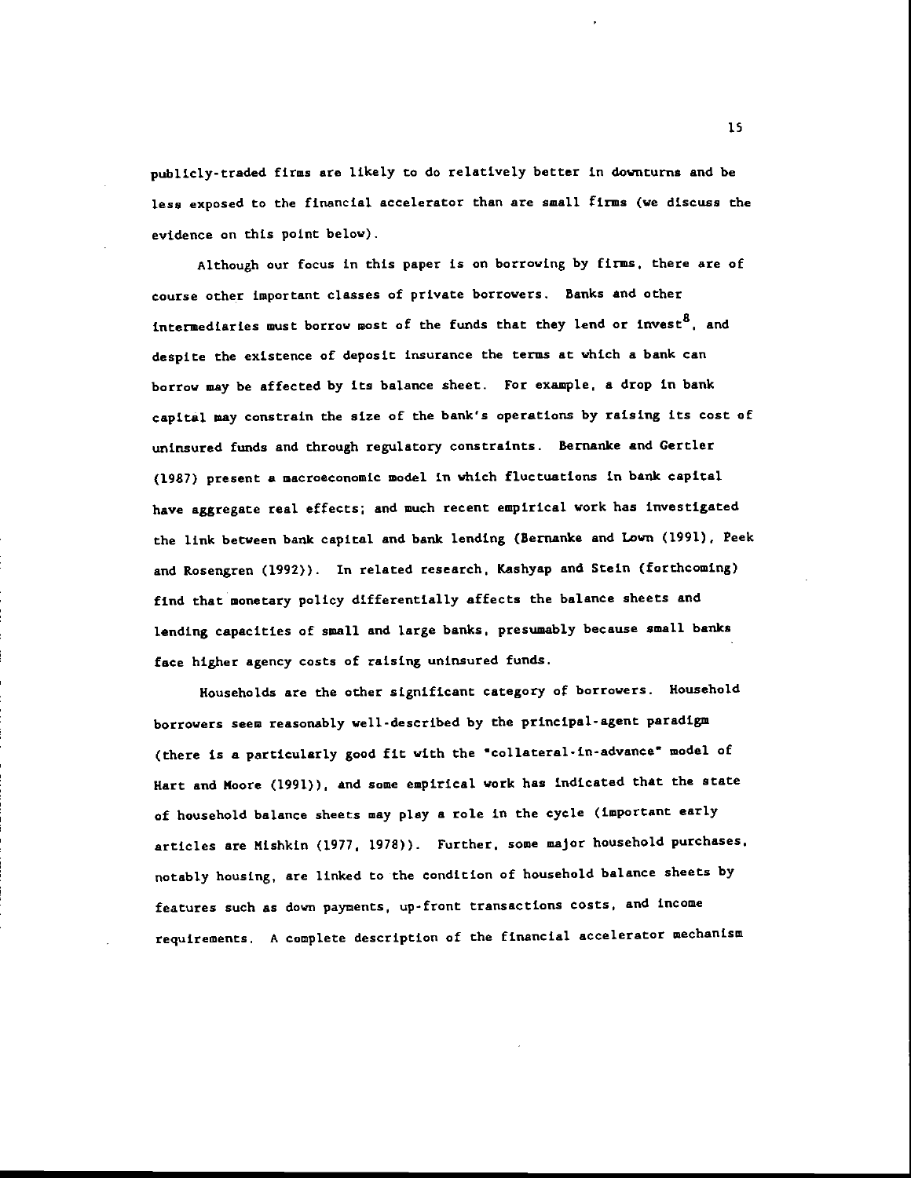publicly-traded firms are likely to do relatively better in downturns and be less exposed to the financial accelerator than are small firms (we discuss the evidence on this point below).

Although our focus in this paper is on borrowing by firms, there are of course other important classes of private borrowers. Banks and other intermediaries must borrow most of the funds that they lend or invest[8], and despite the existence of deposit insurance the terms at which a bank can borrow may be affected by its balance sheet. For example, a drop in bank capital may constrain the size of the bank's operations by raising its cost of uninsured funds and through regulatory constraints. Bernanke and Gertler (1987) present a macroeconomic model in which fluctuations in bank capital have aggregate real effects; and much recent empirical work has investigated the link between bank capital and bank lending (Bernanke and Lown (1991), Peek and Rosengren (1992)). In related research, Kashyap and Stein (forthcoming) find that monetary policy differentially affects the balance sheets and lending capacities of small and large banks, presumably because small banks face higher agency costs of raising uninsured funds.

Households are the other significant category of borrowers. Household borrowers seem reasonably well-described by the principal-agent paradigm (there is a particularly good fit with the "collateral-in-advance" model of Hart and Moore (1991)), and some empirical work has indicated that the state of household balance sheets may play a role in the cycle (important early articles are Mishkin (1977, 1978)). Further, some major household purchases, notably housing, are linked to the condition of household balance sheets by features such as down payments, up-front transactions costs, and income requirements. A complete description of the financial accelerator mechanism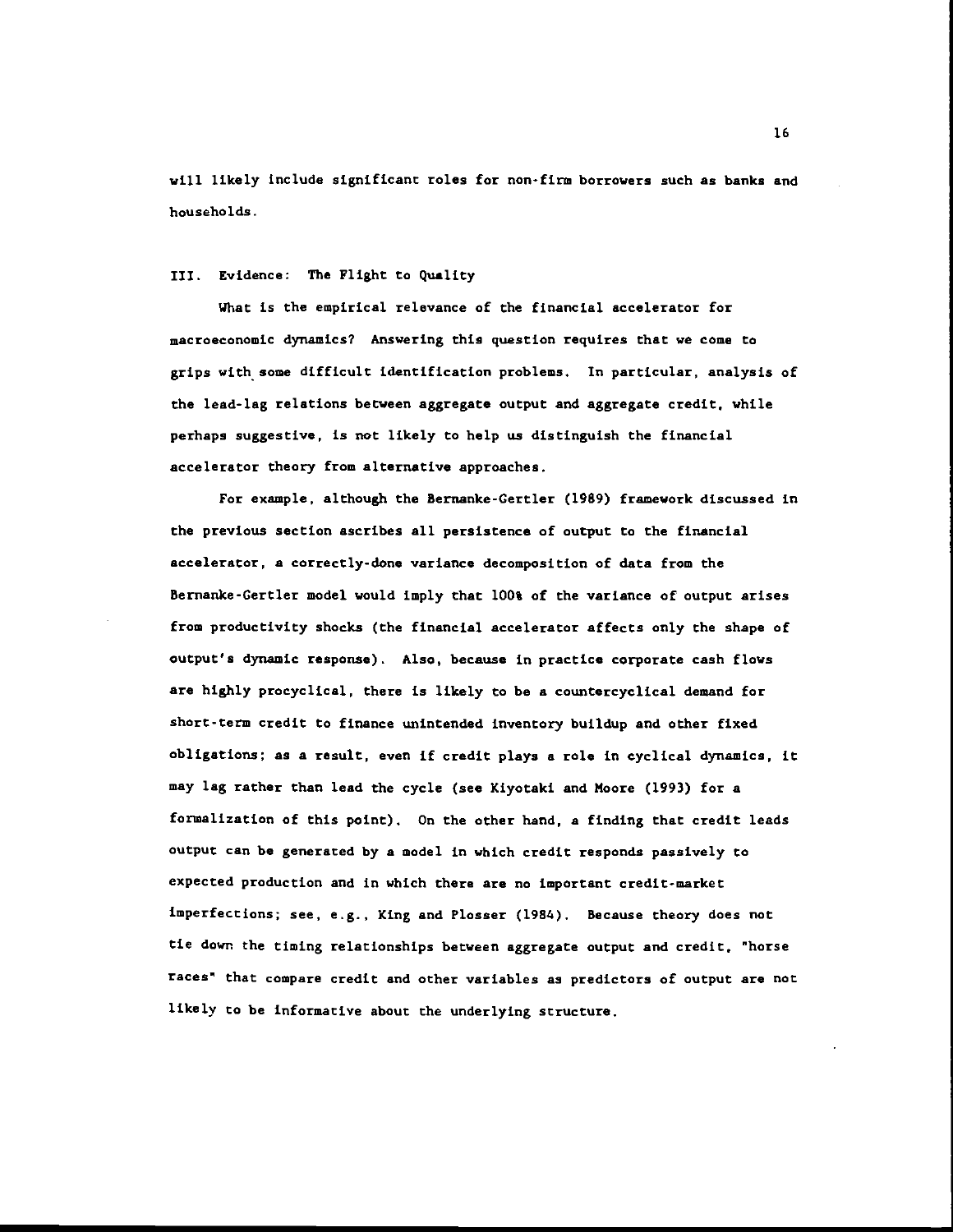will likely include significant roles for non-firm borrowers such as banks and households.

## III. Evidence: The Flight to Quality

What is the empirical relevance of the financial accelerator for macroeconomic dynamics? Answering this question requires that we come to grips with some difficult identification problems. In particular, analysis of the lead-lag relations between aggregate output and aggregate credit, while perhaps suggestive, is not likely to help us distinguish the financial accelerator theory from alternative approaches.

For example, although the Bernanke-Gertler (1989) framework discussed in the previous section ascribes all persistence of output to the financial accelerator, a correctly-done variance decomposition of data from the Bernanke-Gertler model would imply that 100% of the variance of output arises from productivity shocks (the financial accelerator affects only the shape of output's dynamic response). Also, because in practice corporate cash flows are highly procyclical, there is likely to be a countercyclical demand for short-term credit to finance unintended inventory buildup and other fixed obligations; as a result, even if credit plays a role in cyclical dynamics, it may lag rather than lead the cycle (see Kiyotaki and Moore (1993) for a formalization of this point). On the other hand, a finding that credit leads output can be generated by a model in which credit responds passively to expected production and in which there are no important credit-market imperfections; see, e.g., King and Plosser (1984). Because theory does not tie down the timing relationships between aggregate output and credit, "horse races" that compare credit and other variables as predictors of output are not likely to be informative about the underlying structure.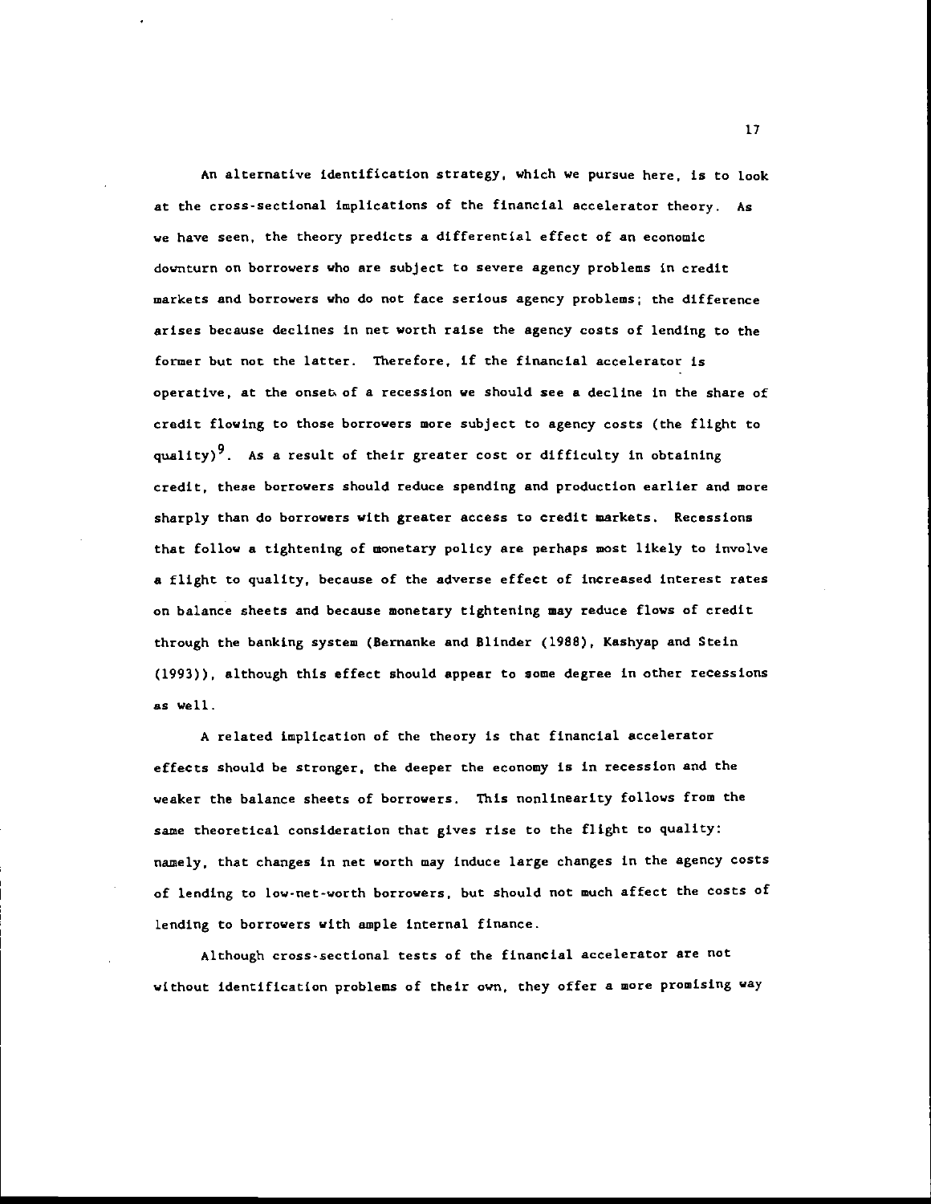An alternative identification strategy, which we pursue here, is to look at the cross-sectional implications of the financial accelerator theory. As we have seen, the theory predicts a differential effect of an economic downturn on borrowers who are subject to severe agency problems in credit markets and borrowers who do not face serious agency problems; the difference arises because declines in net worth raise the agency costs of lending to the former but not the latter. Therefore, if the financial accelerator is operative, at the onset of a recession we should see a decline in the share of credit flowing to those borrowers more subject to agency costs (the flight to quality)[9]. As a result of their greater cost or difficulty in obtaining credit, these borrowers should reduce spending and production earlier and more sharply than do borrowers with greater access to credit markets. Recessions that follow a tightening of monetary policy are perhaps most likely to involve a flight to quality, because of the adverse effect of increased interest rates on balance sheets and because monetary tightening may reduce flows of credit through the banking system (Bernanke and Blinder (1988), Kashyap and Stein (1993)), although this effect should appear to some degree in other recessions as well.

A related implication of the theory is that financial accelerator effects should be stronger, the deeper the economy is in recession and the weaker the balance sheets of borrowers. This nonlinearity follows from the same theoretical consideration that gives rise to the flight to quality: namely, that changes in net worth may induce large changes in the agency costs of lending to low-net-worth borrowers, but should not much affect the costs of lending to borrowers with ample internal finance.

Although cross-sectional tests of the financial accelerator are not without identification problems of their own, they offer a more promising way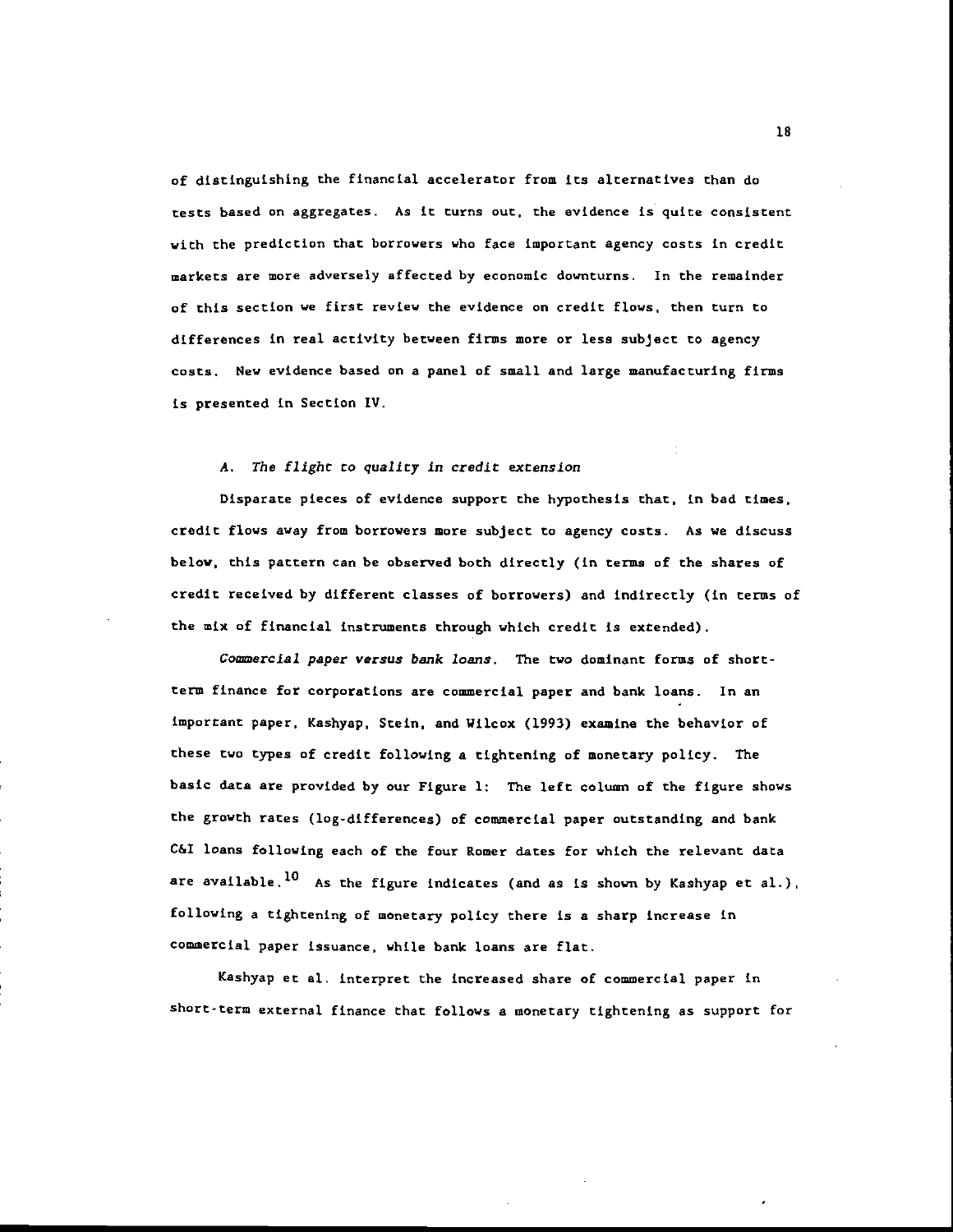of distinguishing the financial accelerator from its alternatives than do tests based on aggregates. As it turns out, the evidence is quite consistent with the prediction that borrowers who face important agency costs in credit markets are more adversely affected by economic downturns. In the remainder of this section we first review the evidence on credit flows, then turn to differences in real activity between firms more or less subject to agency costs. New evidence based on a panel of small and large manufacturing firms is presented in Section IV.

### A. *The flight to quality in credit extension*

Disparate pieces of evidence support the hypothesis that, in bad times, credit flows away from borrowers more subject to agency costs. As we discuss below, this pattern can be observed both directly (in terms of the shares of credit received by different classes of borrowers) and indirectly (in terms of the mix of financial instruments through which credit is extended).

*Commercial paper versus bank loans.* The two dominant forms of short-term finance for corporations are commercial paper and bank loans. In an important paper, Kashyap, Stein, and Wilcox (1993) examine the behavior of these two types of credit following a tightening of monetary policy. The basic data are provided by our Figure 1: The left column of the figure shows the growth rates (log-differences) of commercial paper outstanding and bank C&I loans following each of the four Romer dates for which the relevant data are available.[10] As the figure indicates (and as is shown by Kashyap et al.), following a tightening of monetary policy there is a sharp increase in commercial paper issuance, while bank loans are flat.

Kashyap et al. interpret the increased share of commercial paper in short-term external finance that follows a monetary tightening as support for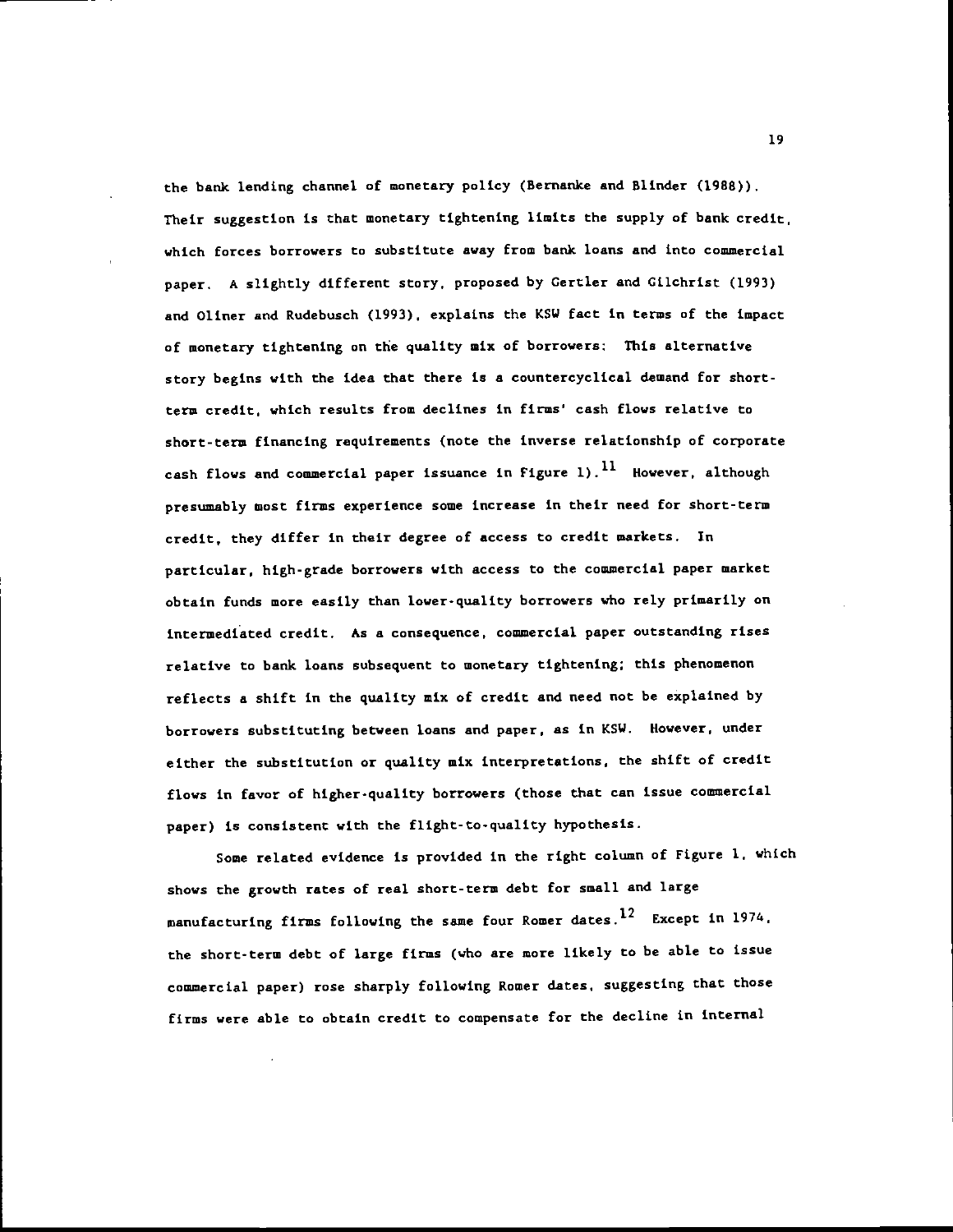the bank lending channel of monetary policy (Bernanke and Blinder (1988)). Their suggestion is that monetary tightening limits the supply of bank credit, which forces borrowers to substitute away from bank loans and into commercial paper. A slightly different story, proposed by Gertler and Gilchrist (1993) and Oliner and Rudebusch (1993), explains the KSW fact in terms of the impact of monetary tightening on the quality mix of borrowers: This alternative story begins with the idea that there is a countercyclical demand for short-term credit, which results from declines in firms' cash flows relative to short-term financing requirements (note the inverse relationship of corporate cash flows and commercial paper issuance in Figure 1).[11] However, although presumably most firms experience some increase in their need for short-term credit, they differ in their degree of access to credit markets. In particular, high-grade borrowers with access to the commercial paper market obtain funds more easily than lower-quality borrowers who rely primarily on intermediated credit. As a consequence, commercial paper outstanding rises relative to bank loans subsequent to monetary tightening; this phenomenon reflects a shift in the quality mix of credit and need not be explained by borrowers substituting between loans and paper, as in KSW. However, under either the substitution or quality mix interpretations, the shift of credit flows in favor of higher-quality borrowers (those that can issue commercial paper) is consistent with the flight-to-quality hypothesis.

Some related evidence is provided in the right column of Figure 1, which shows the growth rates of real short-term debt for small and large manufacturing firms following the same four Romer dates.[12] Except in 1974, the short-term debt of large firms (who are more likely to be able to issue commercial paper) rose sharply following Romer dates, suggesting that those firms were able to obtain credit to compensate for the decline in internal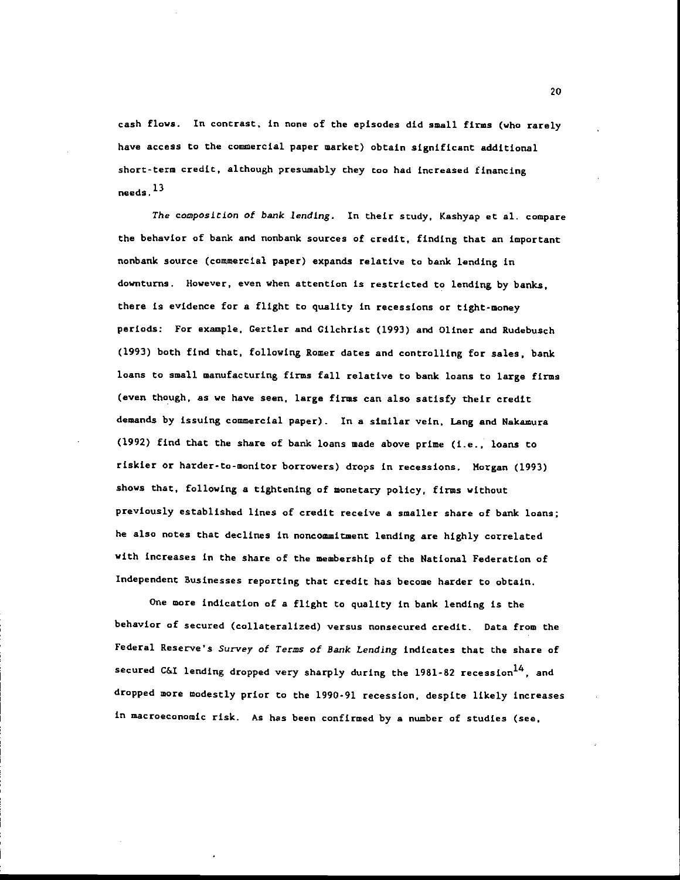cash flows. In contrast, in none of the episodes did small firms (who rarely have access to the commercial paper market) obtain significant additional short-term credit, although presumably they too had increased financing needs.[13]

*The composition of bank lending.* In their study, Kashyap et al. compare the behavior of bank and nonbank sources of credit, finding that an important nonbank source (commercial paper) expands relative to bank lending in downturns. However, even when attention is restricted to lending by banks, there is evidence for a flight to quality in recessions or tight-money periods: For example, Gertler and Gilchrist (1993) and Oliner and Rudebusch (1993) both find that, following Romer dates and controlling for sales, bank loans to small manufacturing firms fall relative to bank loans to large firms (even though, as we have seen, large firms can also satisfy their credit demands by issuing commercial paper). In a similar vein, Lang and Nakamura (1992) find that the share of bank loans made above prime (i.e., loans to riskier or harder-to-monitor borrowers) drops in recessions. Morgan (1993) shows that, following a tightening of monetary policy, firms without previously established lines of credit receive a smaller share of bank loans; he also notes that declines in noncommitment lending are highly correlated with increases in the share of the membership of the National Federation of Independent Businesses reporting that credit has become harder to obtain.

One more indication of a flight to quality in bank lending is the behavior of secured (collateralized) versus nonsecured credit. Data from the Federal Reserve's *Survey of Terms of Bank Lending* indicates that the share of secured C&I lending dropped very sharply during the 1981-82 recession[14], and dropped more modestly prior to the 1990-91 recession, despite likely increases in macroeconomic risk. As has been confirmed by a number of studies (see,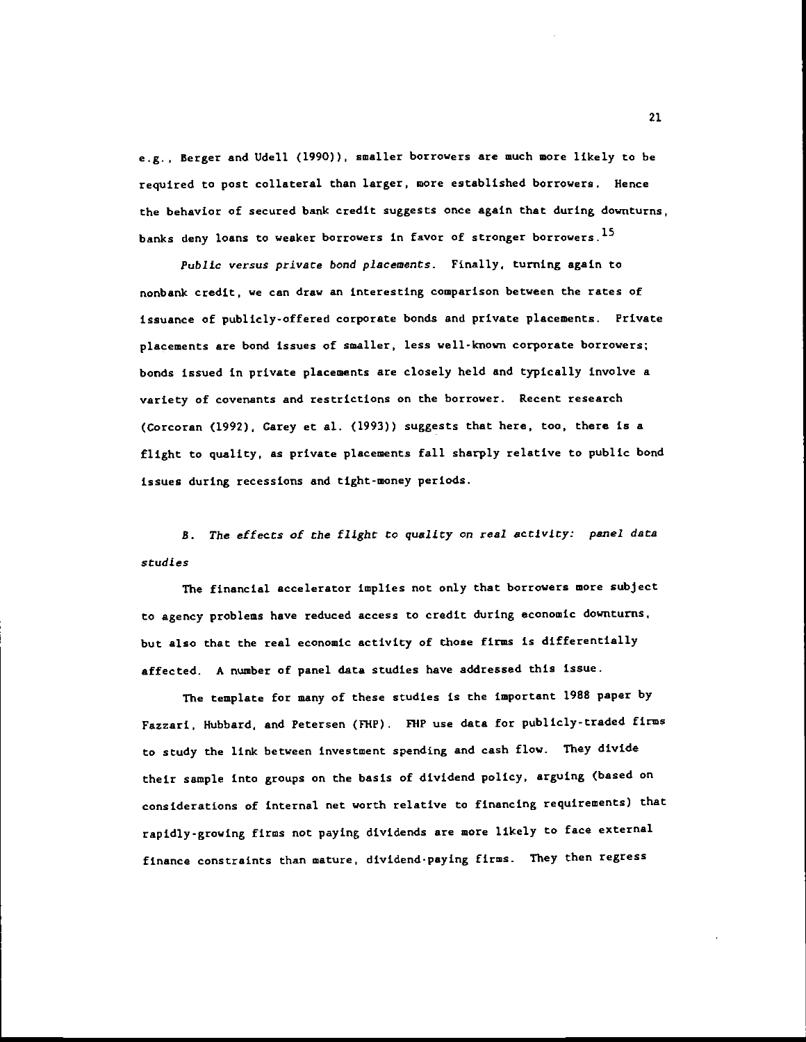e.g., Berger and Udell (1990)), smaller borrowers are much more likely to be required to post collateral than larger, more established borrowers. Hence the behavior of secured bank credit suggests once again that during downturns, banks deny loans to weaker borrowers in favor of stronger borrowers.[15]

*Public versus private bond placements*. Finally, turning again to nonbank credit, we can draw an interesting comparison between the rates of issuance of publicly-offered corporate bonds and private placements. Private placements are bond issues of smaller, less well-known corporate borrowers; bonds issued in private placements are closely held and typically involve a variety of covenants and restrictions on the borrower. Recent research (Corcoran (1992), Carey et al. (1993)) suggests that here, too, there is a flight to quality, as private placements fall sharply relative to public bond issues during recessions and tight-money periods.

### *B. The effects of the flight to quality on real activity: panel data studies*

The financial accelerator implies not only that borrowers more subject to agency problems have reduced access to credit during economic downturns, but also that the real economic activity of those firms is differentially affected. A number of panel data studies have addressed this issue.

The template for many of these studies is the important 1988 paper by Fazzari, Hubbard, and Petersen (FHP). FHP use data for publicly-traded firms to study the link between investment spending and cash flow. They divide their sample into groups on the basis of dividend policy, arguing (based on considerations of internal net worth relative to financing requirements) that rapidly-growing firms not paying dividends are more likely to face external finance constraints than mature, dividend-paying firms. They then regress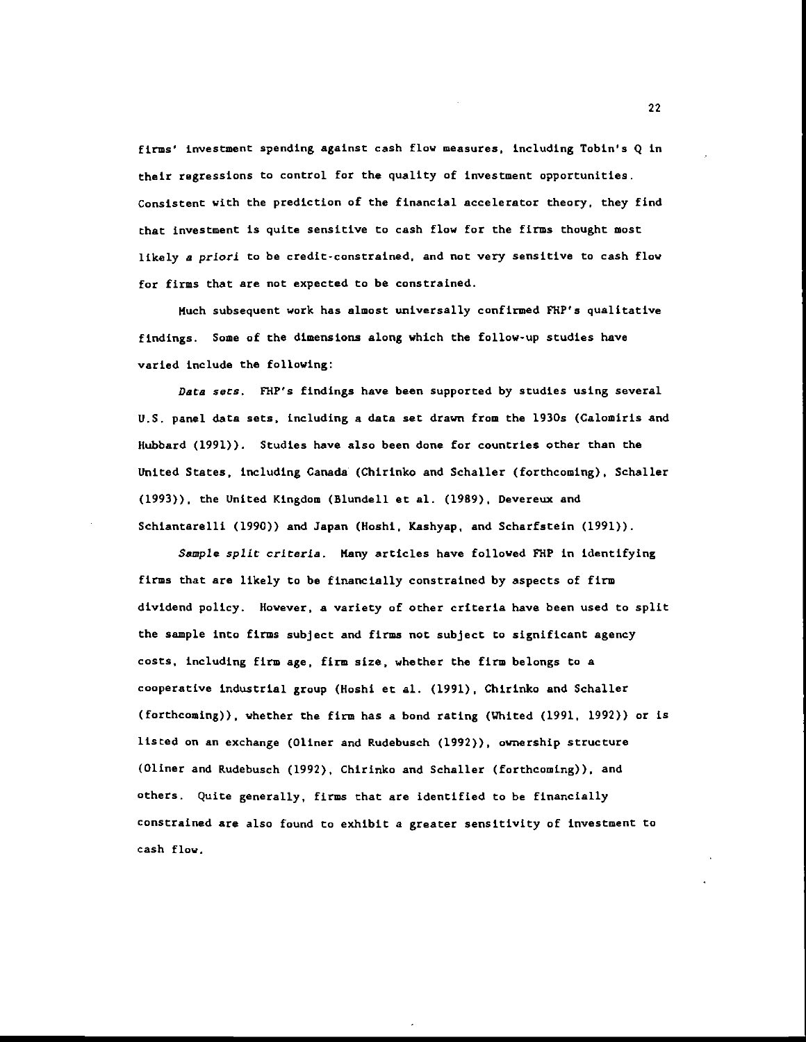firms' investment spending against cash flow measures, including Tobin's Q in their regressions to control for the quality of investment opportunities. Consistent with the prediction of the financial accelerator theory, they find that investment is quite sensitive to cash flow for the firms thought most likely *a priori* to be credit-constrained, and not very sensitive to cash flow for firms that are not expected to be constrained.

Much subsequent work has almost universally confirmed FHP's qualitative findings. Some of the dimensions along which the follow-up studies have varied include the following:

*Data sets*. FHP's findings have been supported by studies using several U.S. panel data sets, including a data set drawn from the 1930s (Calomiris and Hubbard (1991)). Studies have also been done for countries other than the United States, including Canada (Chirinko and Schaller (forthcoming), Schaller (1993)), the United Kingdom (Blundell et al. (1989), Devereux and Schiantarelli (1990)) and Japan (Hoshi, Kashyap, and Scharfstein (1991)).

*Sample split criteria*. Many articles have followed FHP in identifying firms that are likely to be financially constrained by aspects of firm dividend policy. However, a variety of other criteria have been used to split the sample into firms subject and firms not subject to significant agency costs, including firm age, firm size, whether the firm belongs to a cooperative industrial group (Hoshi et al. (1991), Chirinko and Schaller (forthcoming)), whether the firm has a bond rating (Whited (1991, 1992)) or is listed on an exchange (Oliner and Rudebusch (1992)), ownership structure (Oliner and Rudebusch (1992), Chirinko and Schaller (forthcoming)), and others. Quite generally, firms that are identified to be financially constrained are also found to exhibit a greater sensitivity of investment to cash flow.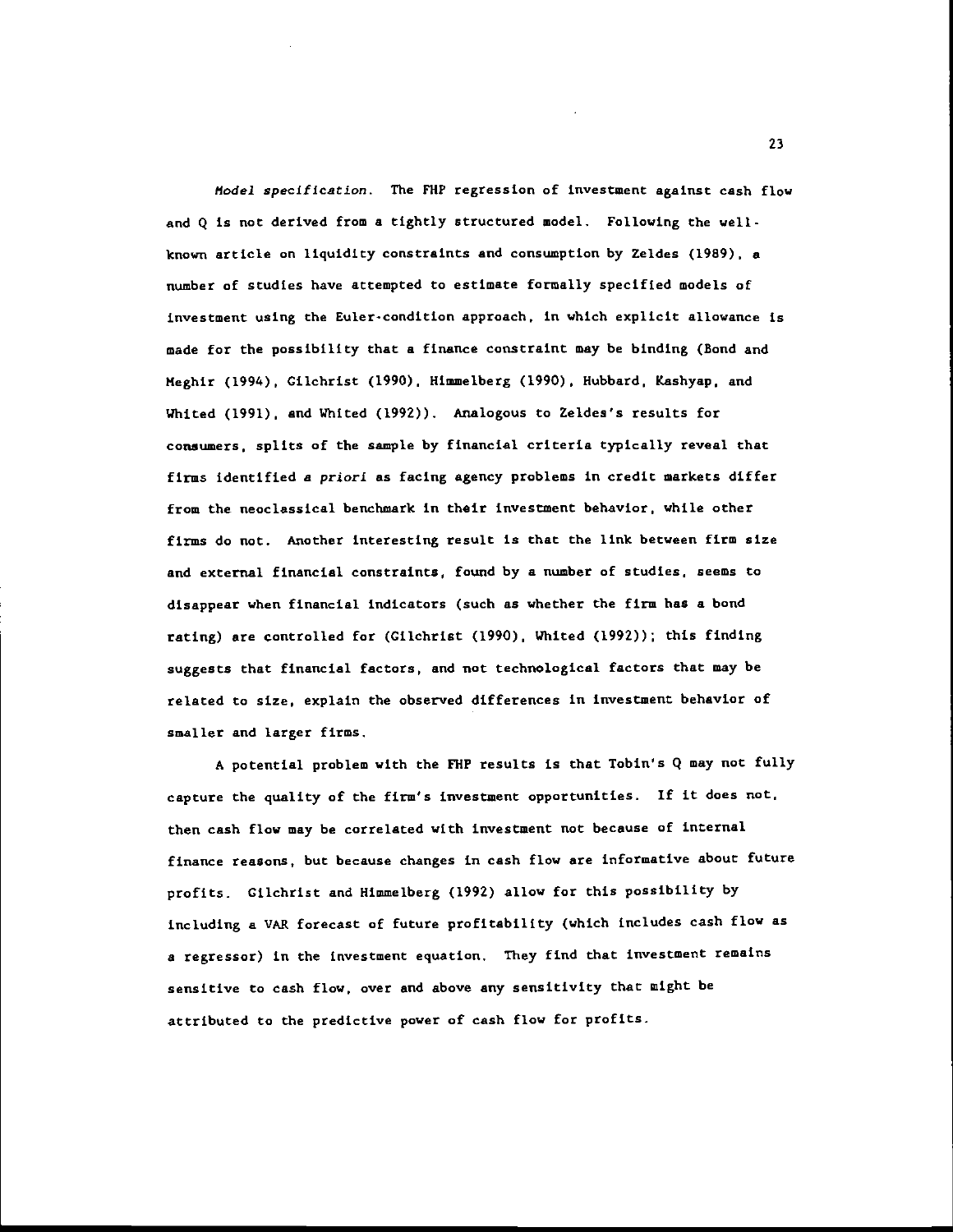*Model specification*. The FHP regression of investment against cash flow and Q is not derived from a tightly structured model. Following the well-known article on liquidity constraints and consumption by Zeldes (1989), a number of studies have attempted to estimate formally specified models of investment using the Euler-condition approach, in which explicit allowance is made for the possibility that a finance constraint may be binding (Bond and Meghir (1994), Gilchrist (1990), Himmelberg (1990), Hubbard, Kashyap, and Whited (1991), and Whited (1992)). Analogous to Zeldes's results for consumers, splits of the sample by financial criteria typically reveal that firms identified *a priori* as facing agency problems in credit markets differ from the neoclassical benchmark in their investment behavior, while other firms do not. Another interesting result is that the link between firm size and external financial constraints, found by a number of studies, seems to disappear when financial indicators (such as whether the firm has a bond rating) are controlled for (Gilchrist (1990), Whited (1992)); this finding suggests that financial factors, and not technological factors that may be related to size, explain the observed differences in investment behavior of smaller and larger firms.

A potential problem with the FHP results is that Tobin's Q may not fully capture the quality of the firm's investment opportunities. If it does not, then cash flow may be correlated with investment not because of internal finance reasons, but because changes in cash flow are informative about future profits. Gilchrist and Himmelberg (1992) allow for this possibility by including a VAR forecast of future profitability (which includes cash flow as a regressor) in the investment equation. They find that investment remains sensitive to cash flow, over and above any sensitivity that might be attributed to the predictive power of cash flow for profits.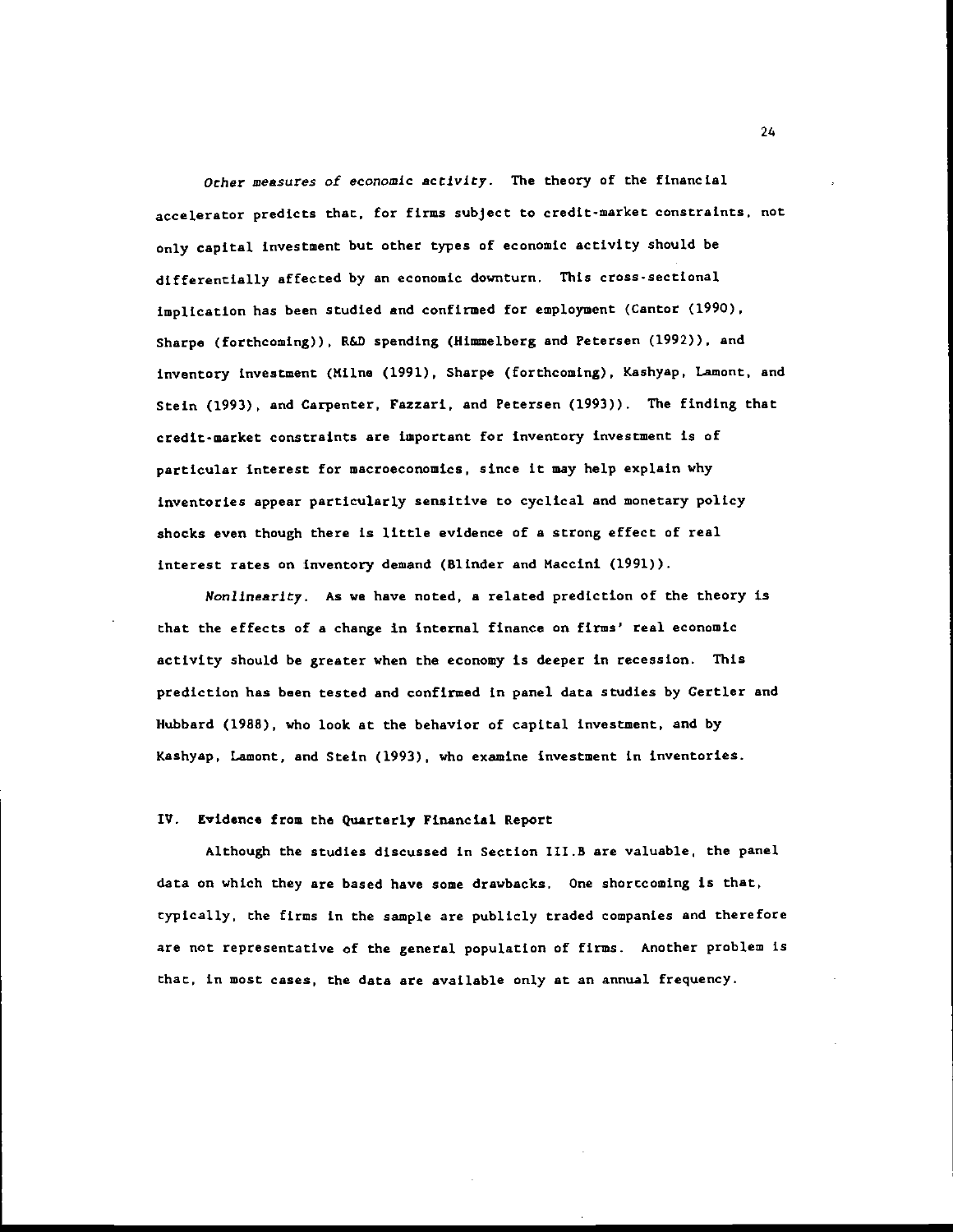*Other measures of economic activity.* The theory of the financial accelerator predicts that, for firms subject to credit-market constraints, not only capital investment but other types of economic activity should be differentially affected by an economic downturn. This cross-sectional implication has been studied and confirmed for employment (Cantor (1990), Sharpe (forthcoming)), R&D spending (Himmelberg and Petersen (1992)), and inventory investment (Milne (1991), Sharpe (forthcoming), Kashyap, Lamont, and Stein (1993), and Carpenter, Fazzari, and Petersen (1993)). The finding that credit-market constraints are important for inventory investment is of particular interest for macroeconomics, since it may help explain why inventories appear particularly sensitive to cyclical and monetary policy shocks even though there is little evidence of a strong effect of real interest rates on inventory demand (Blinder and Maccini (1991)).

*Nonlinearity.* As we have noted, a related prediction of the theory is that the effects of a change in internal finance on firms' real economic activity should be greater when the economy is deeper in recession. This prediction has been tested and confirmed in panel data studies by Gertler and Hubbard (1988), who look at the behavior of capital investment, and by Kashyap, Lamont, and Stein (1993), who examine investment in inventories.

## IV. Evidence from the Quarterly Financial Report

Although the studies discussed in Section III.B are valuable, the panel data on which they are based have some drawbacks. One shortcoming is that, typically, the firms in the sample are publicly traded companies and therefore are not representative of the general population of firms. Another problem is that, in most cases, the data are available only at an annual frequency.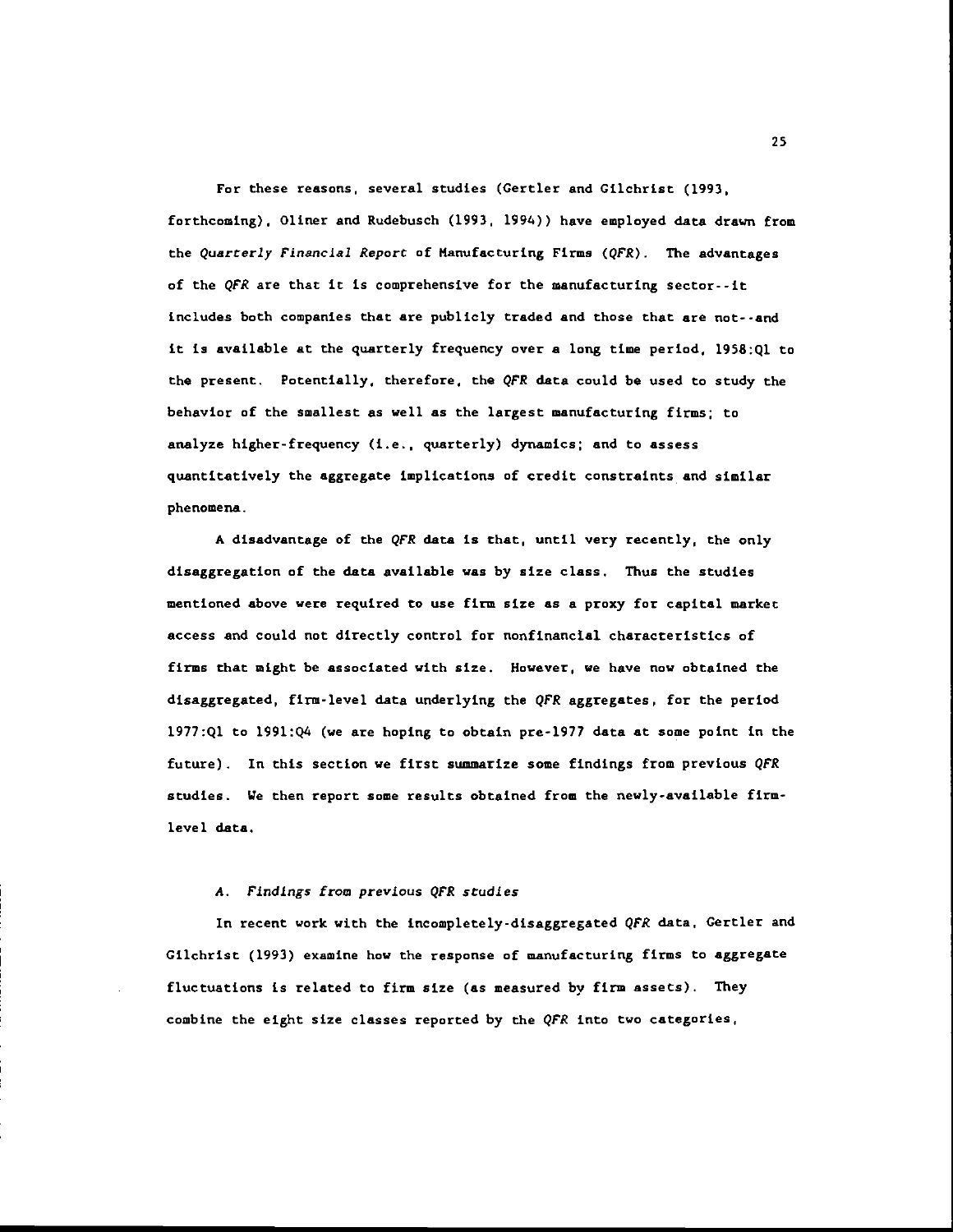For these reasons, several studies (Gertler and Gilchrist (1993, forthcoming), Oliner and Rudebusch (1993, 1994)) have employed data drawn from the *Quarterly Financial Report* of Manufacturing Firms (*QFR*). The advantages of the *QFR* are that it is comprehensive for the manufacturing sector--it includes both companies that are publicly traded and those that are not--and it is available at the quarterly frequency over a long time period, 1958:Q1 to the present. Potentially, therefore, the *QFR* data could be used to study the behavior of the smallest as well as the largest manufacturing firms; to analyze higher-frequency (i.e., quarterly) dynamics; and to assess quantitatively the aggregate implications of credit constraints and similar phenomena.

A disadvantage of the *QFR* data is that, until very recently, the only disaggregation of the data available was by size class. Thus the studies mentioned above were required to use firm size as a proxy for capital market access and could not directly control for nonfinancial characteristics of firms that might be associated with size. However, we have now obtained the disaggregated, firm-level data underlying the *QFR* aggregates, for the period 1977:Q1 to 1991:Q4 (we are hoping to obtain pre-1977 data at some point in the future). In this section we first summarize some findings from previous *QFR* studies. We then report some results obtained from the newly-available firm-level data.

### A. *Findings from previous QFR studies*

In recent work with the incompletely-disaggregated *QFR* data, Gertler and Gilchrist (1993) examine how the response of manufacturing firms to aggregate fluctuations is related to firm size (as measured by firm assets). They combine the eight size classes reported by the *QFR* into two categories,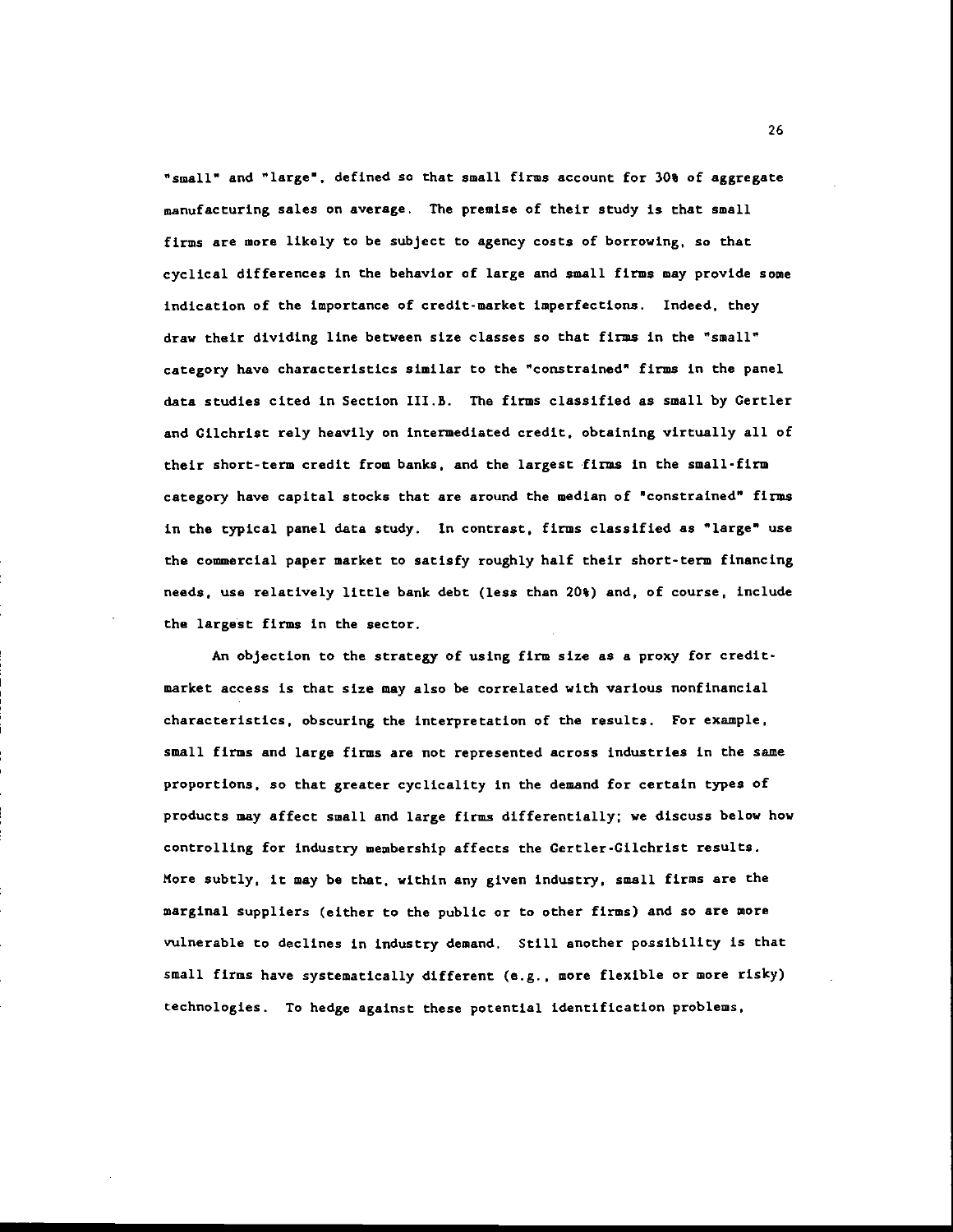"small" and "large", defined so that small firms account for 30% of aggregate manufacturing sales on average. The premise of their study is that small firms are more likely to be subject to agency costs of borrowing, so that cyclical differences in the behavior of large and small firms may provide some indication of the importance of credit-market imperfections. Indeed, they draw their dividing line between size classes so that firms in the "small" category have characteristics similar to the "constrained" firms in the panel data studies cited in Section III.B. The firms classified as small by Gertler and Gilchrist rely heavily on intermediated credit, obtaining virtually all of their short-term credit from banks, and the largest firms in the small-firm category have capital stocks that are around the median of "constrained" firms in the typical panel data study. In contrast, firms classified as "large" use the commercial paper market to satisfy roughly half their short-term financing needs, use relatively little bank debt (less than 20%) and, of course, include the largest firms in the sector.

An objection to the strategy of using firm size as a proxy for credit-market access is that size may also be correlated with various nonfinancial characteristics, obscuring the interpretation of the results. For example, small firms and large firms are not represented across industries in the same proportions, so that greater cyclicality in the demand for certain types of products may affect small and large firms differentially; we discuss below how controlling for industry membership affects the Gertler-Gilchrist results. More subtly, it may be that, within any given industry, small firms are the marginal suppliers (either to the public or to other firms) and so are more vulnerable to declines in industry demand. Still another possibility is that small firms have systematically different (e.g., more flexible or more risky) technologies. To hedge against these potential identification problems,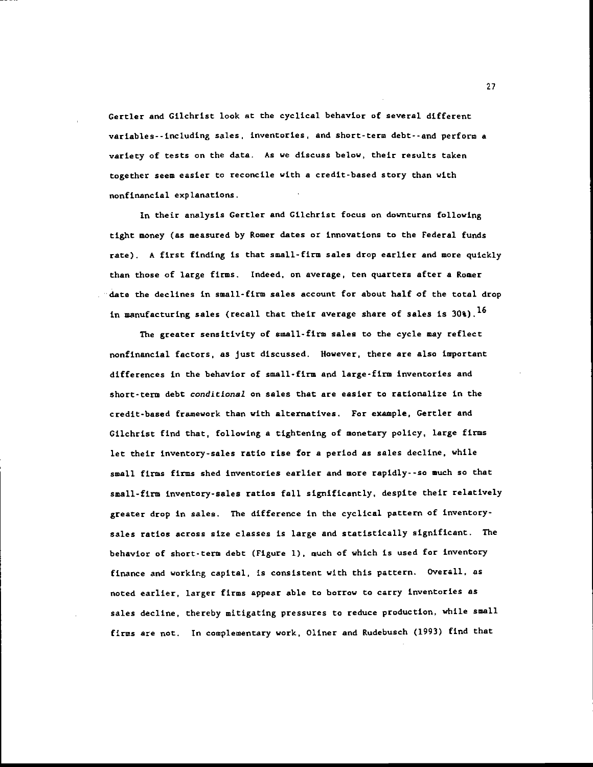Gertler and Gilchrist look at the cyclical behavior of several different variables--including sales, inventories, and short-term debt--and perform a variety of tests on the data. As we discuss below, their results taken together seem easier to reconcile with a credit-based story than with nonfinancial explanations.

In their analysis Gertler and Gilchrist focus on downturns following tight money (as measured by Romer dates or innovations to the Federal funds rate). A first finding is that small-firm sales drop earlier and more quickly than those of large firms. Indeed, on average, ten quarters after a Romer date the declines in small-firm sales account for about half of the total drop in manufacturing sales (recall that their average share of sales is 30%).[16]

The greater sensitivity of small-firm sales to the cycle may reflect nonfinancial factors, as just discussed. However, there are also important differences in the behavior of small-firm and large-firm inventories and short-term debt *conditional* on sales that are easier to rationalize in the credit-based framework than with alternatives. For example, Gertler and Gilchrist find that, following a tightening of monetary policy, large firms let their inventory-sales ratio rise for a period as sales decline, while small firms firms shed inventories earlier and more rapidly--so much so that small-firm inventory-sales ratios fall significantly, despite their relatively greater drop in sales. The difference in the cyclical pattern of inventory-sales ratios across size classes is large and statistically significant. The behavior of short-term debt (Figure 1), much of which is used for inventory finance and working capital, is consistent with this pattern. Overall, as noted earlier, larger firms appear able to borrow to carry inventories as sales decline, thereby mitigating pressures to reduce production, while small firms are not. In complementary work, Oliner and Rudebusch (1993) find that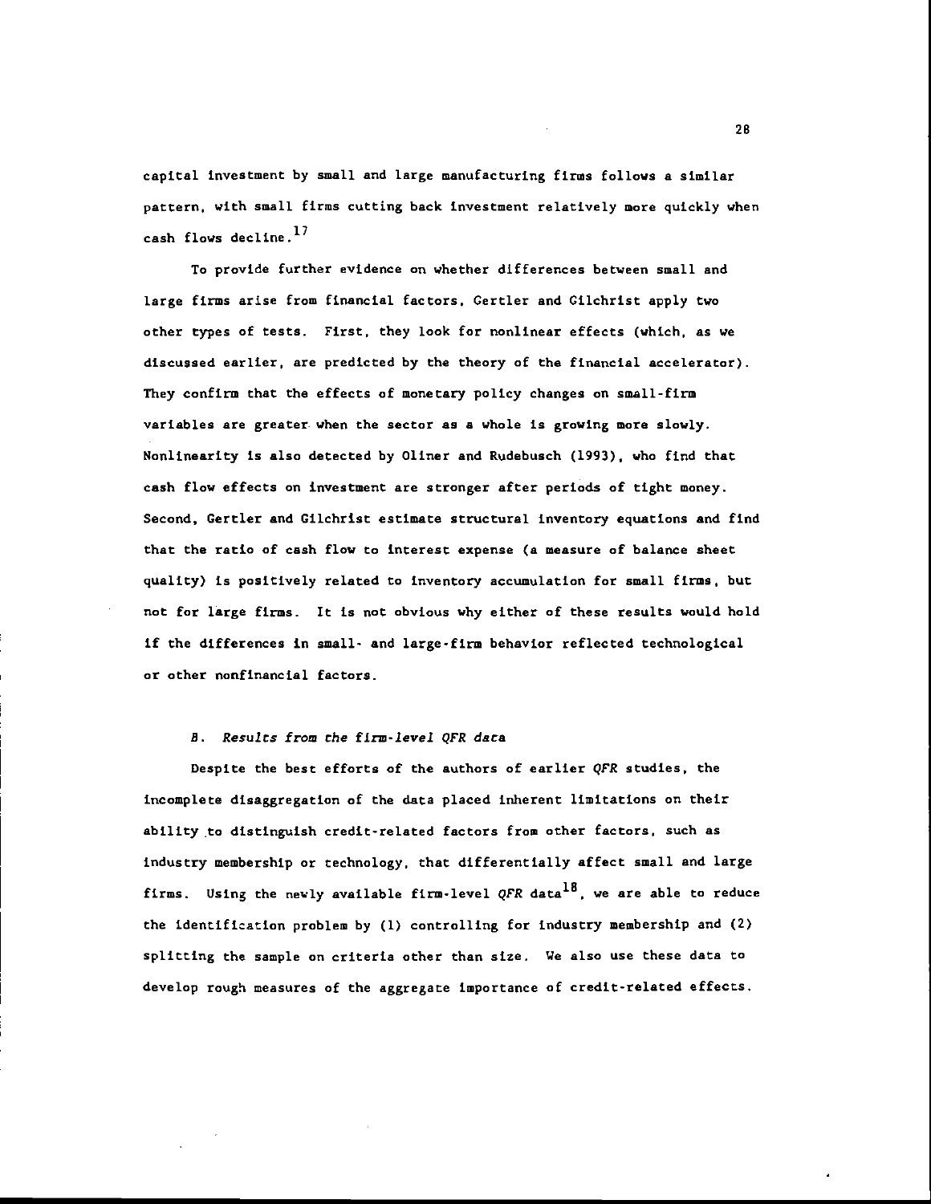capital investment by small and large manufacturing firms follows a similar pattern, with small firms cutting back investment relatively more quickly when cash flows decline.[17]

To provide further evidence on whether differences between small and large firms arise from financial factors, Gertler and Gilchrist apply two other types of tests. First, they look for nonlinear effects (which, as we discussed earlier, are predicted by the theory of the financial accelerator). They confirm that the effects of monetary policy changes on small-firm variables are greater when the sector as a whole is growing more slowly. Nonlinearity is also detected by Oliner and Rudebusch (1993), who find that cash flow effects on investment are stronger after periods of tight money. Second, Gertler and Gilchrist estimate structural inventory equations and find that the ratio of cash flow to interest expense (a measure of balance sheet quality) is positively related to inventory accumulation for small firms, but not for large firms. It is not obvious why either of these results would hold if the differences in small- and large-firm behavior reflected technological or other nonfinancial factors.

### B. *Results from the firm-level QFR data*

Despite the best efforts of the authors of earlier *QFR* studies, the incomplete disaggregation of the data placed inherent limitations on their ability to distinguish credit-related factors from other factors, such as industry membership or technology, that differentially affect small and large firms. Using the newly available firm-level *QFR* data[18], we are able to reduce the identification problem by (1) controlling for industry membership and (2) splitting the sample on criteria other than size. We also use these data to develop rough measures of the aggregate importance of credit-related effects.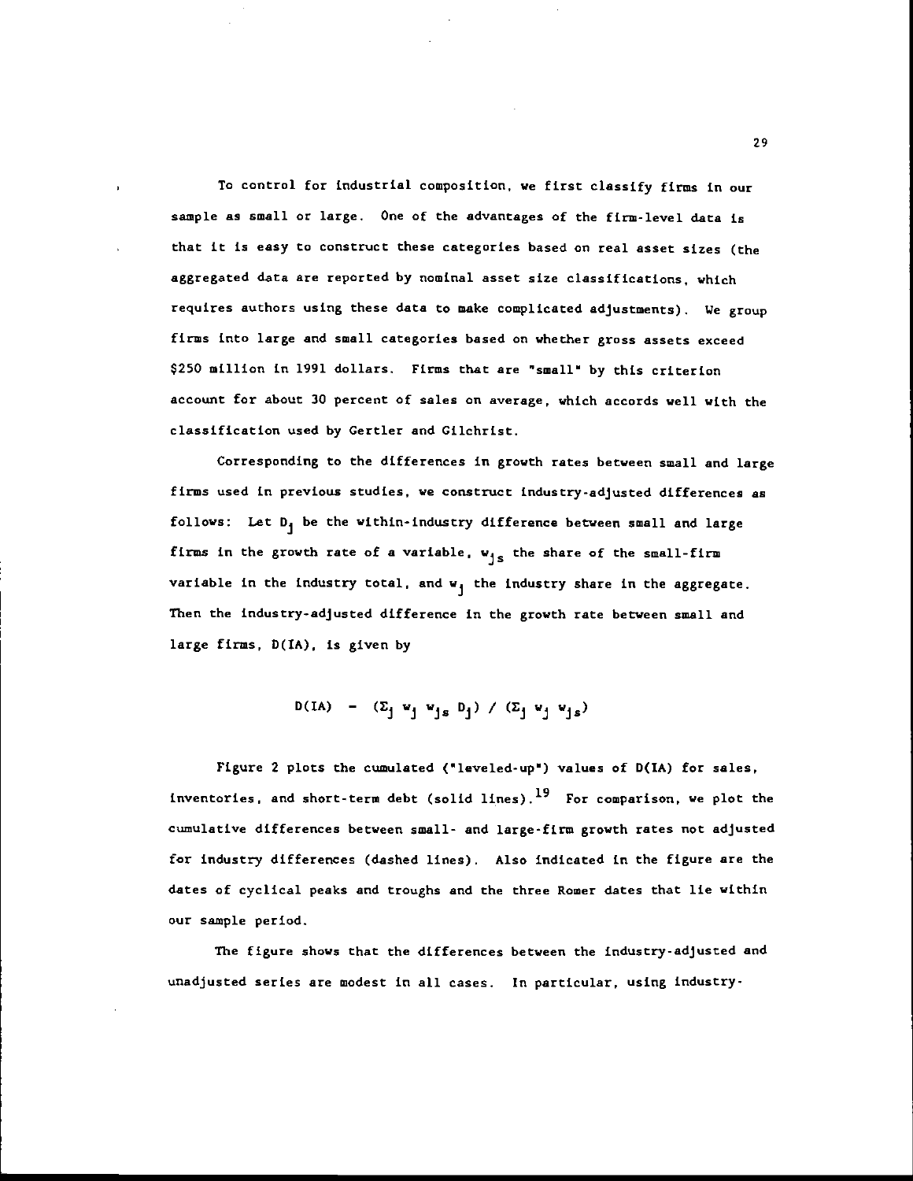To control for industrial composition, we first classify firms in our sample as small or large. One of the advantages of the firm-level data is that it is easy to construct these categories based on real asset sizes (the aggregated data are reported by nominal asset size classifications, which requires authors using these data to make complicated adjustments). We group firms into large and small categories based on whether gross assets exceed $250 million in 1991 dollars. Firms that are "small" by this criterion account for about 30 percent of sales on average, which accords well with the classification used by Gertler and Gilchrist.

Corresponding to the differences in growth rates between small and large firms used in previous studies, we construct industry-adjusted differences as follows: Let $D_j$ be the within-industry difference between small and large firms in the growth rate of a variable, $w_{js}$ the share of the small-firm variable in the industry total, and $w_j$ the industry share in the aggregate. Then the industry-adjusted difference in the growth rate between small and large firms, D(IA), is given by

$$D(IA) = (\Sigma_j w_j w_{js} D_j) / (\Sigma_j w_j w_{js})$$

Figure 2 plots the cumulated ("leveled-up") values of D(IA) for sales, inventories, and short-term debt (solid lines).[19] For comparison, we plot the cumulative differences between small- and large-firm growth rates not adjusted for industry differences (dashed lines). Also indicated in the figure are the dates of cyclical peaks and troughs and the three Romer dates that lie within our sample period.

The figure shows that the differences between the industry-adjusted and unadjusted series are modest in all cases. In particular, using industry-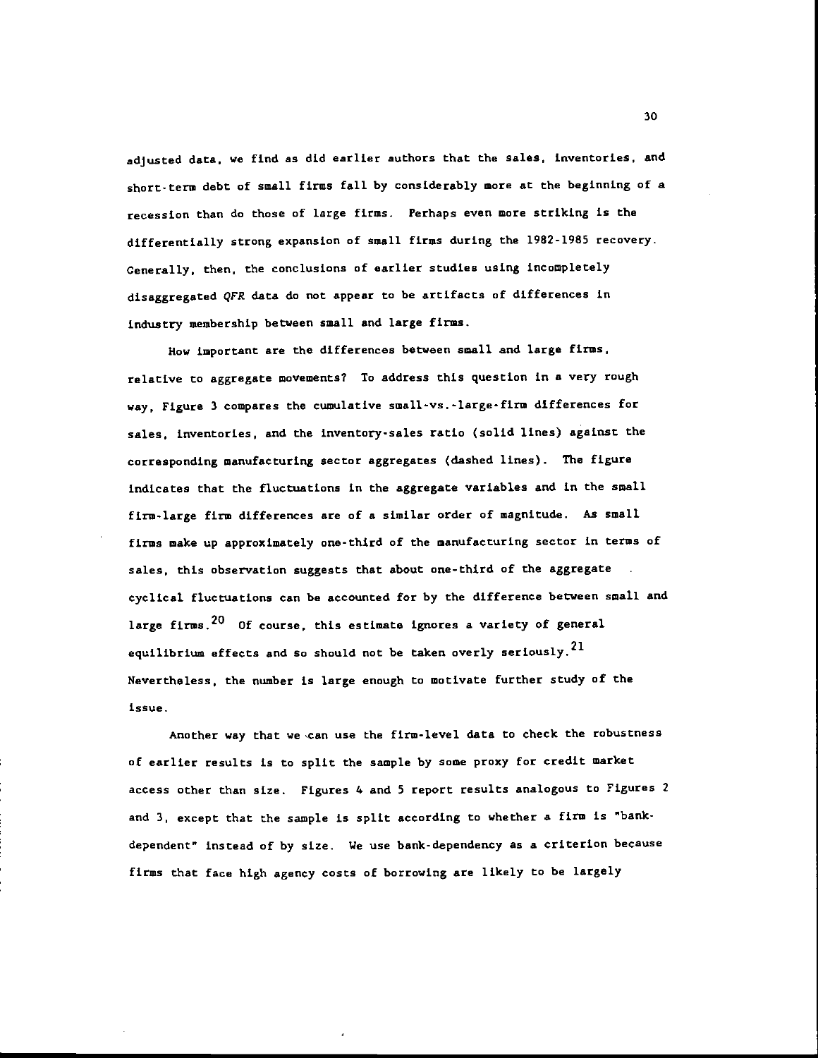adjusted data, we find as did earlier authors that the sales, inventories, and short-term debt of small firms fall by considerably more at the beginning of a recession than do those of large firms. Perhaps even more striking is the differentially strong expansion of small firms during the 1982-1985 recovery. Generally, then, the conclusions of earlier studies using incompletely disaggregated *QFR* data do not appear to be artifacts of differences in industry membership between small and large firms.

How important are the differences between small and large firms, relative to aggregate movements? To address this question in a very rough way, Figure 3 compares the cumulative small-vs.-large-firm differences for sales, inventories, and the inventory-sales ratio (solid lines) against the corresponding manufacturing sector aggregates (dashed lines). The figure indicates that the fluctuations in the aggregate variables and in the small firm-large firm differences are of a similar order of magnitude. As small firms make up approximately one-third of the manufacturing sector in terms of sales, this observation suggests that about one-third of the aggregate cyclical fluctuations can be accounted for by the difference between small and large firms.[20] Of course, this estimate ignores a variety of general equilibrium effects and so should not be taken overly seriously.[21] Nevertheless, the number is large enough to motivate further study of the issue.

Another way that we can use the firm-level data to check the robustness of earlier results is to split the sample by some proxy for credit market access other than size. Figures 4 and 5 report results analogous to Figures 2 and 3, except that the sample is split according to whether a firm is "bank-dependent" instead of by size. We use bank-dependency as a criterion because firms that face high agency costs of borrowing are likely to be largely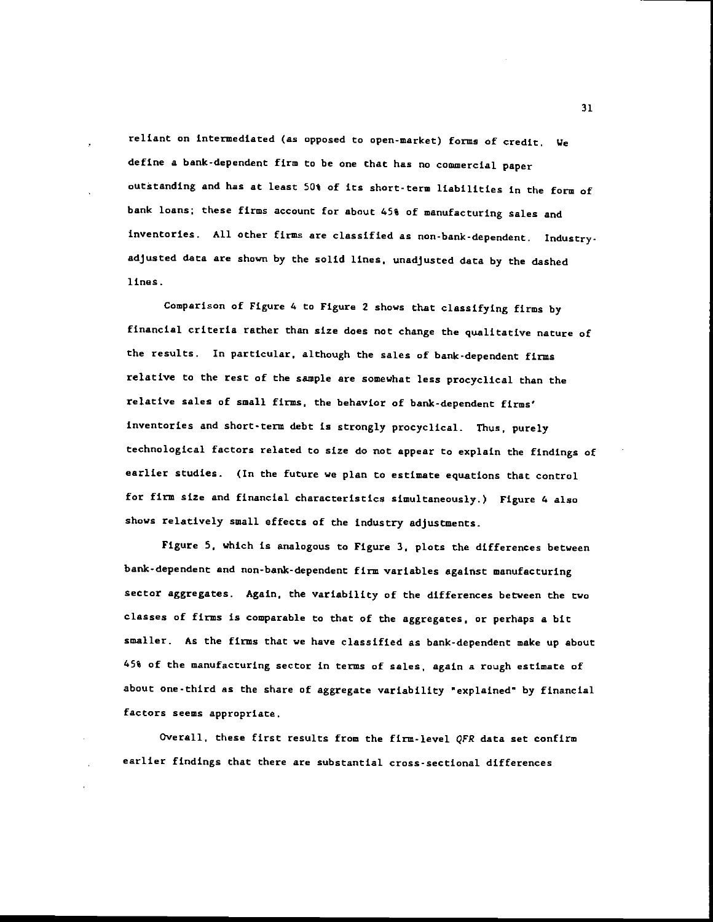reliant on intermediated (as opposed to open-market) forms of credit. We define a bank-dependent firm to be one that has no commercial paper outstanding and has at least 50% of its short-term liabilities in the form of bank loans; these firms account for about 45% of manufacturing sales and inventories. All other firms are classified as non-bank-dependent. Industry-adjusted data are shown by the solid lines, unadjusted data by the dashed lines.

Comparison of Figure 4 to Figure 2 shows that classifying firms by financial criteria rather than size does not change the qualitative nature of the results. In particular, although the sales of bank-dependent firms relative to the rest of the sample are somewhat less procyclical than the relative sales of small firms, the behavior of bank-dependent firms' inventories and short-term debt is strongly procyclical. Thus, purely technological factors related to size do not appear to explain the findings of earlier studies. (In the future we plan to estimate equations that control for firm size and financial characteristics simultaneously.) Figure 4 also shows relatively small effects of the industry adjustments.

Figure 5, which is analogous to Figure 3, plots the differences between bank-dependent and non-bank-dependent firm variables against manufacturing sector aggregates. Again, the variability of the differences between the two classes of firms is comparable to that of the aggregates, or perhaps a bit smaller. As the firms that we have classified as bank-dependent make up about 45% of the manufacturing sector in terms of sales, again a rough estimate of about one-third as the share of aggregate variability "explained" by financial factors seems appropriate.

Overall, these first results from the firm-level *QFR* data set confirm earlier findings that there are substantial cross-sectional differences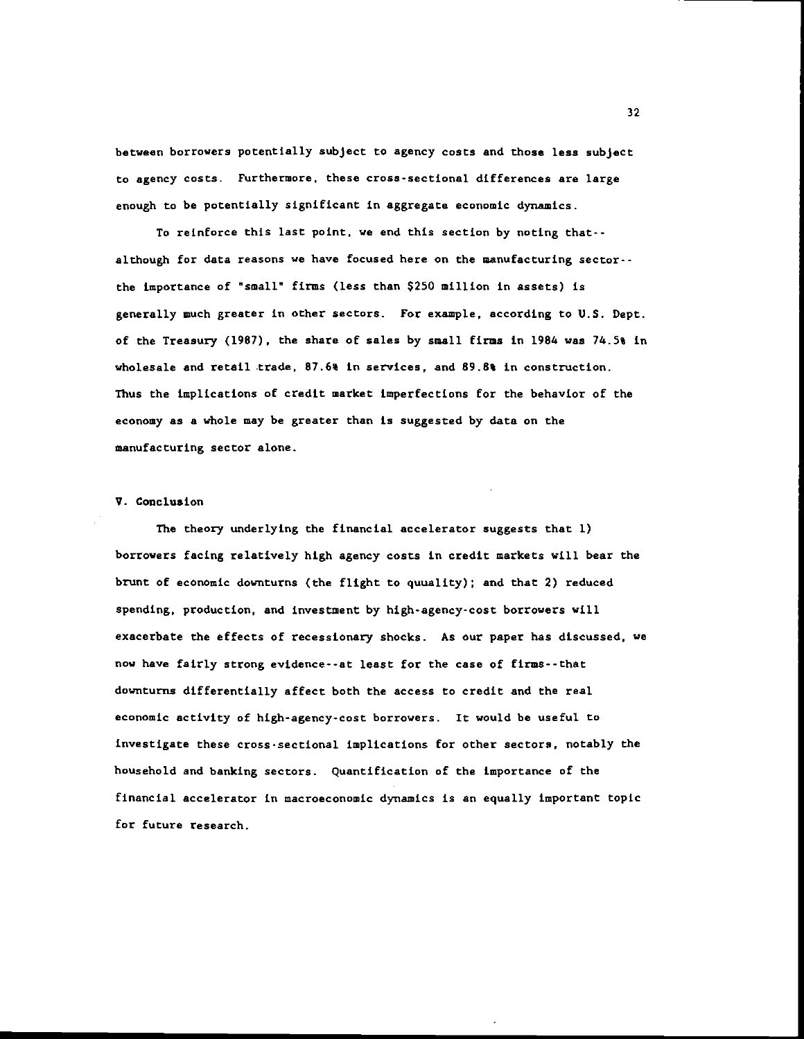between borrowers potentially subject to agency costs and those less subject to agency costs. Furthermore, these cross-sectional differences are large enough to be potentially significant in aggregate economic dynamics.

To reinforce this last point, we end this section by noting that--although for data reasons we have focused here on the manufacturing sector--the importance of "small" firms (less than $250 million in assets) is generally much greater in other sectors. For example, according to U.S. Dept. of the Treasury (1987), the share of sales by small firms in 1984 was 74.5% in wholesale and retail trade, 87.6% in services, and 89.8% in construction. Thus the implications of credit market imperfections for the behavior of the economy as a whole may be greater than is suggested by data on the manufacturing sector alone.

## V. Conclusion

The theory underlying the financial accelerator suggests that 1) borrowers facing relatively high agency costs in credit markets will bear the brunt of economic downturns (the flight to quuality); and that 2) reduced spending, production, and investment by high-agency-cost borrowers will exacerbate the effects of recessionary shocks. As our paper has discussed, we now have fairly strong evidence--at least for the case of firms--that downturns differentially affect both the access to credit and the real economic activity of high-agency-cost borrowers. It would be useful to investigate these cross-sectional implications for other sectors, notably the household and banking sectors. Quantification of the importance of the financial accelerator in macroeconomic dynamics is an equally important topic for future research.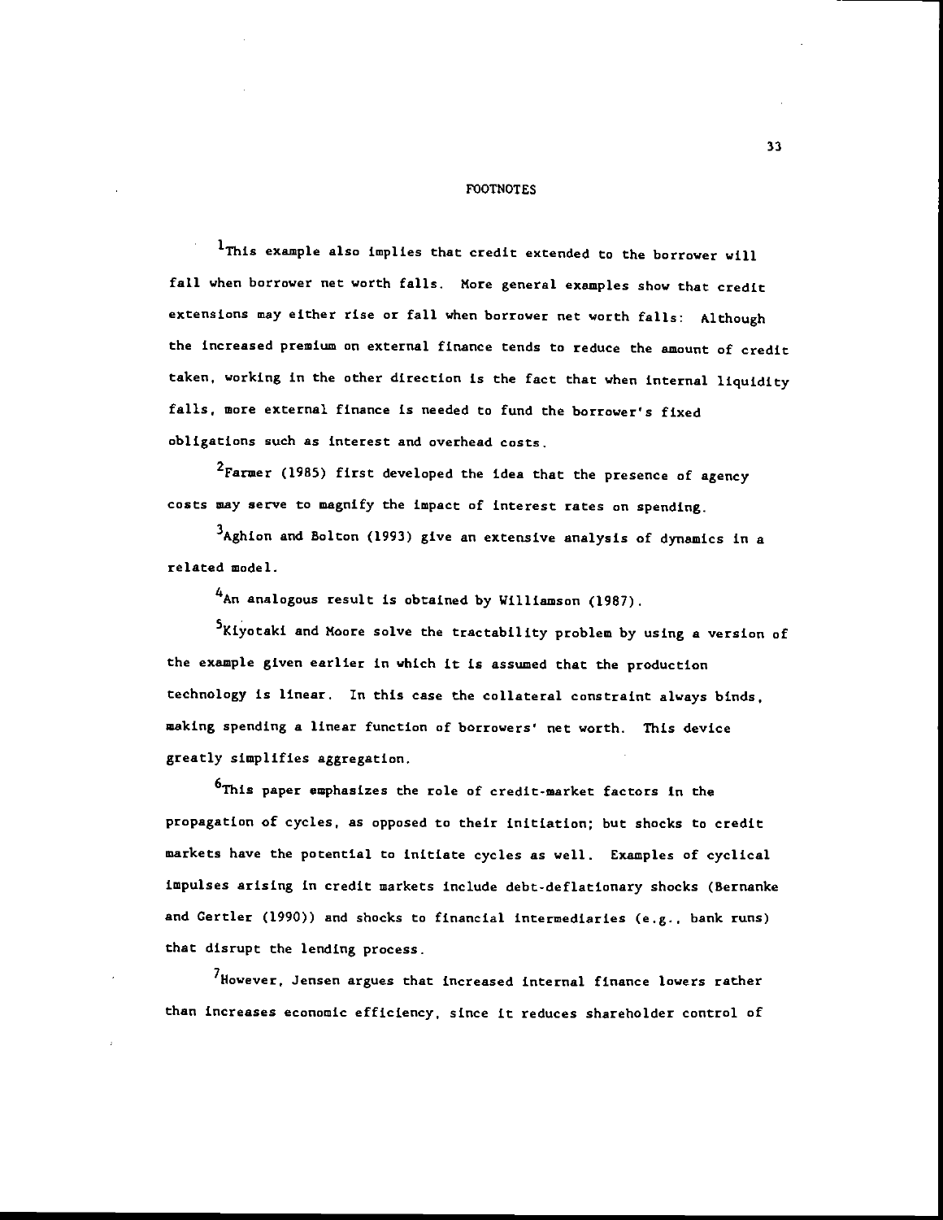# FOOTNOTES

[1]This example also implies that credit extended to the borrower will fall when borrower net worth falls. More general examples show that credit extensions may either rise or fall when borrower net worth falls: Although the increased premium on external finance tends to reduce the amount of credit taken, working in the other direction is the fact that when internal liquidity falls, more external finance is needed to fund the borrower's fixed obligations such as interest and overhead costs.

[2]Farmer (1985) first developed the idea that the presence of agency costs may serve to magnify the impact of interest rates on spending.

[3]Aghion and Bolton (1993) give an extensive analysis of dynamics in a related model.

[4]An analogous result is obtained by Williamson (1987).

[5]Kiyotaki and Moore solve the tractability problem by using a version of the example given earlier in which it is assumed that the production technology is linear. In this case the collateral constraint always binds, making spending a linear function of borrowers' net worth. This device greatly simplifies aggregation.

[6]This paper emphasizes the role of credit-market factors in the propagation of cycles, as opposed to their initiation; but shocks to credit markets have the potential to initiate cycles as well. Examples of cyclical impulses arising in credit markets include debt-deflationary shocks (Bernanke and Gertler (1990)) and shocks to financial intermediaries (e.g., bank runs) that disrupt the lending process.

[7]However, Jensen argues that increased internal finance lowers rather than increases economic efficiency, since it reduces shareholder control of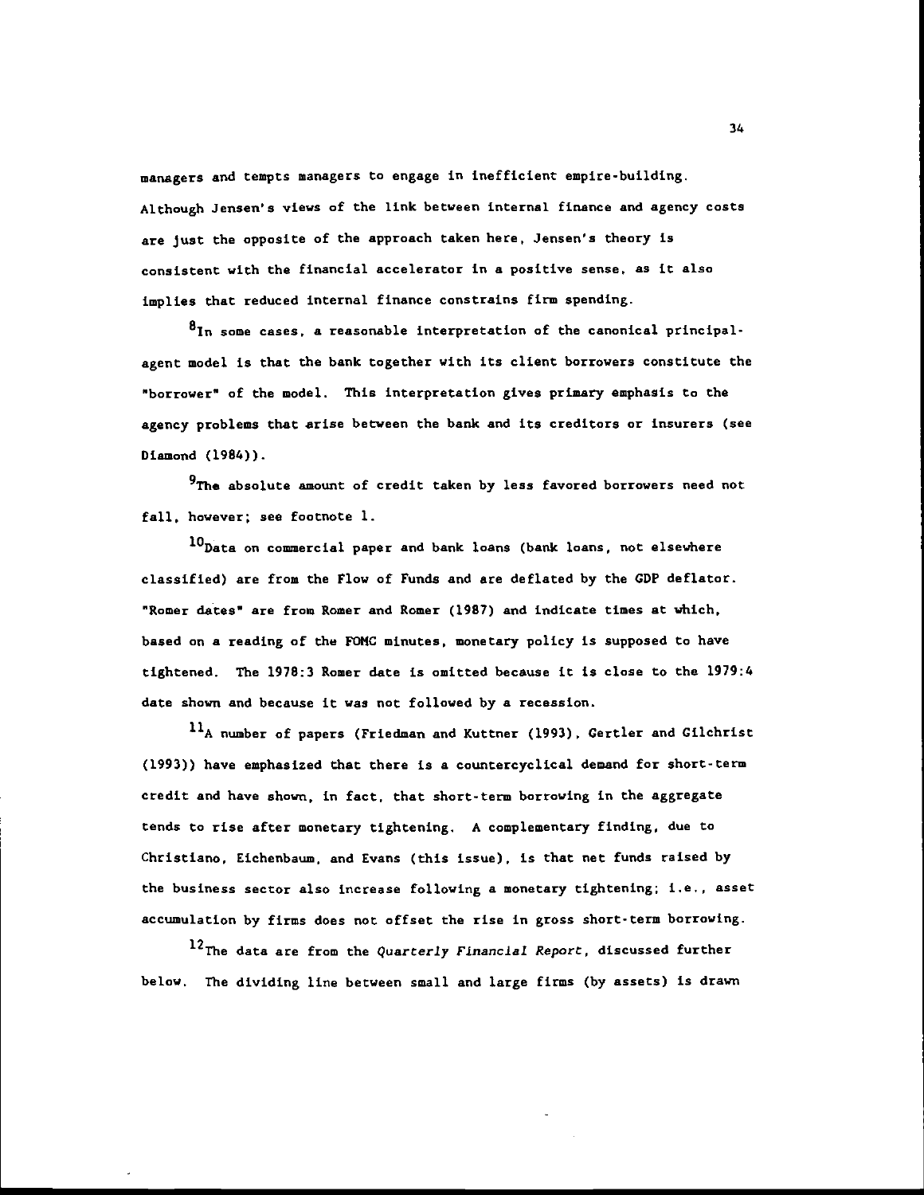managers and tempts managers to engage in inefficient empire-building. Although Jensen's views of the link between internal finance and agency costs are just the opposite of the approach taken here, Jensen's theory is consistent with the financial accelerator in a positive sense, as it also implies that reduced internal finance constrains firm spending.

[8]In some cases, a reasonable interpretation of the canonical principal-agent model is that the bank together with its client borrowers constitute the "borrower" of the model. This interpretation gives primary emphasis to the agency problems that arise between the bank and its creditors or insurers (see Diamond (1984)).

[9]The absolute amount of credit taken by less favored borrowers need not fall, however; see footnote 1.

[10]Data on commercial paper and bank loans (bank loans, not elsewhere classified) are from the Flow of Funds and are deflated by the GDP deflator. "Romer dates" are from Romer and Romer (1987) and indicate times at which, based on a reading of the FOMC minutes, monetary policy is supposed to have tightened. The 1978:3 Romer date is omitted because it is close to the 1979:4 date shown and because it was not followed by a recession.

[11]A number of papers (Friedman and Kuttner (1993), Gertler and Gilchrist (1993)) have emphasized that there is a countercyclical demand for short-term credit and have shown, in fact, that short-term borrowing in the aggregate tends to rise after monetary tightening. A complementary finding, due to Christiano, Eichenbaum, and Evans (this issue), is that net funds raised by the business sector also increase following a monetary tightening; i.e., asset accumulation by firms does not offset the rise in gross short-term borrowing.

[12]The data are from the *Quarterly Financial Report*, discussed further below. The dividing line between small and large firms (by assets) is drawn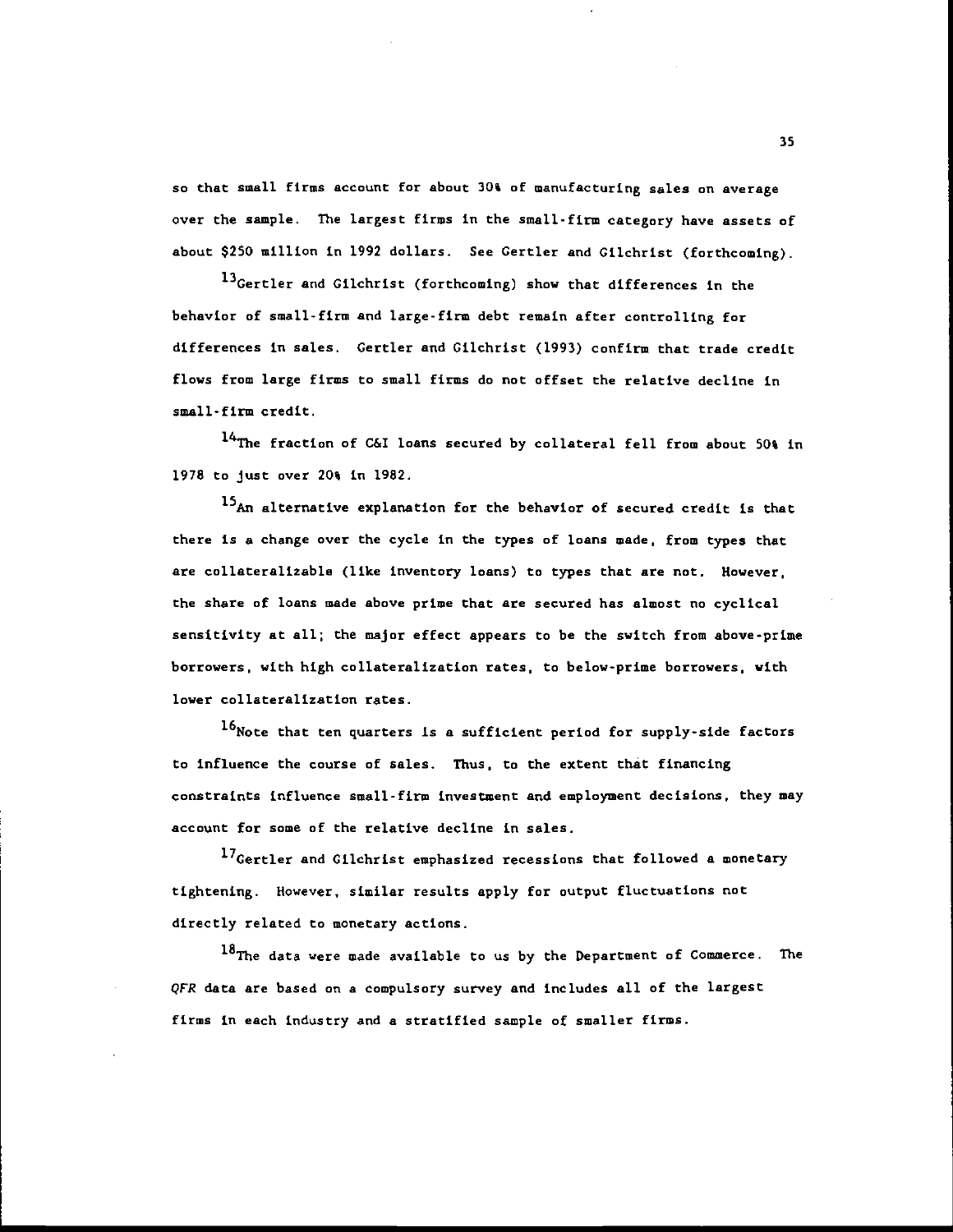so that small firms account for about 30% of manufacturing sales on average over the sample. The largest firms in the small-firm category have assets of about $250 million in 1992 dollars. See Gertler and Gilchrist (forthcoming).

[13]Gertler and Gilchrist (forthcoming) show that differences in the behavior of small-firm and large-firm debt remain after controlling for differences in sales. Gertler and Gilchrist (1993) confirm that trade credit flows from large firms to small firms do not offset the relative decline in small-firm credit.

[14]The fraction of C&I loans secured by collateral fell from about 50% in 1978 to just over 20% in 1982.

[15]An alternative explanation for the behavior of secured credit is that there is a change over the cycle in the types of loans made, from types that are collateralizable (like inventory loans) to types that are not. However, the share of loans made above prime that are secured has almost no cyclical sensitivity at all; the major effect appears to be the switch from above-prime borrowers, with high collateralization rates, to below-prime borrowers, with lower collateralization rates.

[16]Note that ten quarters is a sufficient period for supply-side factors to influence the course of sales. Thus, to the extent that financing constraints influence small-firm investment and employment decisions, they may account for some of the relative decline in sales.

[17]Gertler and Gilchrist emphasized recessions that followed a monetary tightening. However, similar results apply for output fluctuations not directly related to monetary actions.

[18]The data were made available to us by the Department of Commerce. The *QFR* data are based on a compulsory survey and includes all of the largest firms in each industry and a stratified sample of smaller firms.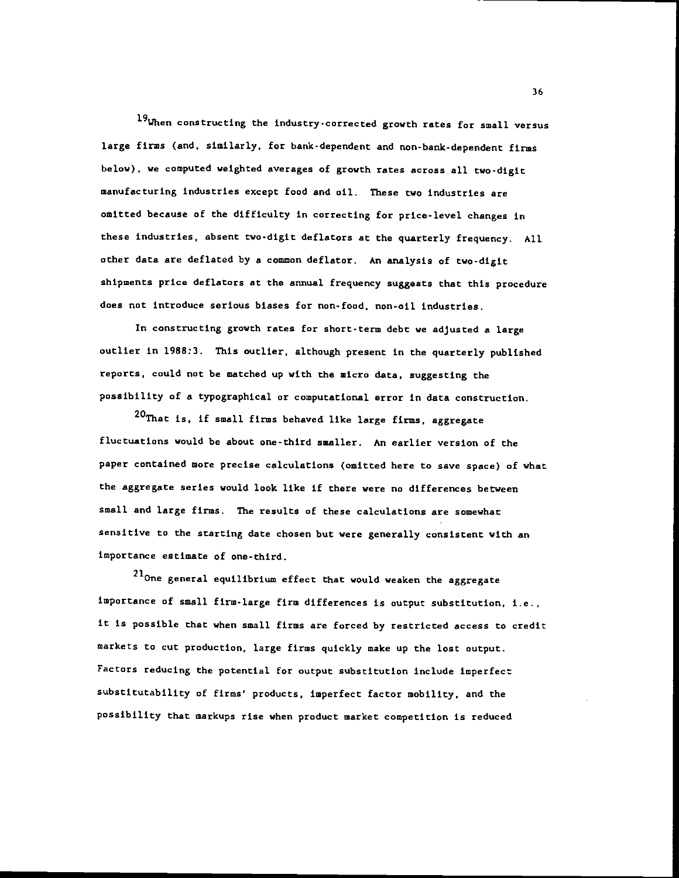[19]When constructing the industry-corrected growth rates for small versus large firms (and, similarly, for bank-dependent and non-bank-dependent firms below), we computed weighted averages of growth rates across all two-digit manufacturing industries except food and oil. These two industries are omitted because of the difficulty in correcting for price-level changes in these industries, absent two-digit deflators at the quarterly frequency. All other data are deflated by a common deflator. An analysis of two-digit shipments price deflators at the annual frequency suggests that this procedure does not introduce serious biases for non-food, non-oil industries.

In constructing growth rates for short-term debt we adjusted a large outlier in 1988:3. This outlier, although present in the quarterly published reports, could not be matched up with the micro data, suggesting the possibility of a typographical or computational error in data construction.

[20]That is, if small firms behaved like large firms, aggregate fluctuations would be about one-third smaller. An earlier version of the paper contained more precise calculations (omitted here to save space) of what the aggregate series would look like if there were no differences between small and large firms. The results of these calculations are somewhat sensitive to the starting date chosen but were generally consistent with an importance estimate of one-third.

[21]One general equilibrium effect that would weaken the aggregate importance of small firm-large firm differences is output substitution, i.e., it is possible that when small firms are forced by restricted access to credit markets to cut production, large firms quickly make up the lost output. Factors reducing the potential for output substitution include imperfect substitutability of firms' products, imperfect factor mobility, and the possibility that markups rise when product market competition is reduced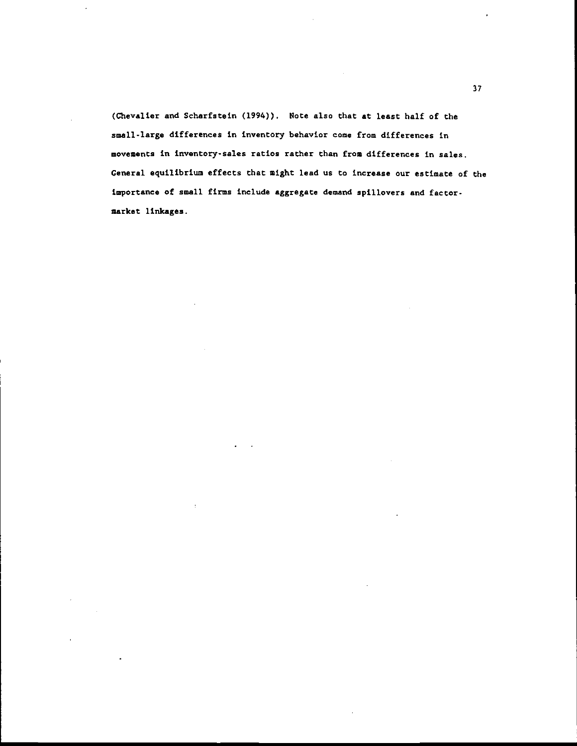(Chevalier and Scharfstein (1994)). Note also that at least half of the small-large differences in inventory behavior come from differences in movements in inventory-sales ratios rather than from differences in sales. General equilibrium effects that might lead us to increase our estimate of the importance of small firms include aggregate demand spillovers and factor-market linkages.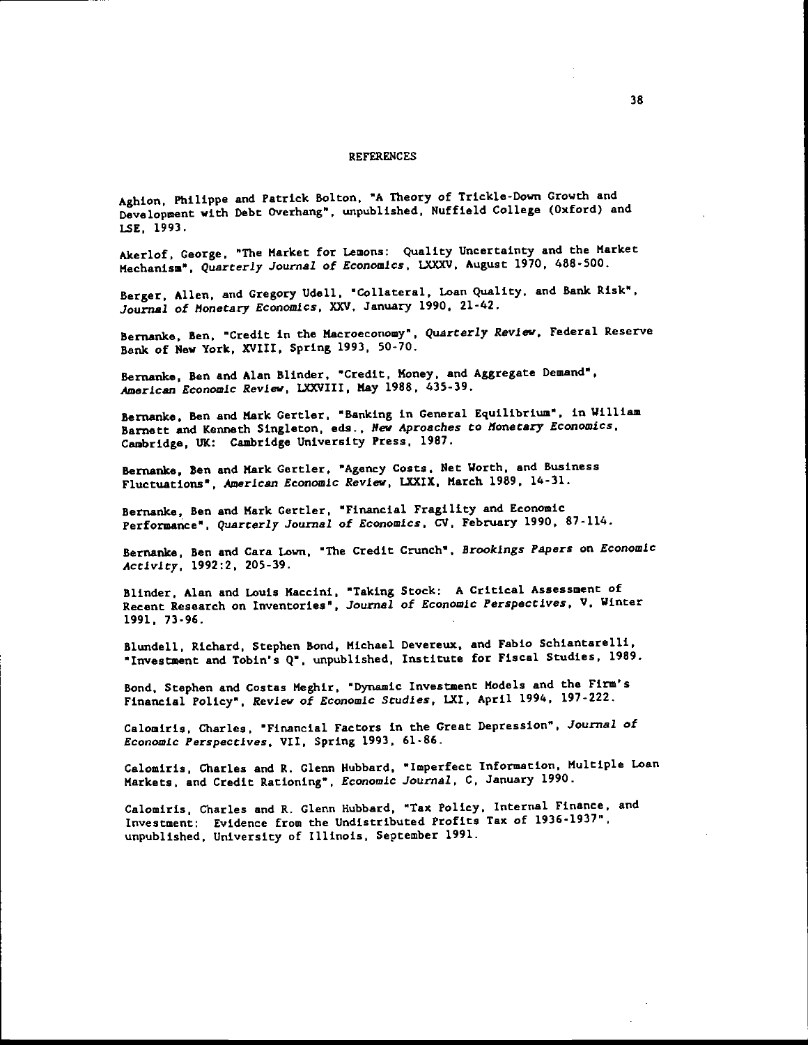## REFERENCES

Aghion, Philippe and Patrick Bolton, "A Theory of Trickle-Down Growth and Development with Debt Overhang", unpublished, Nuffield College (Oxford) and LSE, 1993.

Akerlof, George, "The Market for Lemons: Quality Uncertainty and the Market Mechanism", *Quarterly Journal of Economics*, LXXXV, August 1970, 488-500.

Berger, Allen, and Gregory Udell, "Collateral, Loan Quality, and Bank Risk", *Journal of Monetary Economics*, XXV, January 1990, 21-42.

Bernanke, Ben, "Credit in the Macroeconomy", *Quarterly Review*, Federal Reserve Bank of New York, XVIII, Spring 1993, 50-70.

Bernanke, Ben and Alan Blinder, "Credit, Money, and Aggregate Demand", *American Economic Review*, LXXVIII, May 1988, 435-39.

Bernanke, Ben and Mark Gertler, "Banking in General Equilibrium", in William Barnett and Kenneth Singleton, eds., *New Aproaches to Monetary Economics*, Cambridge, UK: Cambridge University Press, 1987.

Bernanke, Ben and Mark Gertler, "Agency Costs, Net Worth, and Business Fluctuations", *American Economic Review*, LXXIX, March 1989, 14-31.

Bernanke, Ben and Mark Gertler, "Financial Fragility and Economic Performance", *Quarterly Journal of Economics*, CV, February 1990, 87-114.

Bernanke, Ben and Cara Lown, "The Credit Crunch", *Brookings Papers on Economic Activity*, 1992:2, 205-39.

Blinder, Alan and Louis Maccini, "Taking Stock: A Critical Assessment of Recent Research on Inventories", *Journal of Economic Perspectives*, V, Winter 1991, 73-96.

Blundell, Richard, Stephen Bond, Michael Devereux, and Fabio Schiantarelli, "Investment and Tobin's Q", unpublished, Institute for Fiscal Studies, 1989.

Bond, Stephen and Costas Meghir, "Dynamic Investment Models and the Firm's Financial Policy", *Review of Economic Studies*, LXI, April 1994, 197-222.

Calomiris, Charles, "Financial Factors in the Great Depression", *Journal of Economic Perspectives*, VII, Spring 1993, 61-86.

Calomiris, Charles and R. Glenn Hubbard, "Imperfect Information, Multiple Loan Markets, and Credit Rationing", *Economic Journal*, C, January 1990.

Calomiris, Charles and R. Glenn Hubbard, "Tax Policy, Internal Finance, and Investment: Evidence from the Undistributed Profits Tax of 1936-1937", unpublished, University of Illinois, September 1991.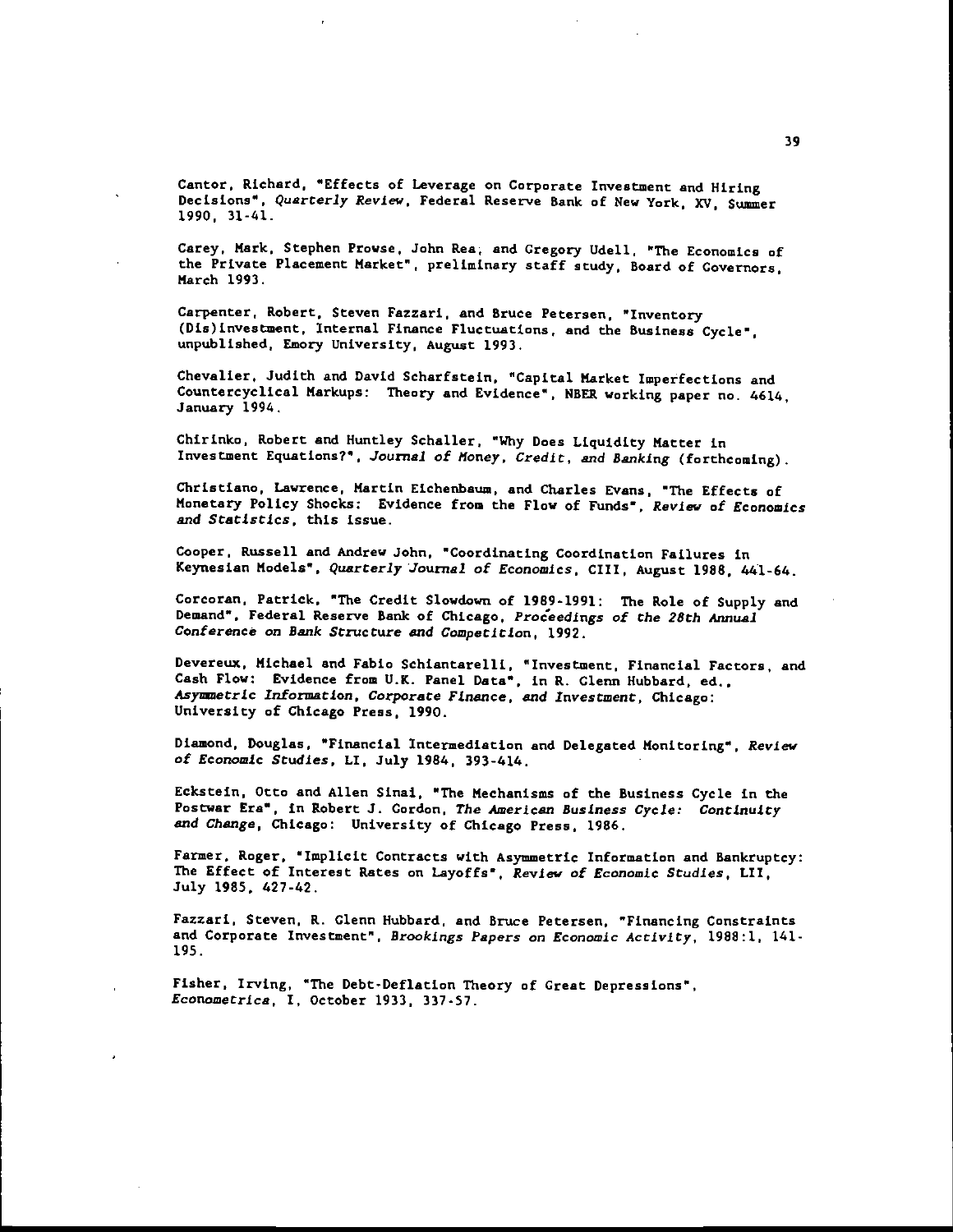Cantor, Richard, "Effects of Leverage on Corporate Investment and Hiring Decisions", *Quarterly Review*, Federal Reserve Bank of New York, XV, Summer 1990, 31-41.

Carey, Mark, Stephen Prowse, John Rea, and Gregory Udell, "The Economics of the Private Placement Market", preliminary staff study, Board of Governors, March 1993.

Carpenter, Robert, Steven Fazzari, and Bruce Petersen, "Inventory (Dis)investment, Internal Finance Fluctuations, and the Business Cycle", unpublished, Emory University, August 1993.

Chevalier, Judith and David Scharfstein, "Capital Market Imperfections and Countercyclical Markups: Theory and Evidence", NBER working paper no. 4614, January 1994.

Chirinko, Robert and Huntley Schaller, "Why Does Liquidity Matter in Investment Equations?", *Journal of Money, Credit, and Banking* (forthcoming).

Christiano, Lawrence, Martin Eichenbaum, and Charles Evans, "The Effects of Monetary Policy Shocks: Evidence from the Flow of Funds", *Review of Economics and Statistics*, this issue.

Cooper, Russell and Andrew John, "Coordinating Coordination Failures in Keynesian Models", *Quarterly Journal of Economics*, CIII, August 1988, 441-64.

Corcoran, Patrick, "The Credit Slowdown of 1989-1991: The Role of Supply and Demand", Federal Reserve Bank of Chicago, *Proceedings of the 28th Annual Conference on Bank Structure and Competition*, 1992.

Devereux, Michael and Fabio Schiantarelli, "Investment, Financial Factors, and Cash Flow: Evidence from U.K. Panel Data", in R. Glenn Hubbard, ed., *Asymmetric Information, Corporate Finance, and Investment*, Chicago: University of Chicago Press, 1990.

Diamond, Douglas, "Financial Intermediation and Delegated Monitoring", *Review of Economic Studies*, LI, July 1984, 393-414.

Eckstein, Otto and Allen Sinai, "The Mechanisms of the Business Cycle in the Postwar Era", in Robert J. Gordon, *The American Business Cycle: Continuity and Change*, Chicago: University of Chicago Press, 1986.

Farmer, Roger, "Implicit Contracts with Asymmetric Information and Bankruptcy: The Effect of Interest Rates on Layoffs", *Review of Economic Studies*, LII, July 1985, 427-42.

Fazzari, Steven, R. Glenn Hubbard, and Bruce Petersen, "Financing Constraints and Corporate Investment", *Brookings Papers on Economic Activity*, 1988:1, 141-195.

Fisher, Irving, "The Debt-Deflation Theory of Great Depressions", *Econometrica*, I, October 1933, 337-57.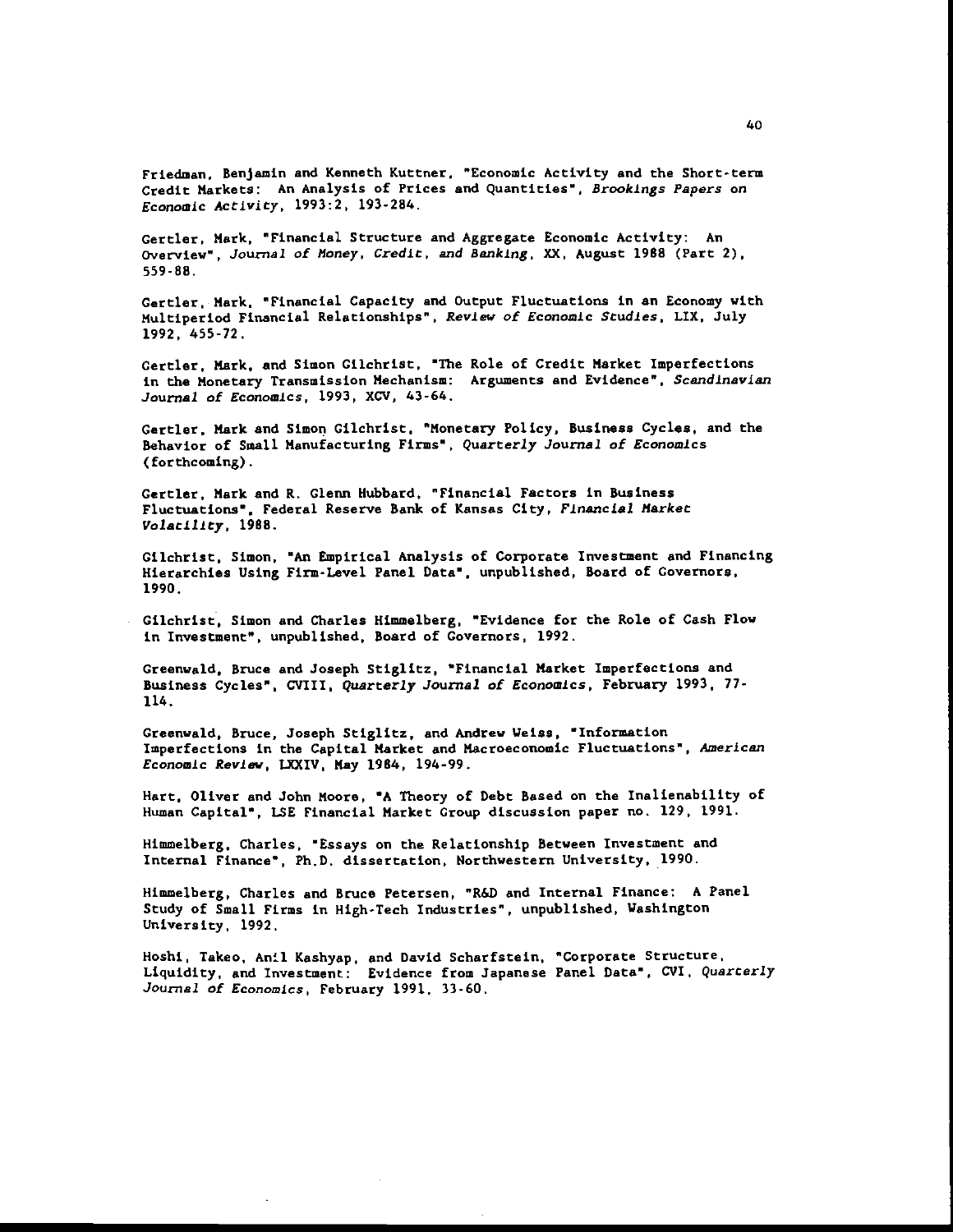Friedman, Benjamin and Kenneth Kuttner, "Economic Activity and the Short-term Credit Markets: An Analysis of Prices and Quantities", *Brookings Papers on Economic Activity*, 1993:2, 193-284.

Gertler, Mark, "Financial Structure and Aggregate Economic Activity: An Overview", *Journal of Money, Credit, and Banking*, XX, August 1988 (Part 2), 559-88.

Gertler, Mark, "Financial Capacity and Output Fluctuations in an Economy with Multiperiod Financial Relationships", *Review of Economic Studies*, LIX, July 1992, 455-72.

Gertler, Mark, and Simon Gilchrist, "The Role of Credit Market Imperfections in the Monetary Transmission Mechanism: Arguments and Evidence", *Scandinavian Journal of Economics*, 1993, XCV, 43-64.

Gertler, Mark and Simon Gilchrist, "Monetary Policy, Business Cycles, and the Behavior of Small Manufacturing Firms", *Quarterly Journal of Economics* (forthcoming).

Gertler, Mark and R. Glenn Hubbard, "Financial Factors in Business Fluctuations", Federal Reserve Bank of Kansas City, *Financial Market Volatility*, 1988.

Gilchrist, Simon, "An Empirical Analysis of Corporate Investment and Financing Hierarchies Using Firm-Level Panel Data", unpublished, Board of Governors, 1990.

Gilchrist, Simon and Charles Himmelberg, "Evidence for the Role of Cash Flow in Investment", unpublished, Board of Governors, 1992.

Greenwald, Bruce and Joseph Stiglitz, "Financial Market Imperfections and Business Cycles", CVIII, *Quarterly Journal of Economics*, February 1993, 77-114.

Greenwald, Bruce, Joseph Stiglitz, and Andrew Weiss, "Information Imperfections in the Capital Market and Macroeconomic Fluctuations", *American Economic Review*, LXXIV, May 1984, 194-99.

Hart, Oliver and John Moore, "A Theory of Debt Based on the Inalienability of Human Capital", LSE Financial Market Group discussion paper no. 129, 1991.

Himmelberg, Charles, "Essays on the Relationship Between Investment and Internal Finance", Ph.D. dissertation, Northwestern University, 1990.

Himmelberg, Charles and Bruce Petersen, "R&D and Internal Finance: A Panel Study of Small Firms in High-Tech Industries", unpublished, Washington University, 1992.

Hoshi, Takeo, Anil Kashyap, and David Scharfstein, "Corporate Structure, Liquidity, and Investment: Evidence from Japanese Panel Data", CVI, *Quarterly Journal of Economics*, February 1991, 33-60.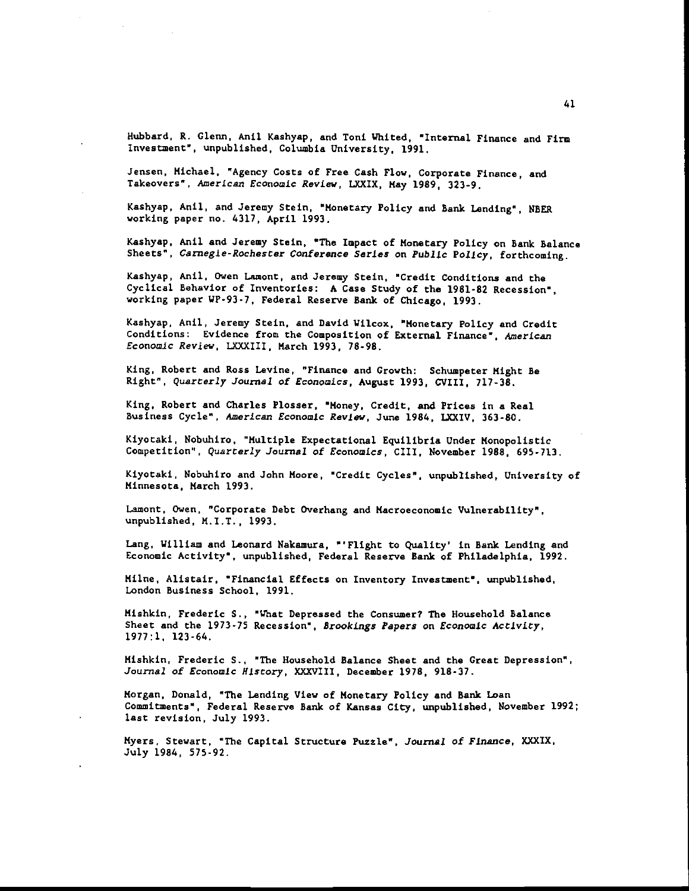Hubbard, R. Glenn, Anil Kashyap, and Toni Whited, "Internal Finance and Firm Investment", unpublished, Columbia University, 1991.

Jensen, Michael, "Agency Costs of Free Cash Flow, Corporate Finance, and Takeovers", *American Economic Review*, LXXIX, May 1989, 323-9.

Kashyap, Anil, and Jeremy Stein, "Monetary Policy and Bank Lending", NBER working paper no. 4317, April 1993.

Kashyap, Anil and Jeremy Stein, "The Impact of Monetary Policy on Bank Balance Sheets", *Carnegie-Rochester Conference Series on Public Policy*, forthcoming.

Kashyap, Anil, Owen Lamont, and Jeremy Stein, "Credit Conditions and the Cyclical Behavior of Inventories: A Case Study of the 1981-82 Recession", working paper WP-93-7, Federal Reserve Bank of Chicago, 1993.

Kashyap, Anil, Jeremy Stein, and David Wilcox, "Monetary Policy and Credit Conditions: Evidence from the Composition of External Finance", *American Economic Review*, LXXXIII, March 1993, 78-98.

King, Robert and Ross Levine, "Finance and Growth: Schumpeter Might Be Right", *Quarterly Journal of Economics*, August 1993, CVIII, 717-38.

King, Robert and Charles Plosser, "Money, Credit, and Prices in a Real Business Cycle", *American Economic Review*, June 1984, LXXIV, 363-80.

Kiyotaki, Nobuhiro, "Multiple Expectational Equilibria Under Monopolistic Competition", *Quarterly Journal of Economics*, CIII, November 1988, 695-713.

Kiyotaki, Nobuhiro and John Moore, "Credit Cycles", unpublished, University of Minnesota, March 1993.

Lamont, Owen, "Corporate Debt Overhang and Macroeconomic Vulnerability", unpublished, M.I.T., 1993.

Lang, William and Leonard Nakamura, "'Flight to Quality' in Bank Lending and Economic Activity", unpublished, Federal Reserve Bank of Philadelphia, 1992.

Milne, Alistair, "Financial Effects on Inventory Investment", unpublished, London Business School, 1991.

Mishkin, Frederic S., "What Depressed the Consumer? The Household Balance Sheet and the 1973-75 Recession", *Brookings Papers on Economic Activity*, 1977:1, 123-64.

Mishkin, Frederic S., "The Household Balance Sheet and the Great Depression", *Journal of Economic History*, XXXVIII, December 1978, 918-37.

Morgan, Donald, "The Lending View of Monetary Policy and Bank Loan Commitments", Federal Reserve Bank of Kansas City, unpublished, November 1992; last revision, July 1993.

Myers, Stewart, "The Capital Structure Puzzle", *Journal of Finance*, XXXIX, July 1984, 575-92.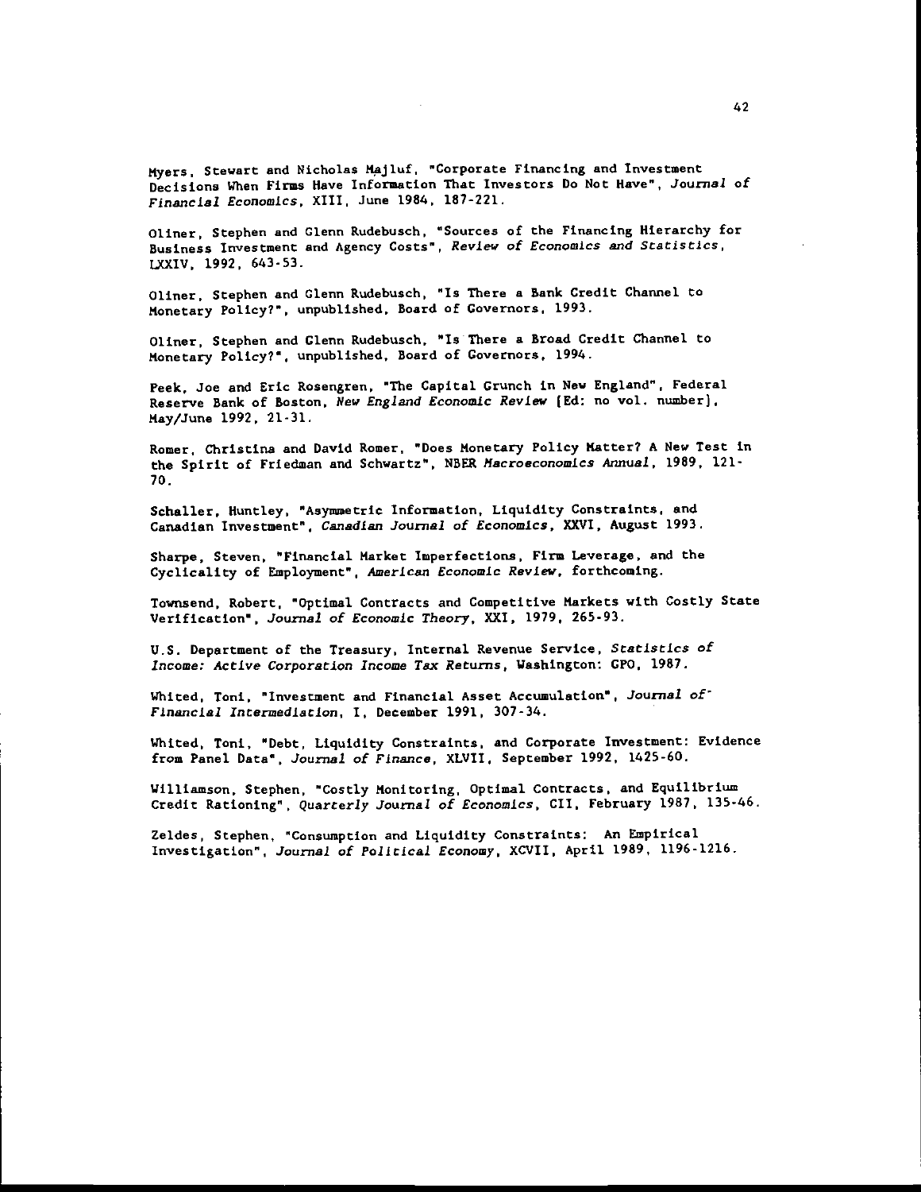Myers, Stewart and Nicholas Majluf, "Corporate Financing and Investment Decisions When Firms Have Information That Investors Do Not Have", *Journal of Financial Economics*, XIII, June 1984, 187-221.

Oliner, Stephen and Glenn Rudebusch, "Sources of the Financing Hierarchy for Business Investment and Agency Costs", *Review of Economics and Statistics*, LXXIV, 1992, 643-53.

Oliner, Stephen and Glenn Rudebusch, "Is There a Bank Credit Channel to Monetary Policy?", unpublished, Board of Governors, 1993.

Oliner, Stephen and Glenn Rudebusch, "Is There a Broad Credit Channel to Monetary Policy?", unpublished, Board of Governors, 1994.

Peek, Joe and Eric Rosengren, "The Capital Crunch in New England", Federal Reserve Bank of Boston, *New England Economic Review* [Ed: no vol. number], May/June 1992, 21-31.

Romer, Christina and David Romer, "Does Monetary Policy Matter? A New Test in the Spirit of Friedman and Schwartz", NBER *Macroeconomics Annual*, 1989, 121-70.

Schaller, Huntley, "Asymmetric Information, Liquidity Constraints, and Canadian Investment", *Canadian Journal of Economics*, XXVI, August 1993.

Sharpe, Steven, "Financial Market Imperfections, Firm Leverage, and the Cyclicality of Employment", *American Economic Review*, forthcoming.

Townsend, Robert, "Optimal Contracts and Competitive Markets with Costly State Verification", *Journal of Economic Theory*, XXI, 1979, 265-93.

U.S. Department of the Treasury, Internal Revenue Service, *Statistics of Income: Active Corporation Income Tax Returns*, Washington: GPO, 1987.

Whited, Toni, "Investment and Financial Asset Accumulation", *Journal of Financial Intermediation*, I, December 1991, 307-34.

Whited, Toni, "Debt, Liquidity Constraints, and Corporate Investment: Evidence from Panel Data", *Journal of Finance*, XLVII, September 1992, 1425-60.

Williamson, Stephen, "Costly Monitoring, Optimal Contracts, and Equilibrium Credit Rationing", *Quarterly Journal of Economics*, CII, February 1987, 135-46.

Zeldes, Stephen, "Consumption and Liquidity Constraints: An Empirical Investigation", *Journal of Political Economy*, XCVII, April 1989, 1196-1216.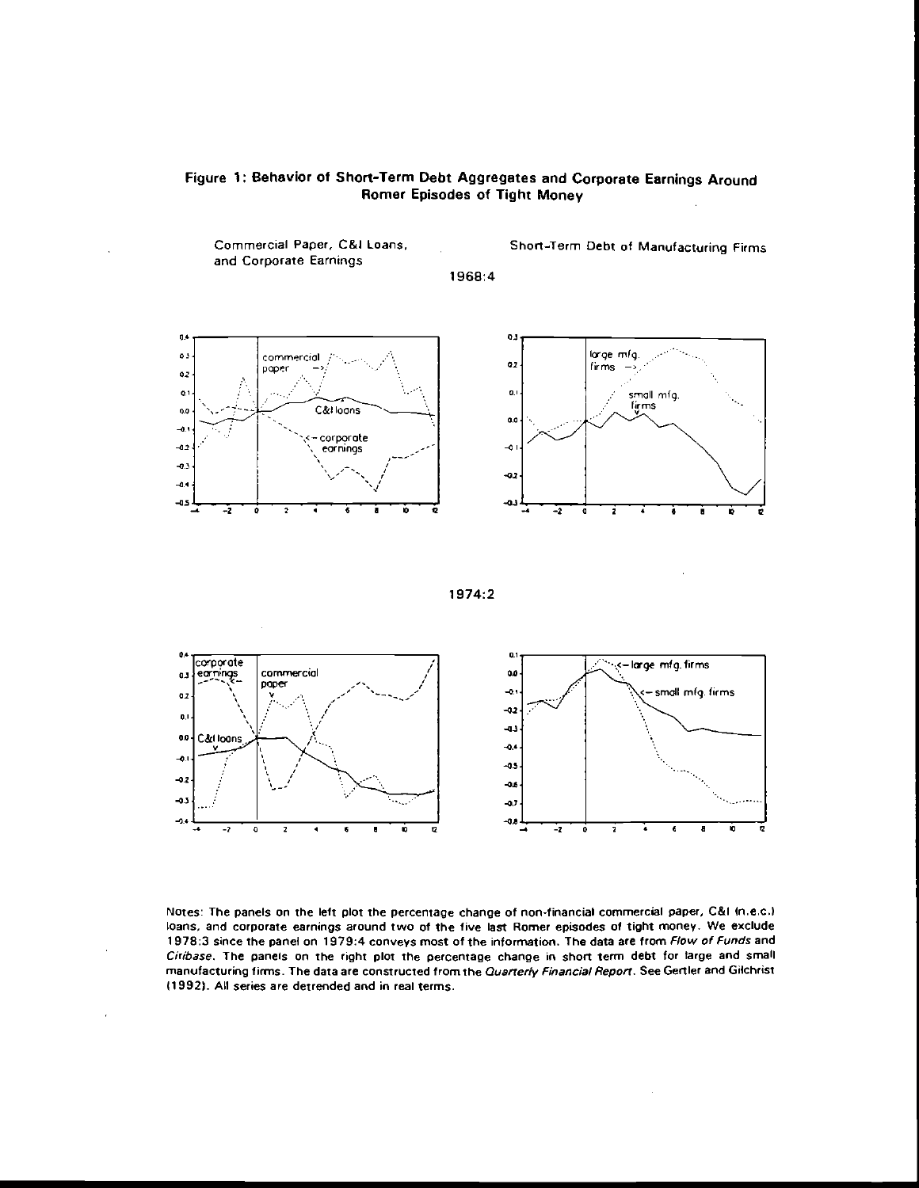# Figure 1: Behavior of Short-Term Debt Aggregates and Corporate Earnings Around Romer Episodes of Tight Money

Commercial Paper, C&I Loans, and Corporate Earnings

Short-Term Debt of Manufacturing Firms

1968:4

1974:2

Notes: The panels on the left plot the percentage change of non-financial commercial paper, C&I (n.e.c.) loans, and corporate earnings around two of the five last Romer episodes of tight money. We exclude 1978:3 since the panel on 1979:4 conveys most of the information. The data are from *Flow of Funds* and *Citibase*. The panels on the right plot the percentage change in short term debt for large and small manufacturing firms. The data are constructed from the *Quarterly Financial Report*. See Gertler and Gilchrist (1992). All series are detrended and in real terms.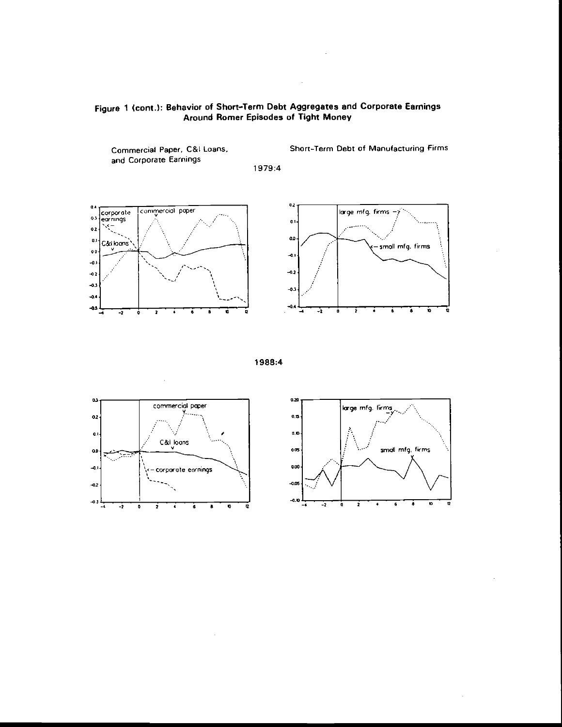**Figure 1 (cont.): Behavior of Short-Term Debt Aggregates and Corporate Earnings Around Romer Episodes of Tight Money**

Commercial Paper, C&I Loans, and Corporate Earnings

Short-Term Debt of Manufacturing Firms

1979:4

1988:4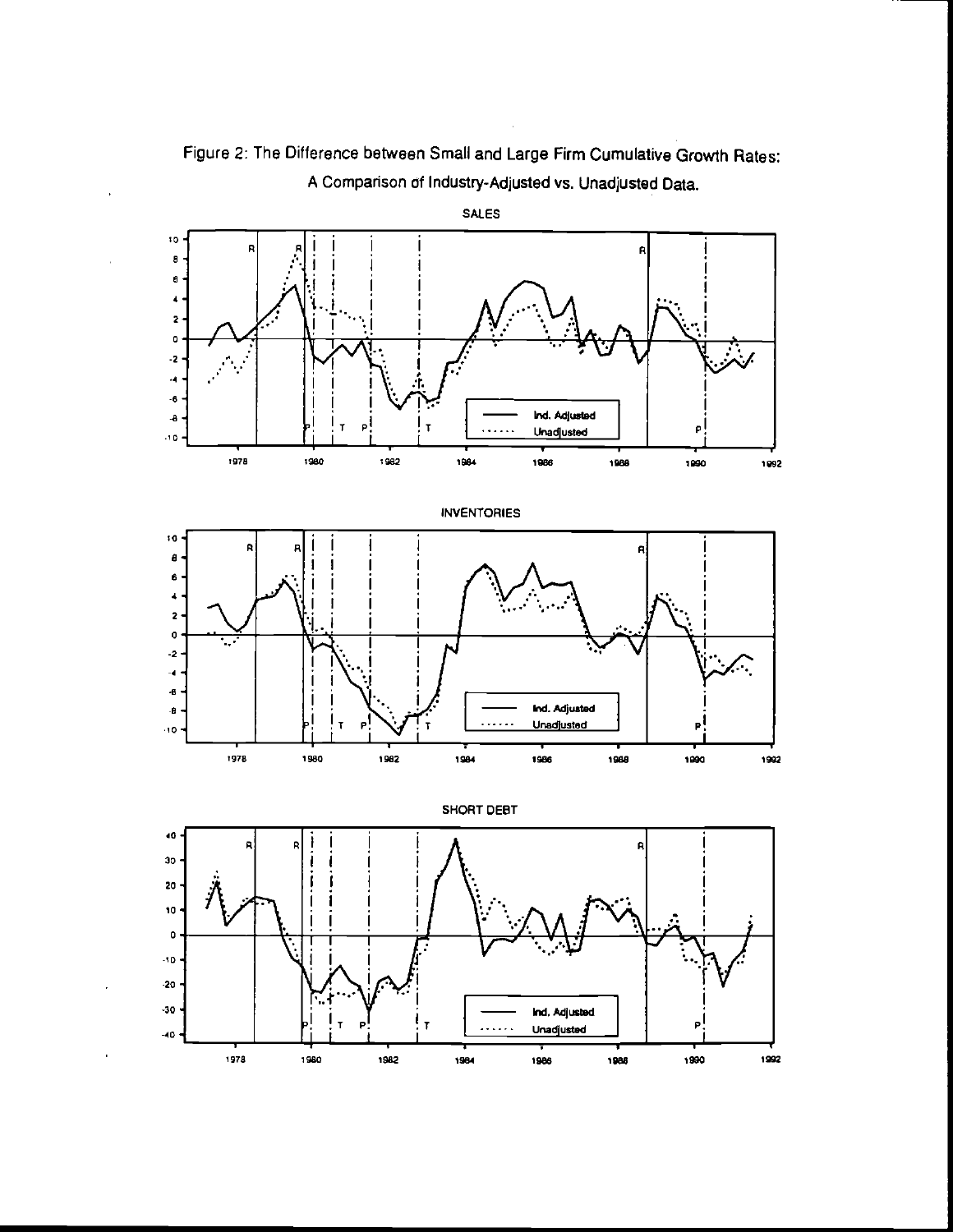Figure 2: The Difference between Small and Large Firm Cumulative Growth Rates: A Comparison of Industry-Adjusted vs. Unadjusted Data.

SALES

INVENTORIES

SHORT DEBT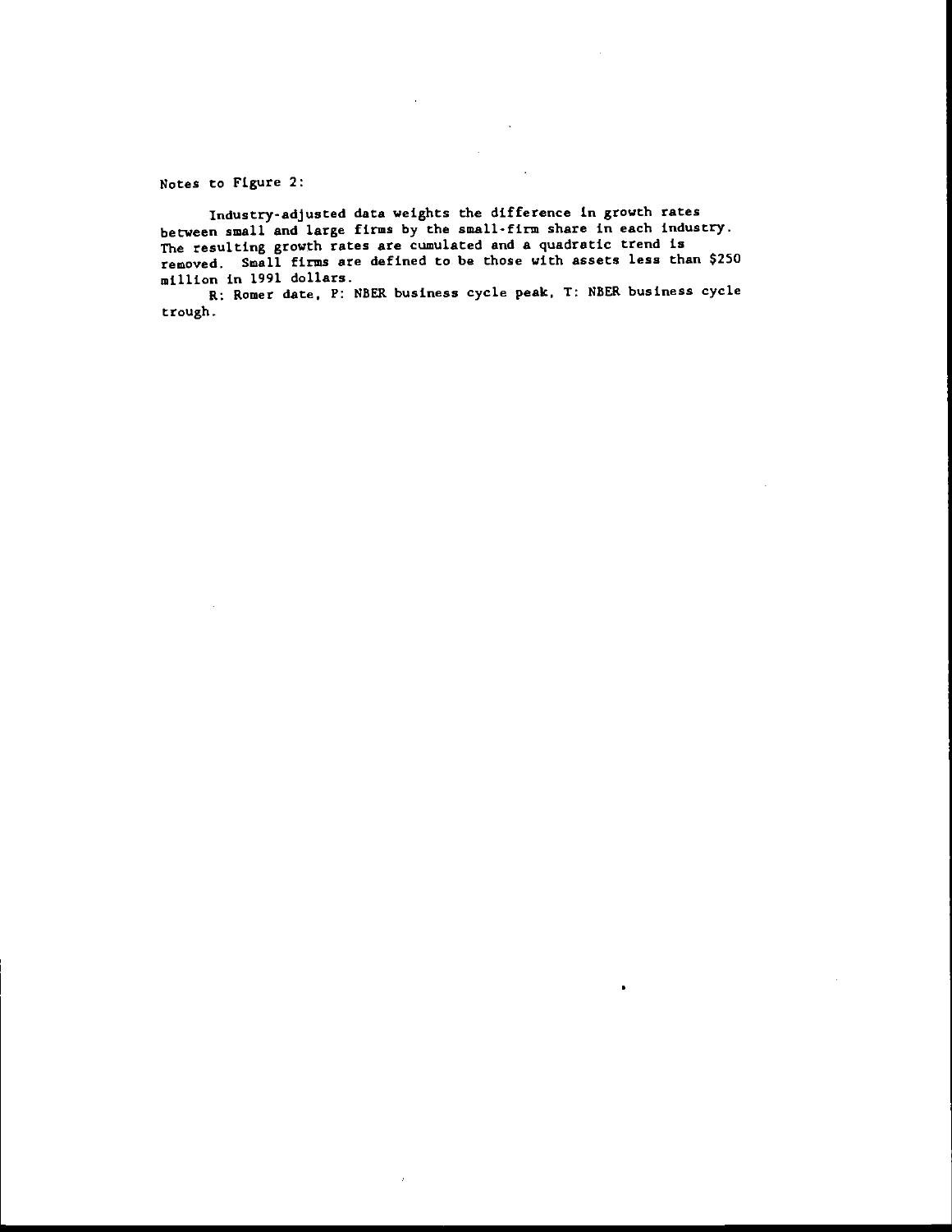Notes to Figure 2:

Industry-adjusted data weights the difference in growth rates between small and large firms by the small-firm share in each industry. The resulting growth rates are cumulated and a quadratic trend is removed. Small firms are defined to be those with assets less than $250 million in 1991 dollars.

R: Romer date, P: NBER business cycle peak, T: NBER business cycle trough.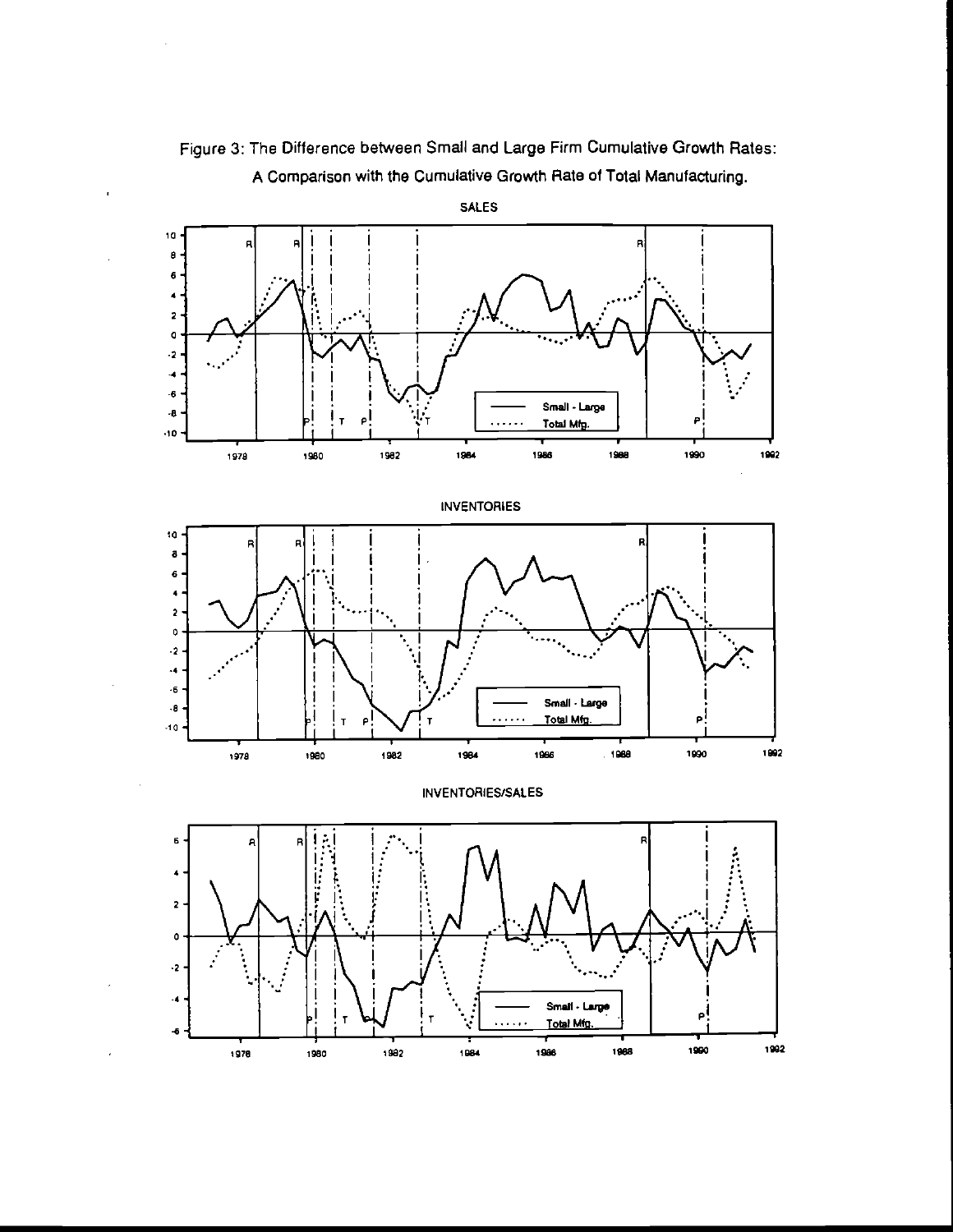Figure 3: The Difference between Small and Large Firm Cumulative Growth Rates: A Comparison with the Cumulative Growth Rate of Total Manufacturing.

SALES

INVENTORIES

INVENTORIES/SALES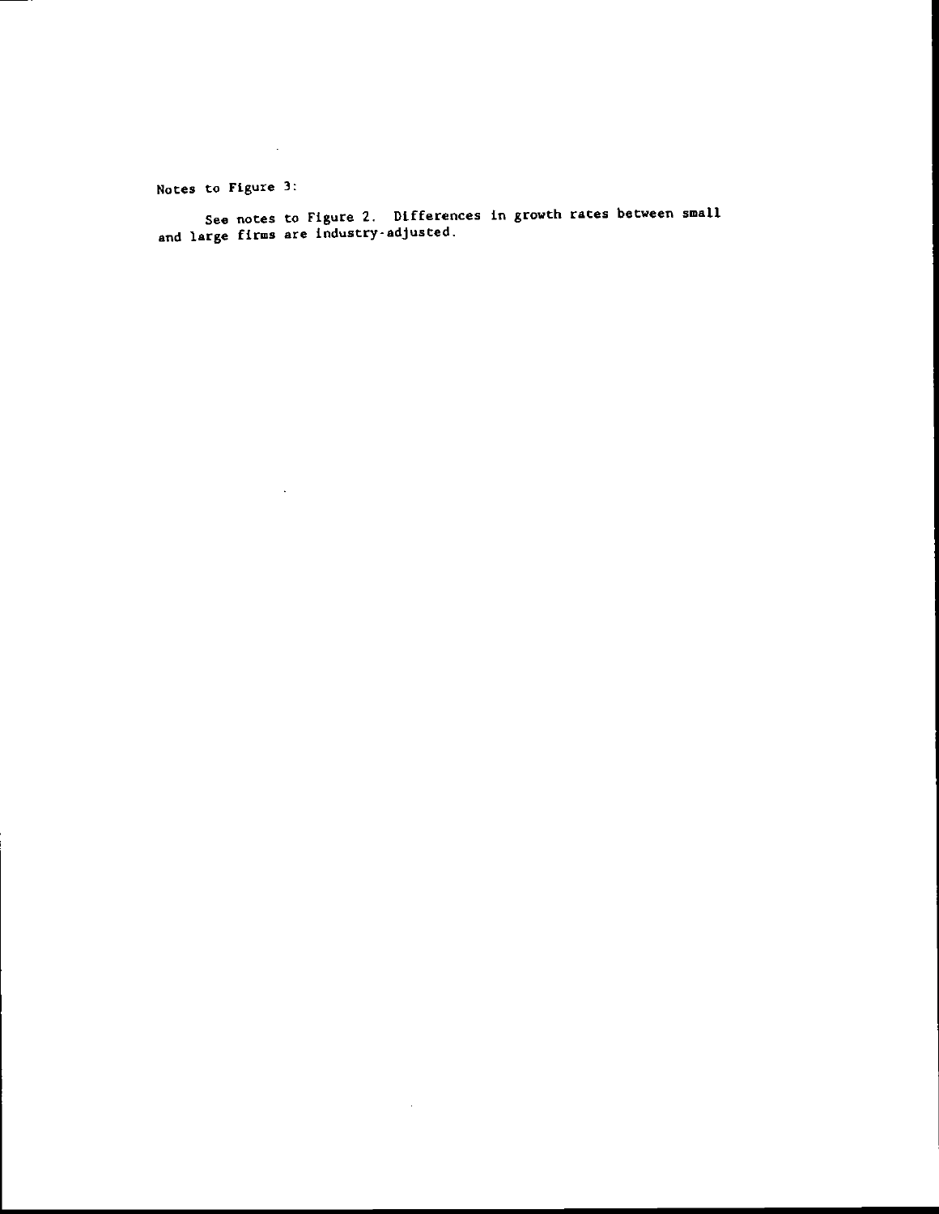Notes to Figure 3:

See notes to Figure 2. Differences in growth rates between small and large firms are industry-adjusted.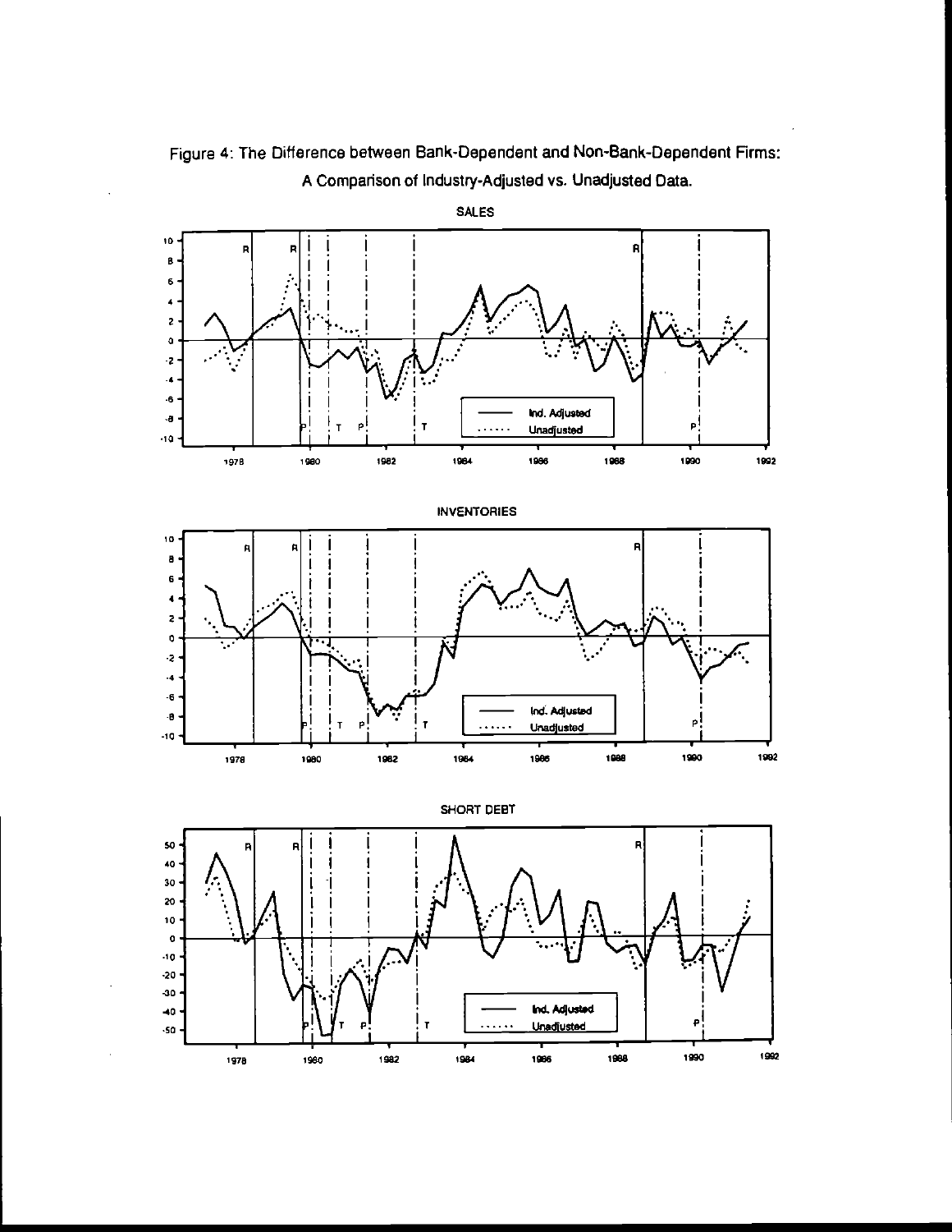Figure 4: The Difference between Bank-Dependent and Non-Bank-Dependent Firms: A Comparison of Industry-Adjusted vs. Unadjusted Data.

SALES

INVENTORIES

SHORT DEBT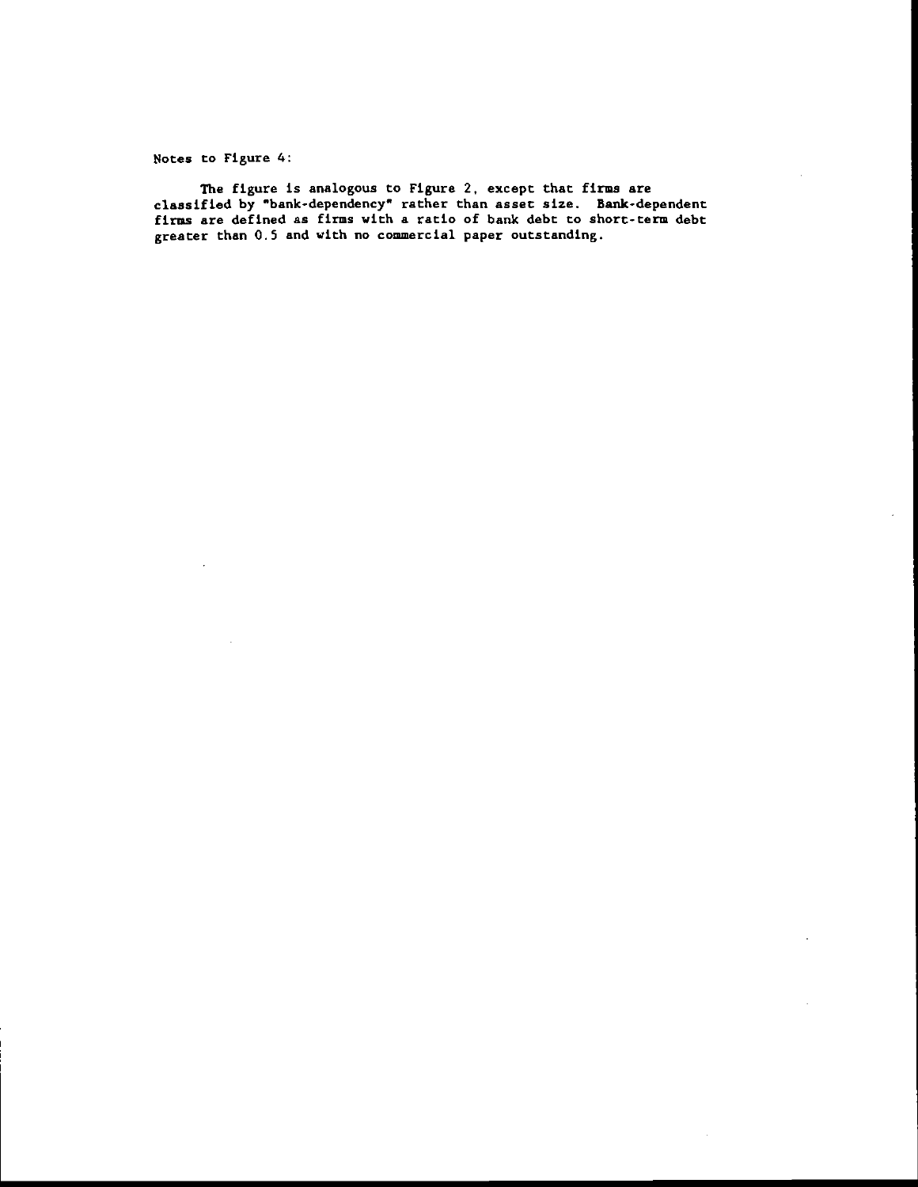Notes to Figure 4:

The figure is analogous to Figure 2, except that firms are classified by "bank-dependency" rather than asset size. Bank-dependent firms are defined as firms with a ratio of bank debt to short-term debt greater than 0.5 and with no commercial paper outstanding.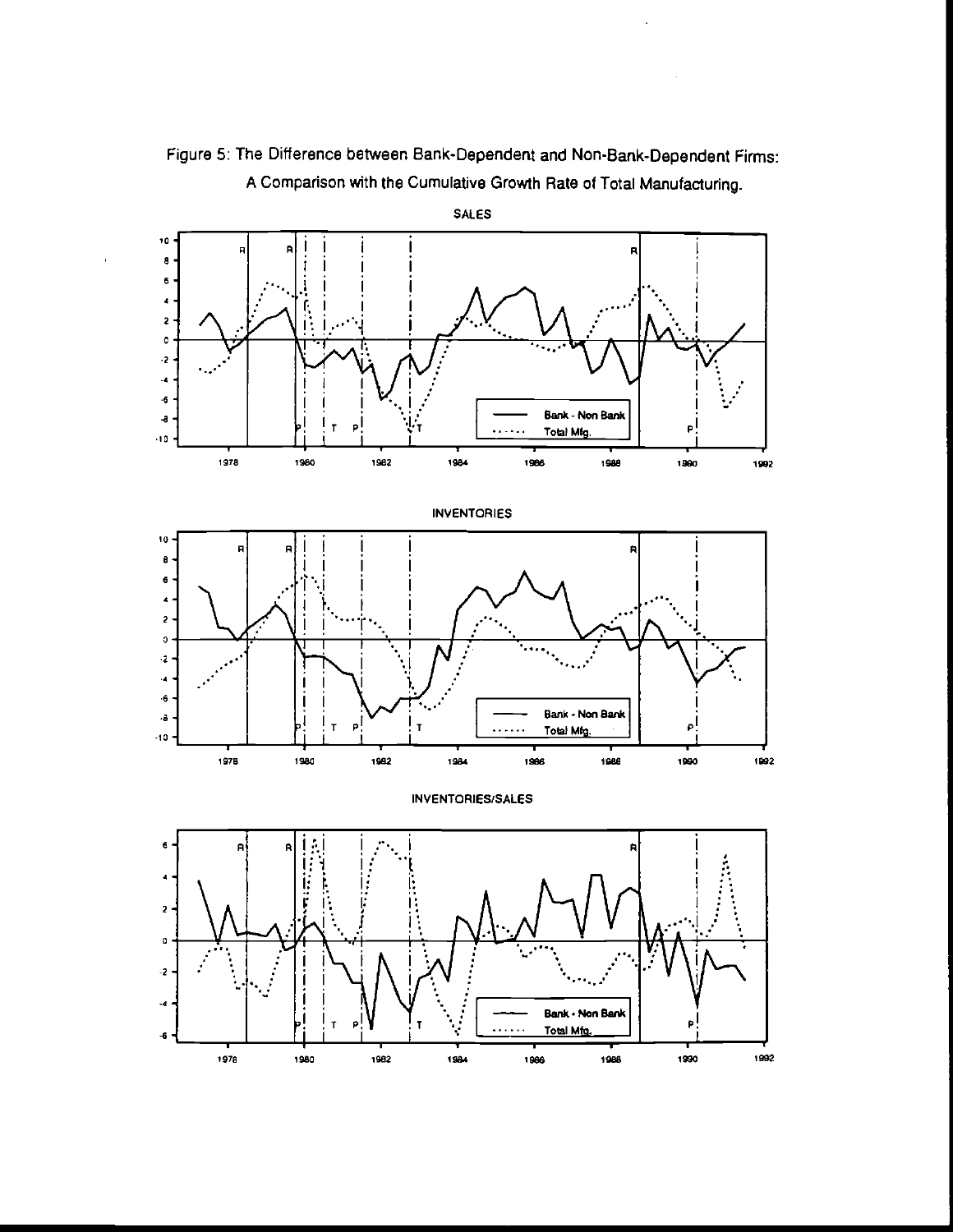Figure 5: The Difference between Bank-Dependent and Non-Bank-Dependent Firms: A Comparison with the Cumulative Growth Rate of Total Manufacturing.

SALES

INVENTORIES

INVENTORIES/SALES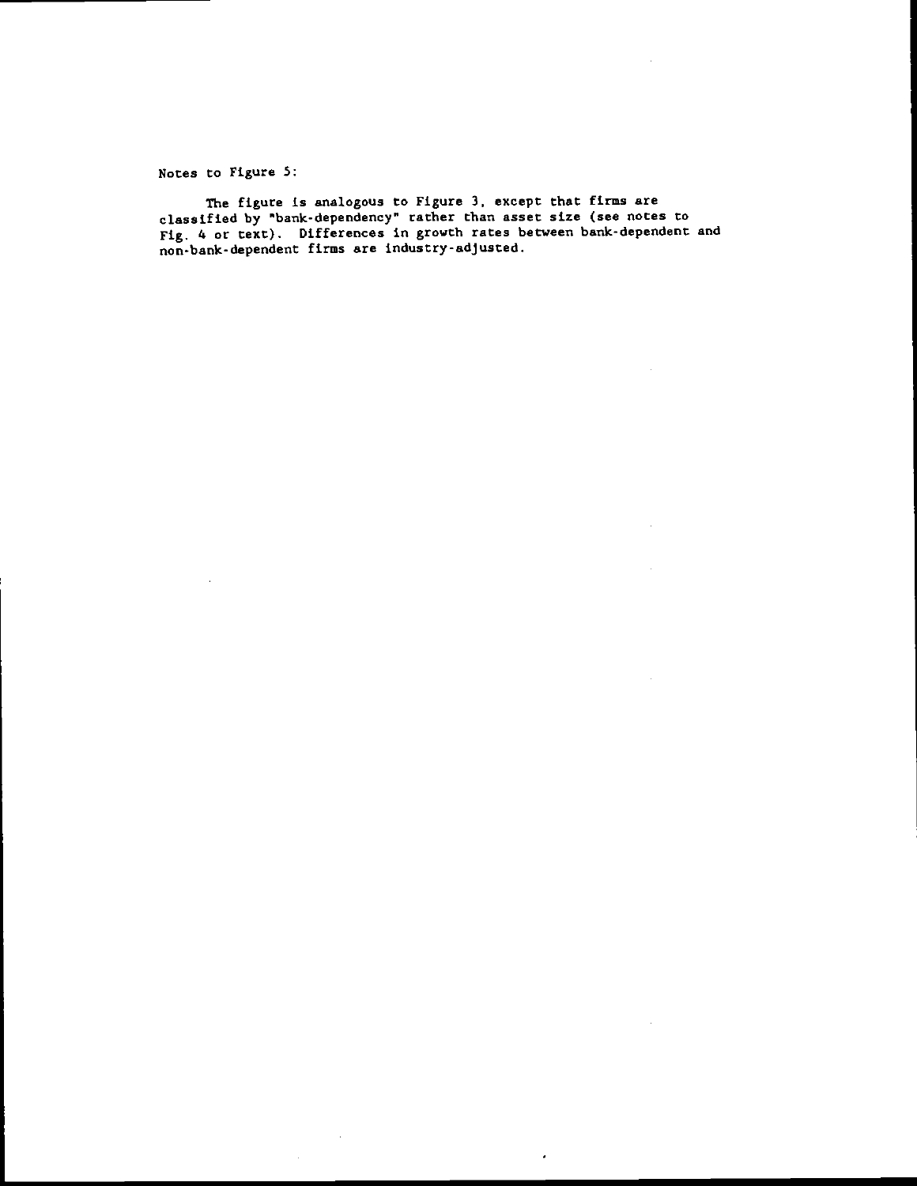Notes to Figure 5:

The figure is analogous to Figure 3, except that firms are classified by "bank-dependency" rather than asset size (see notes to Fig. 4 or text). Differences in growth rates between bank-dependent and non-bank-dependent firms are industry-adjusted.